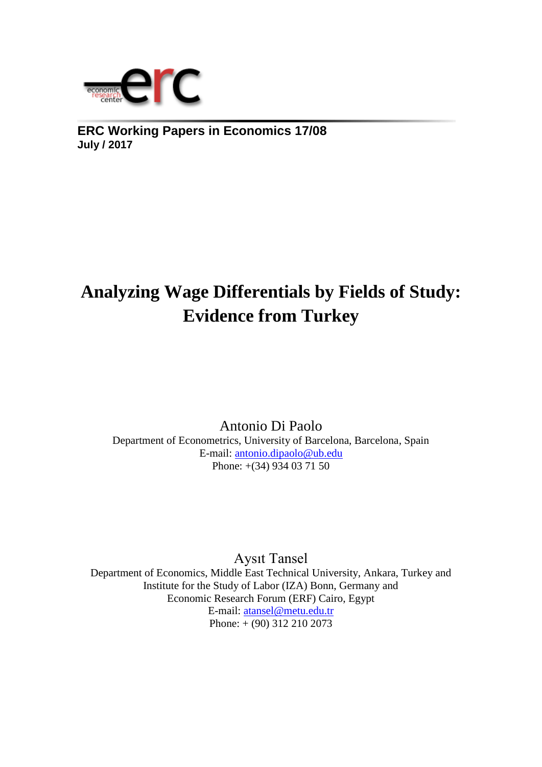economic research center erc

**ERC Working Papers in Economics 17/08**
**July / 2017**

# Analyzing Wage Differentials by Fields of Study: Evidence from Turkey

Antonio Di Paolo
Department of Econometrics, University of Barcelona, Barcelona, Spain
E-mail: antonio.dipaolo@ub.edu
Phone: +(34) 934 03 71 50

Aysıt Tansel
Department of Economics, Middle East Technical University, Ankara, Turkey and
Institute for the Study of Labor (IZA) Bonn, Germany and
Economic Research Forum (ERF) Cairo, Egypt
E-mail: atansel@metu.edu.tr
Phone: + (90) 312 210 2073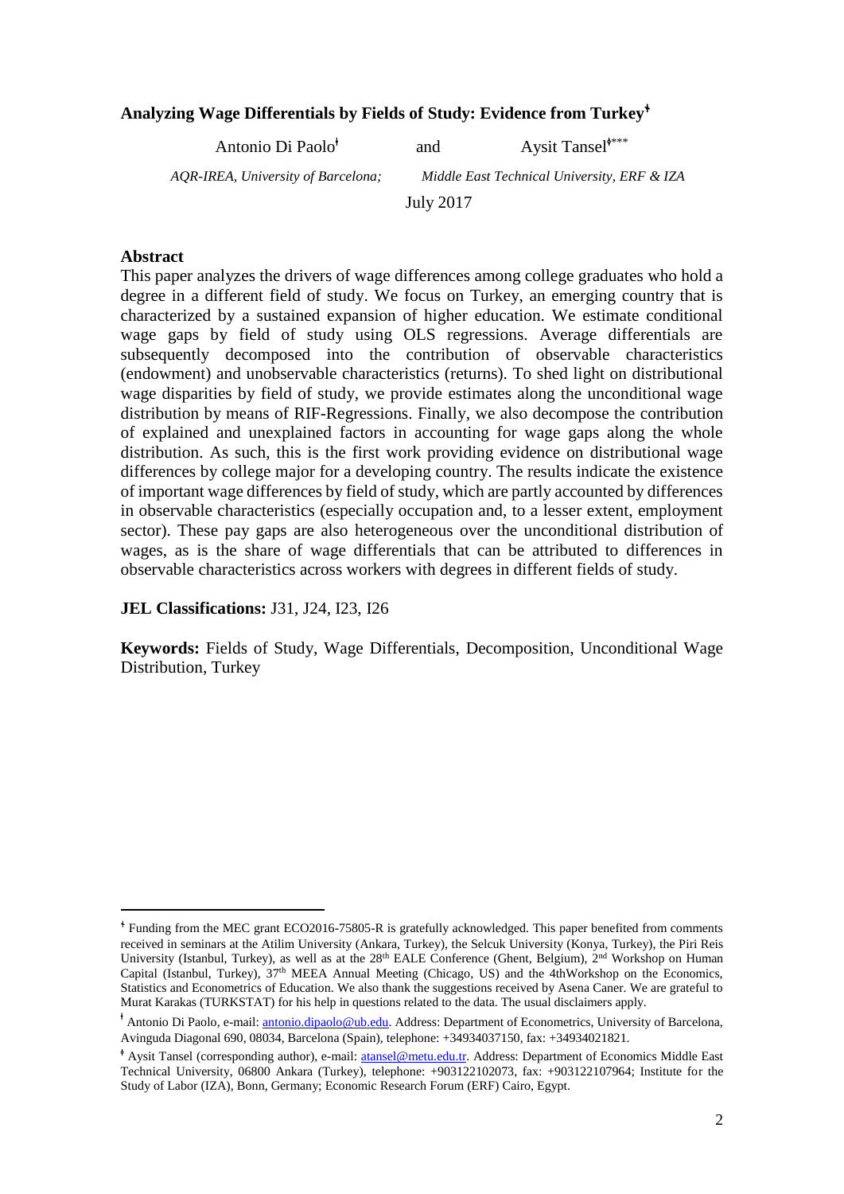## Analyzing Wage Differentials by Fields of Study: Evidence from Turkey[ǂ]

Antonio Di Paolo[ǂ] and Aysit Tansel[ǂ***]

*AQR-IREA, University of Barcelona;* *Middle East Technical University, ERF & IZA*

July 2017

### Abstract

This paper analyzes the drivers of wage differences among college graduates who hold a degree in a different field of study. We focus on Turkey, an emerging country that is characterized by a sustained expansion of higher education. We estimate conditional wage gaps by field of study using OLS regressions. Average differentials are subsequently decomposed into the contribution of observable characteristics (endowment) and unobservable characteristics (returns). To shed light on distributional wage disparities by field of study, we provide estimates along the unconditional wage distribution by means of RIF-Regressions. Finally, we also decompose the contribution of explained and unexplained factors in accounting for wage gaps along the whole distribution. As such, this is the first work providing evidence on distributional wage differences by college major for a developing country. The results indicate the existence of important wage differences by field of study, which are partly accounted by differences in observable characteristics (especially occupation and, to a lesser extent, employment sector). These pay gaps are also heterogeneous over the unconditional distribution of wages, as is the share of wage differentials that can be attributed to differences in observable characteristics across workers with degrees in different fields of study.

**JEL Classifications:** J31, J24, I23, I26

**Keywords:** Fields of Study, Wage Differentials, Decomposition, Unconditional Wage Distribution, Turkey

---

[ǂ] Funding from the MEC grant ECO2016-75805-R is gratefully acknowledged. This paper benefited from comments received in seminars at the Atilim University (Ankara, Turkey), the Selcuk University (Konya, Turkey), the Piri Reis University (Istanbul, Turkey), as well as at the 28th EALE Conference (Ghent, Belgium), 2nd Workshop on Human Capital (Istanbul, Turkey), 37th MEEA Annual Meeting (Chicago, US) and the 4thWorkshop on the Economics, Statistics and Econometrics of Education. We also thank the suggestions received by Asena Caner. We are grateful to Murat Karakas (TURKSTAT) for his help in questions related to the data. The usual disclaimers apply.

[ǂ] Antonio Di Paolo, e-mail: antonio.dipaolo@ub.edu. Address: Department of Econometrics, University of Barcelona, Avinguda Diagonal 690, 08034, Barcelona (Spain), telephone: +34934037150, fax: +34934021821.

[ǂ] Aysit Tansel (corresponding author), e-mail: atansel@metu.edu.tr. Address: Department of Economics Middle East Technical University, 06800 Ankara (Turkey), telephone: +903122102073, fax: +903122107964; Institute for the Study of Labor (IZA), Bonn, Germany; Economic Research Forum (ERF) Cairo, Egypt.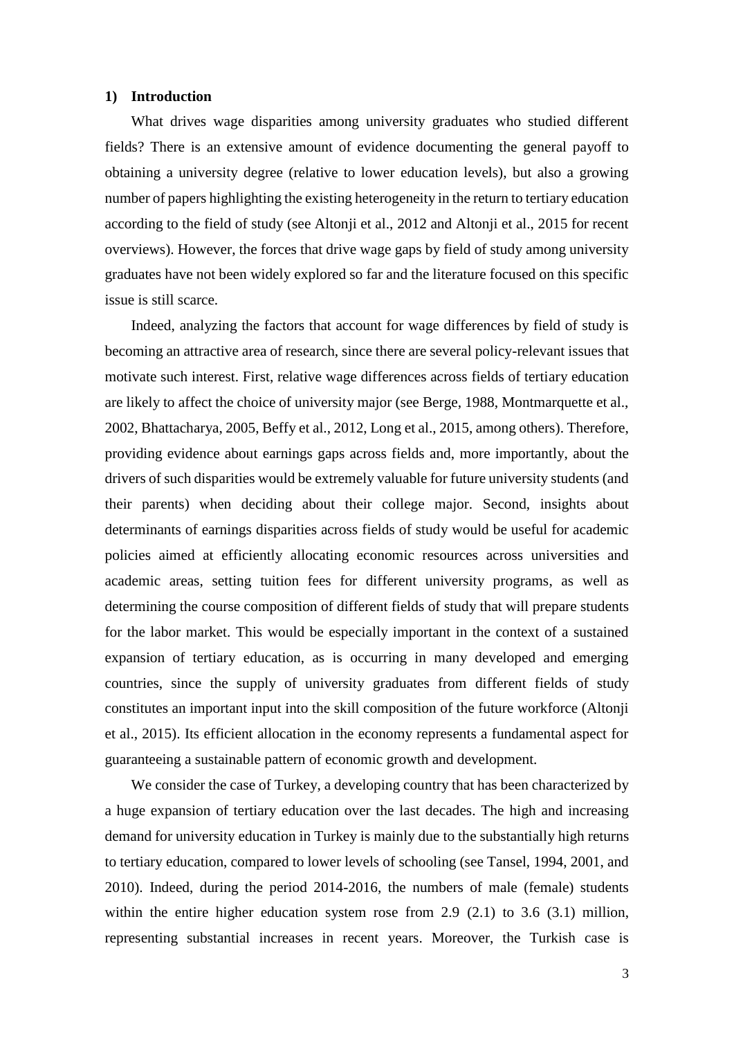## 1) Introduction

What drives wage disparities among university graduates who studied different fields? There is an extensive amount of evidence documenting the general payoff to obtaining a university degree (relative to lower education levels), but also a growing number of papers highlighting the existing heterogeneity in the return to tertiary education according to the field of study (see Altonji et al., 2012 and Altonji et al., 2015 for recent overviews). However, the forces that drive wage gaps by field of study among university graduates have not been widely explored so far and the literature focused on this specific issue is still scarce.

Indeed, analyzing the factors that account for wage differences by field of study is becoming an attractive area of research, since there are several policy-relevant issues that motivate such interest. First, relative wage differences across fields of tertiary education are likely to affect the choice of university major (see Berge, 1988, Montmarquette et al., 2002, Bhattacharya, 2005, Beffy et al., 2012, Long et al., 2015, among others). Therefore, providing evidence about earnings gaps across fields and, more importantly, about the drivers of such disparities would be extremely valuable for future university students (and their parents) when deciding about their college major. Second, insights about determinants of earnings disparities across fields of study would be useful for academic policies aimed at efficiently allocating economic resources across universities and academic areas, setting tuition fees for different university programs, as well as determining the course composition of different fields of study that will prepare students for the labor market. This would be especially important in the context of a sustained expansion of tertiary education, as is occurring in many developed and emerging countries, since the supply of university graduates from different fields of study constitutes an important input into the skill composition of the future workforce (Altonji et al., 2015). Its efficient allocation in the economy represents a fundamental aspect for guaranteeing a sustainable pattern of economic growth and development.

We consider the case of Turkey, a developing country that has been characterized by a huge expansion of tertiary education over the last decades. The high and increasing demand for university education in Turkey is mainly due to the substantially high returns to tertiary education, compared to lower levels of schooling (see Tansel, 1994, 2001, and 2010). Indeed, during the period 2014-2016, the numbers of male (female) students within the entire higher education system rose from 2.9 (2.1) to 3.6 (3.1) million, representing substantial increases in recent years. Moreover, the Turkish case is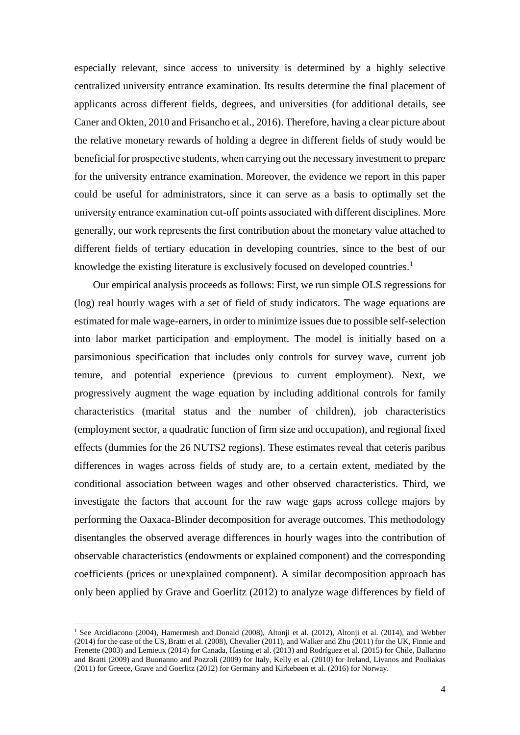especially relevant, since access to university is determined by a highly selective centralized university entrance examination. Its results determine the final placement of applicants across different fields, degrees, and universities (for additional details, see Caner and Okten, 2010 and Frisancho et al., 2016). Therefore, having a clear picture about the relative monetary rewards of holding a degree in different fields of study would be beneficial for prospective students, when carrying out the necessary investment to prepare for the university entrance examination. Moreover, the evidence we report in this paper could be useful for administrators, since it can serve as a basis to optimally set the university entrance examination cut-off points associated with different disciplines. More generally, our work represents the first contribution about the monetary value attached to different fields of tertiary education in developing countries, since to the best of our knowledge the existing literature is exclusively focused on developed countries.[1]

Our empirical analysis proceeds as follows: First, we run simple OLS regressions for (log) real hourly wages with a set of field of study indicators. The wage equations are estimated for male wage-earners, in order to minimize issues due to possible self-selection into labor market participation and employment. The model is initially based on a parsimonious specification that includes only controls for survey wave, current job tenure, and potential experience (previous to current employment). Next, we progressively augment the wage equation by including additional controls for family characteristics (marital status and the number of children), job characteristics (employment sector, a quadratic function of firm size and occupation), and regional fixed effects (dummies for the 26 NUTS2 regions). These estimates reveal that ceteris paribus differences in wages across fields of study are, to a certain extent, mediated by the conditional association between wages and other observed characteristics. Third, we investigate the factors that account for the raw wage gaps across college majors by performing the Oaxaca-Blinder decomposition for average outcomes. This methodology disentangles the observed average differences in hourly wages into the contribution of observable characteristics (endowments or explained component) and the corresponding coefficients (prices or unexplained component). A similar decomposition approach has only been applied by Grave and Goerlitz (2012) to analyze wage differences by field of

[1] See Arcidiacono (2004), Hamermesh and Donald (2008), Altonji et al. (2012), Altonji et al. (2014), and Webber (2014) for the case of the US, Bratti et al. (2008), Chevalier (2011), and Walker and Zhu (2011) for the UK, Finnie and Frenette (2003) and Lemieux (2014) for Canada, Hasting et al. (2013) and Rodríguez et al. (2015) for Chile, Ballarino and Bratti (2009) and Buonanno and Pozzoli (2009) for Italy, Kelly et al. (2010) for Ireland, Livanos and Pouliakas (2011) for Greece, Grave and Goerlitz (2012) for Germany and Kirkebøen et al. (2016) for Norway.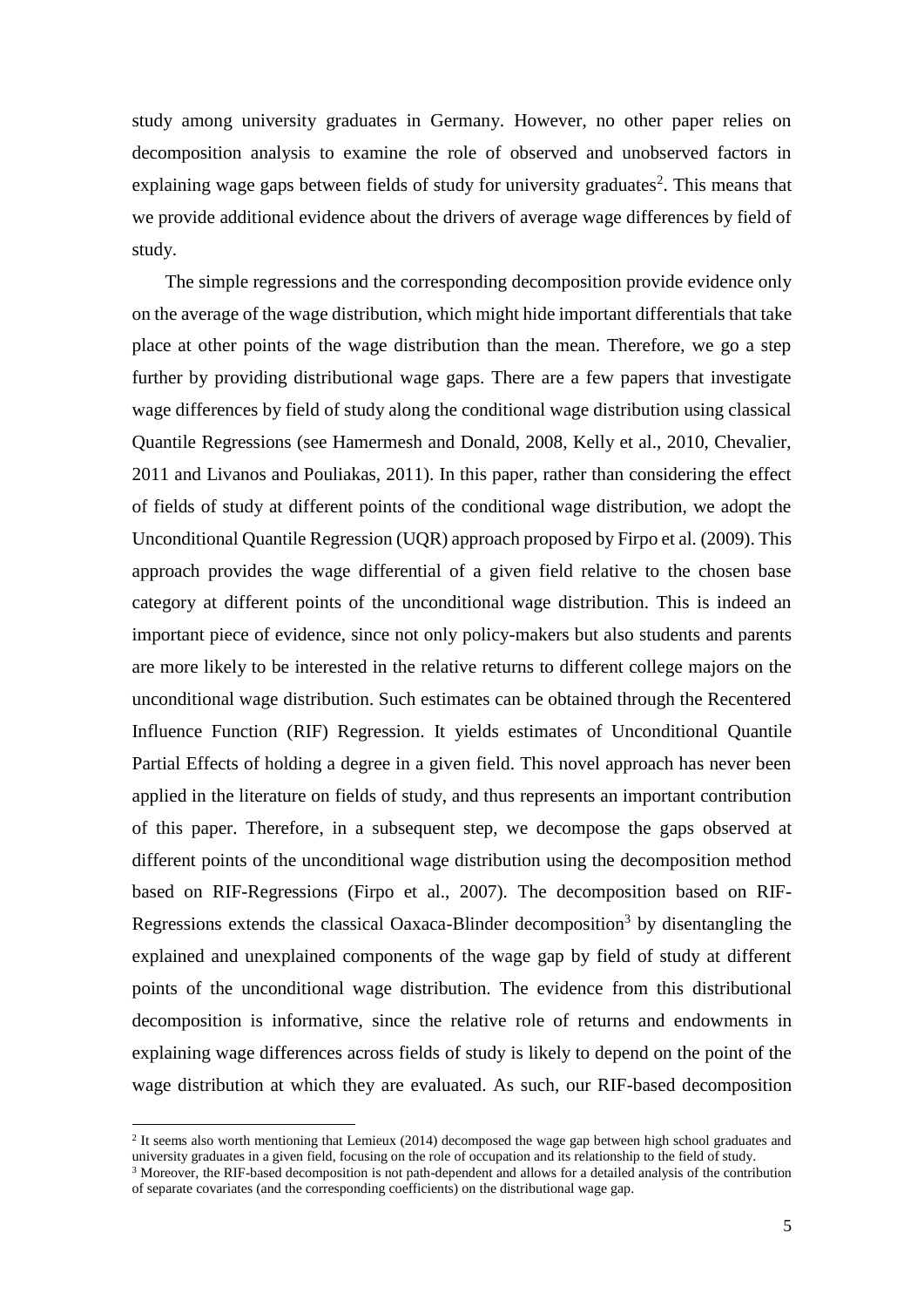study among university graduates in Germany. However, no other paper relies on decomposition analysis to examine the role of observed and unobserved factors in explaining wage gaps between fields of study for university graduates[2]. This means that we provide additional evidence about the drivers of average wage differences by field of study.

The simple regressions and the corresponding decomposition provide evidence only on the average of the wage distribution, which might hide important differentials that take place at other points of the wage distribution than the mean. Therefore, we go a step further by providing distributional wage gaps. There are a few papers that investigate wage differences by field of study along the conditional wage distribution using classical Quantile Regressions (see Hamermesh and Donald, 2008, Kelly et al., 2010, Chevalier, 2011 and Livanos and Pouliakas, 2011). In this paper, rather than considering the effect of fields of study at different points of the conditional wage distribution, we adopt the Unconditional Quantile Regression (UQR) approach proposed by Firpo et al. (2009). This approach provides the wage differential of a given field relative to the chosen base category at different points of the unconditional wage distribution. This is indeed an important piece of evidence, since not only policy-makers but also students and parents are more likely to be interested in the relative returns to different college majors on the unconditional wage distribution. Such estimates can be obtained through the Recentered Influence Function (RIF) Regression. It yields estimates of Unconditional Quantile Partial Effects of holding a degree in a given field. This novel approach has never been applied in the literature on fields of study, and thus represents an important contribution of this paper. Therefore, in a subsequent step, we decompose the gaps observed at different points of the unconditional wage distribution using the decomposition method based on RIF-Regressions (Firpo et al., 2007). The decomposition based on RIF-Regressions extends the classical Oaxaca-Blinder decomposition[3] by disentangling the explained and unexplained components of the wage gap by field of study at different points of the unconditional wage distribution. The evidence from this distributional decomposition is informative, since the relative role of returns and endowments in explaining wage differences across fields of study is likely to depend on the point of the wage distribution at which they are evaluated. As such, our RIF-based decomposition

[2] It seems also worth mentioning that Lemieux (2014) decomposed the wage gap between high school graduates and university graduates in a given field, focusing on the role of occupation and its relationship to the field of study.

[3] Moreover, the RIF-based decomposition is not path-dependent and allows for a detailed analysis of the contribution of separate covariates (and the corresponding coefficients) on the distributional wage gap.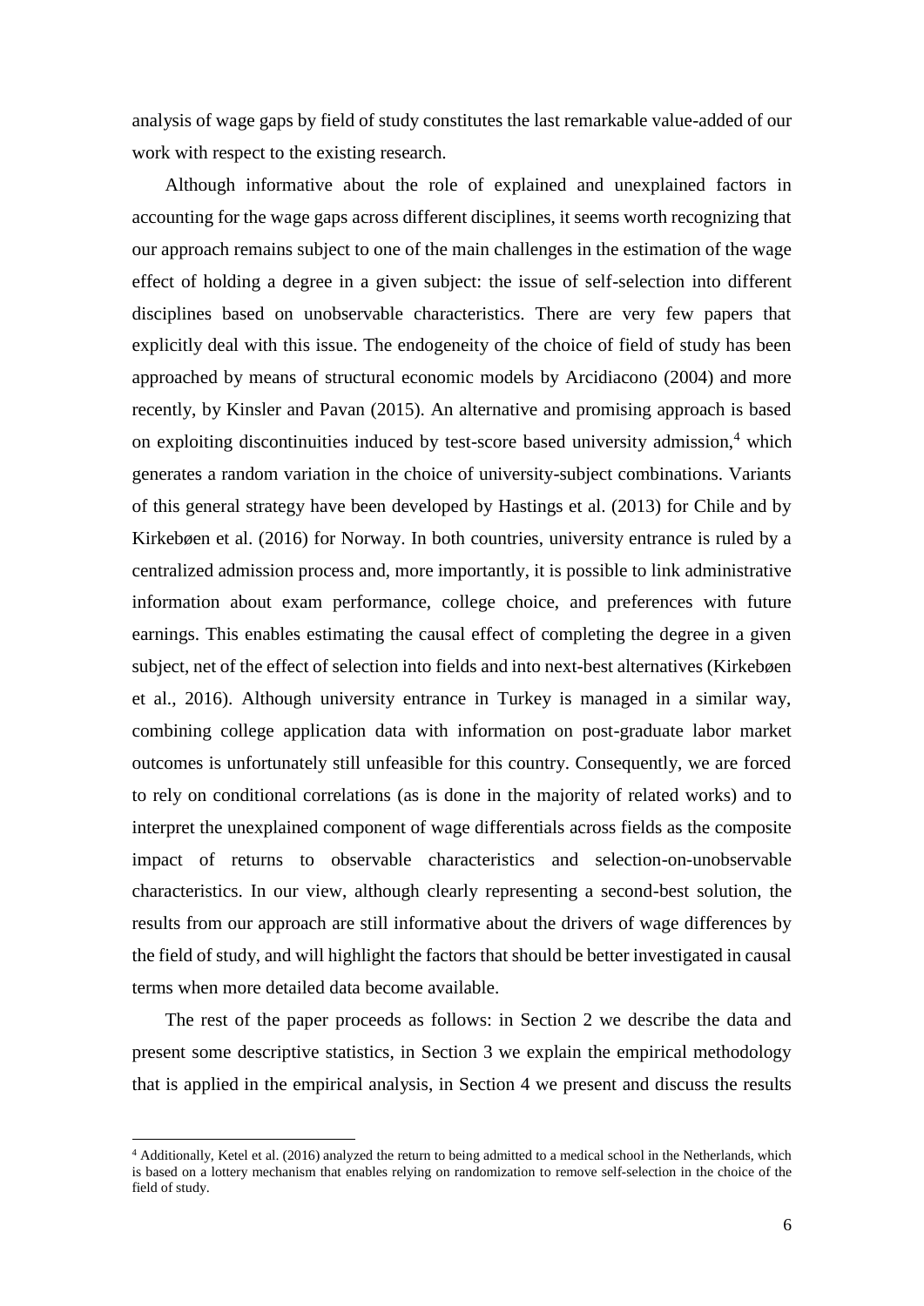analysis of wage gaps by field of study constitutes the last remarkable value-added of our work with respect to the existing research.

Although informative about the role of explained and unexplained factors in accounting for the wage gaps across different disciplines, it seems worth recognizing that our approach remains subject to one of the main challenges in the estimation of the wage effect of holding a degree in a given subject: the issue of self-selection into different disciplines based on unobservable characteristics. There are very few papers that explicitly deal with this issue. The endogeneity of the choice of field of study has been approached by means of structural economic models by Arcidiacono (2004) and more recently, by Kinsler and Pavan (2015). An alternative and promising approach is based on exploiting discontinuities induced by test-score based university admission,[4] which generates a random variation in the choice of university-subject combinations. Variants of this general strategy have been developed by Hastings et al. (2013) for Chile and by Kirkebøen et al. (2016) for Norway. In both countries, university entrance is ruled by a centralized admission process and, more importantly, it is possible to link administrative information about exam performance, college choice, and preferences with future earnings. This enables estimating the causal effect of completing the degree in a given subject, net of the effect of selection into fields and into next-best alternatives (Kirkebøen et al., 2016). Although university entrance in Turkey is managed in a similar way, combining college application data with information on post-graduate labor market outcomes is unfortunately still unfeasible for this country. Consequently, we are forced to rely on conditional correlations (as is done in the majority of related works) and to interpret the unexplained component of wage differentials across fields as the composite impact of returns to observable characteristics and selection-on-unobservable characteristics. In our view, although clearly representing a second-best solution, the results from our approach are still informative about the drivers of wage differences by the field of study, and will highlight the factors that should be better investigated in causal terms when more detailed data become available.

The rest of the paper proceeds as follows: in Section 2 we describe the data and present some descriptive statistics, in Section 3 we explain the empirical methodology that is applied in the empirical analysis, in Section 4 we present and discuss the results

[4] Additionally, Ketel et al. (2016) analyzed the return to being admitted to a medical school in the Netherlands, which is based on a lottery mechanism that enables relying on randomization to remove self-selection in the choice of the field of study.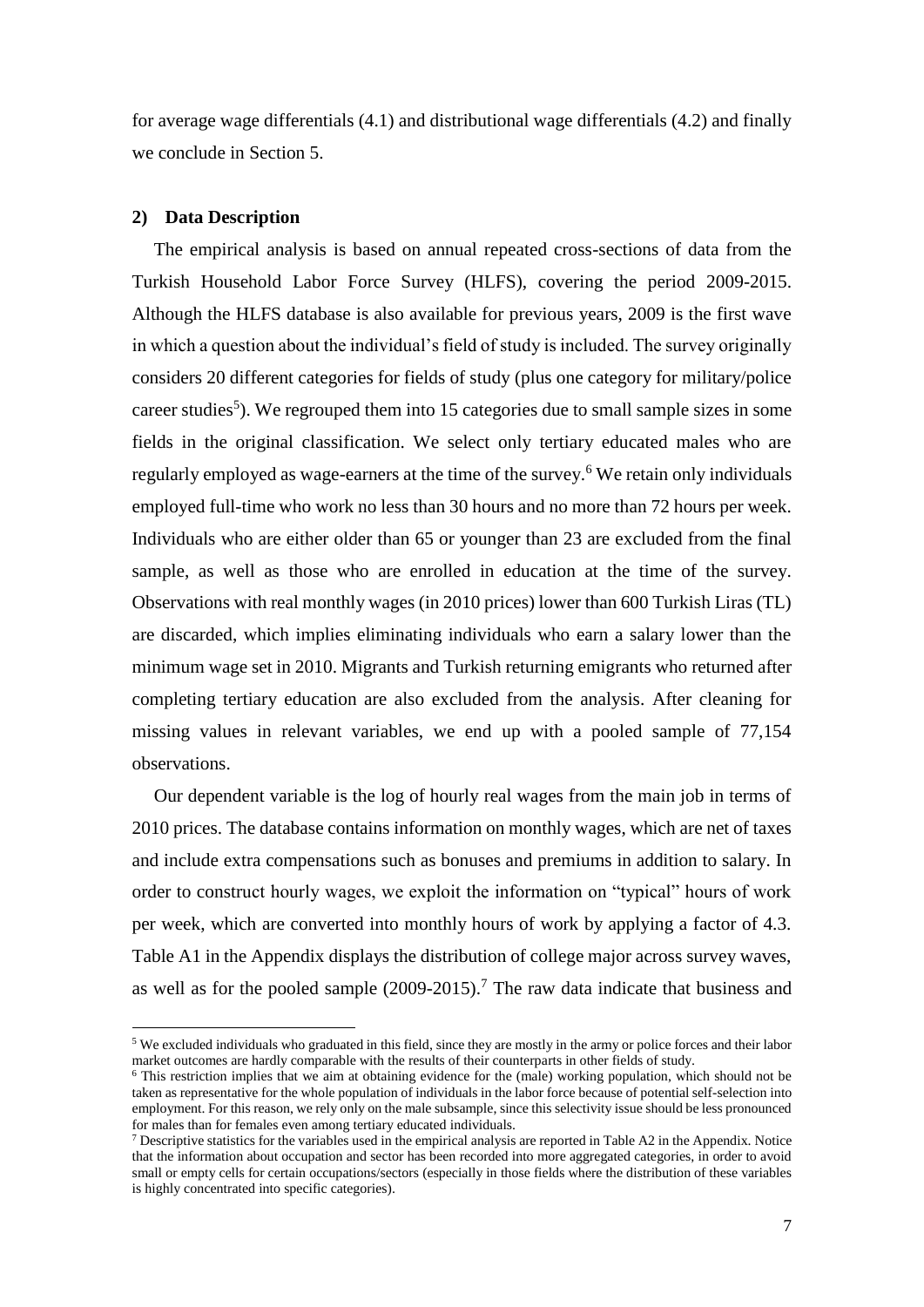for average wage differentials (4.1) and distributional wage differentials (4.2) and finally we conclude in Section 5.

## 2) Data Description

The empirical analysis is based on annual repeated cross-sections of data from the Turkish Household Labor Force Survey (HLFS), covering the period 2009-2015. Although the HLFS database is also available for previous years, 2009 is the first wave in which a question about the individual's field of study is included. The survey originally considers 20 different categories for fields of study (plus one category for military/police career studies[5]). We regrouped them into 15 categories due to small sample sizes in some fields in the original classification. We select only tertiary educated males who are regularly employed as wage-earners at the time of the survey.[6] We retain only individuals employed full-time who work no less than 30 hours and no more than 72 hours per week. Individuals who are either older than 65 or younger than 23 are excluded from the final sample, as well as those who are enrolled in education at the time of the survey. Observations with real monthly wages (in 2010 prices) lower than 600 Turkish Liras (TL) are discarded, which implies eliminating individuals who earn a salary lower than the minimum wage set in 2010. Migrants and Turkish returning emigrants who returned after completing tertiary education are also excluded from the analysis. After cleaning for missing values in relevant variables, we end up with a pooled sample of 77,154 observations.

Our dependent variable is the log of hourly real wages from the main job in terms of 2010 prices. The database contains information on monthly wages, which are net of taxes and include extra compensations such as bonuses and premiums in addition to salary. In order to construct hourly wages, we exploit the information on "typical" hours of work per week, which are converted into monthly hours of work by applying a factor of 4.3. Table A1 in the Appendix displays the distribution of college major across survey waves, as well as for the pooled sample (2009-2015).[7] The raw data indicate that business and

---

[5] We excluded individuals who graduated in this field, since they are mostly in the army or police forces and their labor market outcomes are hardly comparable with the results of their counterparts in other fields of study.

[6] This restriction implies that we aim at obtaining evidence for the (male) working population, which should not be taken as representative for the whole population of individuals in the labor force because of potential self-selection into employment. For this reason, we rely only on the male subsample, since this selectivity issue should be less pronounced for males than for females even among tertiary educated individuals.

[7] Descriptive statistics for the variables used in the empirical analysis are reported in Table A2 in the Appendix. Notice that the information about occupation and sector has been recorded into more aggregated categories, in order to avoid small or empty cells for certain occupations/sectors (especially in those fields where the distribution of these variables is highly concentrated into specific categories).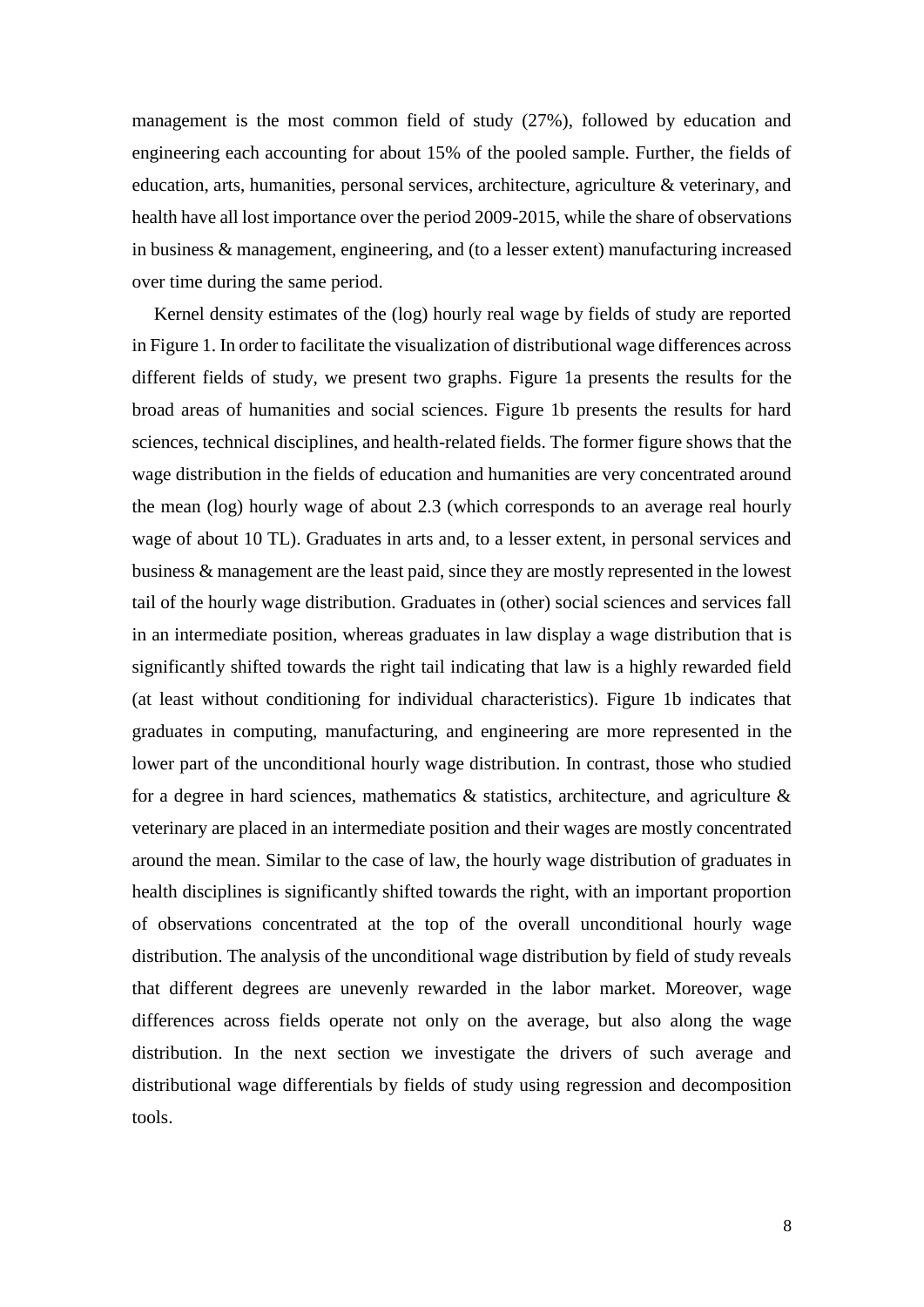management is the most common field of study (27%), followed by education and engineering each accounting for about 15% of the pooled sample. Further, the fields of education, arts, humanities, personal services, architecture, agriculture & veterinary, and health have all lost importance over the period 2009-2015, while the share of observations in business & management, engineering, and (to a lesser extent) manufacturing increased over time during the same period.

Kernel density estimates of the (log) hourly real wage by fields of study are reported in Figure 1. In order to facilitate the visualization of distributional wage differences across different fields of study, we present two graphs. Figure 1a presents the results for the broad areas of humanities and social sciences. Figure 1b presents the results for hard sciences, technical disciplines, and health-related fields. The former figure shows that the wage distribution in the fields of education and humanities are very concentrated around the mean (log) hourly wage of about 2.3 (which corresponds to an average real hourly wage of about 10 TL). Graduates in arts and, to a lesser extent, in personal services and business & management are the least paid, since they are mostly represented in the lowest tail of the hourly wage distribution. Graduates in (other) social sciences and services fall in an intermediate position, whereas graduates in law display a wage distribution that is significantly shifted towards the right tail indicating that law is a highly rewarded field (at least without conditioning for individual characteristics). Figure 1b indicates that graduates in computing, manufacturing, and engineering are more represented in the lower part of the unconditional hourly wage distribution. In contrast, those who studied for a degree in hard sciences, mathematics & statistics, architecture, and agriculture & veterinary are placed in an intermediate position and their wages are mostly concentrated around the mean. Similar to the case of law, the hourly wage distribution of graduates in health disciplines is significantly shifted towards the right, with an important proportion of observations concentrated at the top of the overall unconditional hourly wage distribution. The analysis of the unconditional wage distribution by field of study reveals that different degrees are unevenly rewarded in the labor market. Moreover, wage differences across fields operate not only on the average, but also along the wage distribution. In the next section we investigate the drivers of such average and distributional wage differentials by fields of study using regression and decomposition tools.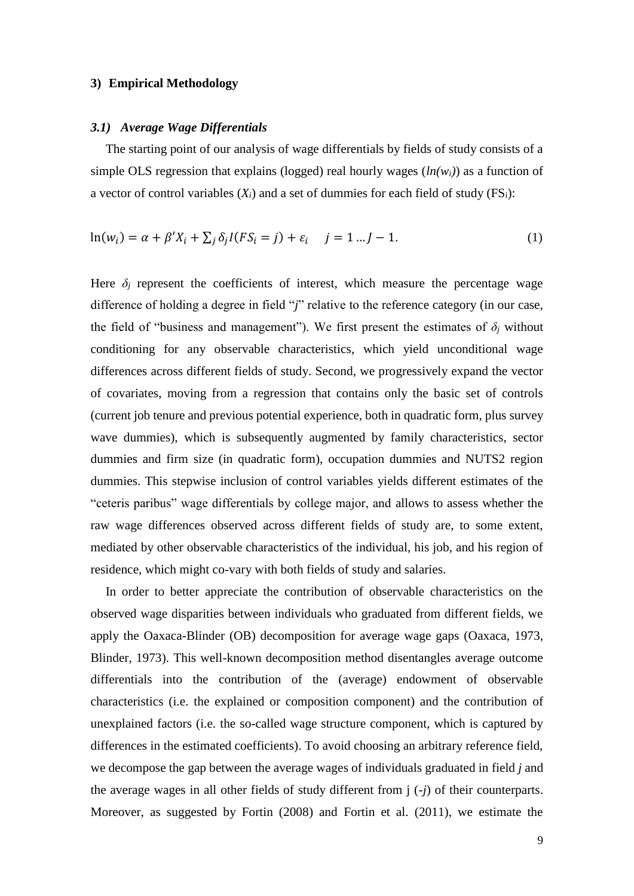## 3) Empirical Methodology

### *3.1) Average Wage Differentials*

The starting point of our analysis of wage differentials by fields of study consists of a simple OLS regression that explains (logged) real hourly wages ($ln(w_i)$) as a function of a vector of control variables ($X_i$) and a set of dummies for each field of study ($FS_i$):

$$\ln(w_i) = \alpha + \beta' X_i + \sum_j \delta_j I(FS_i = j) + \varepsilon_i \quad j = 1 \dots J - 1. \tag{1}$$

Here $\delta_j$ represent the coefficients of interest, which measure the percentage wage difference of holding a degree in field "*j*" relative to the reference category (in our case, the field of "business and management"). We first present the estimates of $\delta_j$ without conditioning for any observable characteristics, which yield unconditional wage differences across different fields of study. Second, we progressively expand the vector of covariates, moving from a regression that contains only the basic set of controls (current job tenure and previous potential experience, both in quadratic form, plus survey wave dummies), which is subsequently augmented by family characteristics, sector dummies and firm size (in quadratic form), occupation dummies and NUTS2 region dummies. This stepwise inclusion of control variables yields different estimates of the "ceteris paribus" wage differentials by college major, and allows to assess whether the raw wage differences observed across different fields of study are, to some extent, mediated by other observable characteristics of the individual, his job, and his region of residence, which might co-vary with both fields of study and salaries.

In order to better appreciate the contribution of observable characteristics on the observed wage disparities between individuals who graduated from different fields, we apply the Oaxaca-Blinder (OB) decomposition for average wage gaps (Oaxaca, 1973, Blinder, 1973). This well-known decomposition method disentangles average outcome differentials into the contribution of the (average) endowment of observable characteristics (i.e. the explained or composition component) and the contribution of unexplained factors (i.e. the so-called wage structure component, which is captured by differences in the estimated coefficients). To avoid choosing an arbitrary reference field, we decompose the gap between the average wages of individuals graduated in field *j* and the average wages in all other fields of study different from j (*-j*) of their counterparts. Moreover, as suggested by Fortin (2008) and Fortin et al. (2011), we estimate the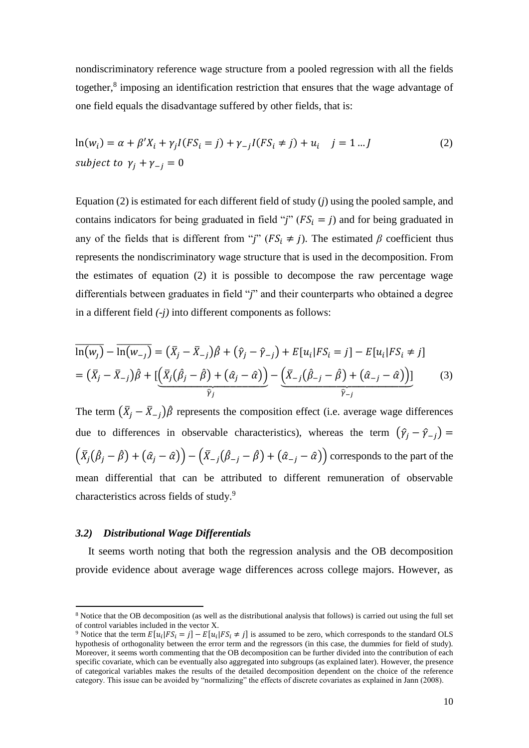nondiscriminatory reference wage structure from a pooled regression with all the fields together,[8] imposing an identification restriction that ensures that the wage advantage of one field equals the disadvantage suffered by other fields, that is:

$$\ln(w_i) = \alpha + \beta' X_i + \gamma_j I(FS_i = j) + \gamma_{-j} I(FS_i \neq j) + u_i \quad j = 1 \dots J \tag{2}$$
$$subject\ to\ \ \gamma_j + \gamma_{-j} = 0$$

Equation (2) is estimated for each different field of study (*j*) using the pooled sample, and contains indicators for being graduated in field "*j*" ($FS_i = j$) and for being graduated in any of the fields that is different from "*j*" ($FS_i \neq j$). The estimated $\beta$ coefficient thus represents the nondiscriminatory wage structure that is used in the decomposition. From the estimates of equation (2) it is possible to decompose the raw percentage wage differentials between graduates in field "*j*" and their counterparts who obtained a degree in a different field *(-j)* into different components as follows:

$$\overline{\ln(w_j)} - \overline{\ln(w_{-j})} = (\bar{X}_j - \bar{X}_{-j})\beta + (\hat{\gamma}_j - \hat{\gamma}_{-j}) + E[u_i|FS_i = j] - E[u_i|FS_i \neq j]$$
$$= (\bar{X}_j - \bar{X}_{-j})\hat{\beta} + [\underbrace{\left(\bar{X}_j(\hat{\beta}_j - \hat{\beta}) + (\hat{\alpha}_j - \hat{\alpha})\right)}_{\hat{\gamma}_j} - \underbrace{\left(\bar{X}_{-j}(\hat{\beta}_{-j} - \hat{\beta}) + (\hat{\alpha}_{-j} - \hat{\alpha})\right)}_{\hat{\gamma}_{-j}}] \tag{3}$$

The term $(\bar{X}_j - \bar{X}_{-j})\hat{\beta}$ represents the composition effect (i.e. average wage differences due to differences in observable characteristics), whereas the term $(\hat{\gamma}_j - \hat{\gamma}_{-j}) = \left(\bar{X}_j(\hat{\beta}_j - \hat{\beta}) + (\hat{\alpha}_j - \hat{\alpha})\right) - \left(\bar{X}_{-j}(\hat{\beta}_{-j} - \hat{\beta}) + (\hat{\alpha}_{-j} - \hat{\alpha})\right)$ corresponds to the part of the mean differential that can be attributed to different remuneration of observable characteristics across fields of study.[9]

### *3.2) Distributional Wage Differentials*

It seems worth noting that both the regression analysis and the OB decomposition provide evidence about average wage differences across college majors. However, as

---

[8] Notice that the OB decomposition (as well as the distributional analysis that follows) is carried out using the full set of control variables included in the vector X.

[9] Notice that the term $E[u_i|FS_i = j] - E[u_i|FS_i \neq j]$ is assumed to be zero, which corresponds to the standard OLS hypothesis of orthogonality between the error term and the regressors (in this case, the dummies for field of study). Moreover, it seems worth commenting that the OB decomposition can be further divided into the contribution of each specific covariate, which can be eventually also aggregated into subgroups (as explained later). However, the presence of categorical variables makes the results of the detailed decomposition dependent on the choice of the reference category. This issue can be avoided by "normalizing" the effects of discrete covariates as explained in Jann (2008).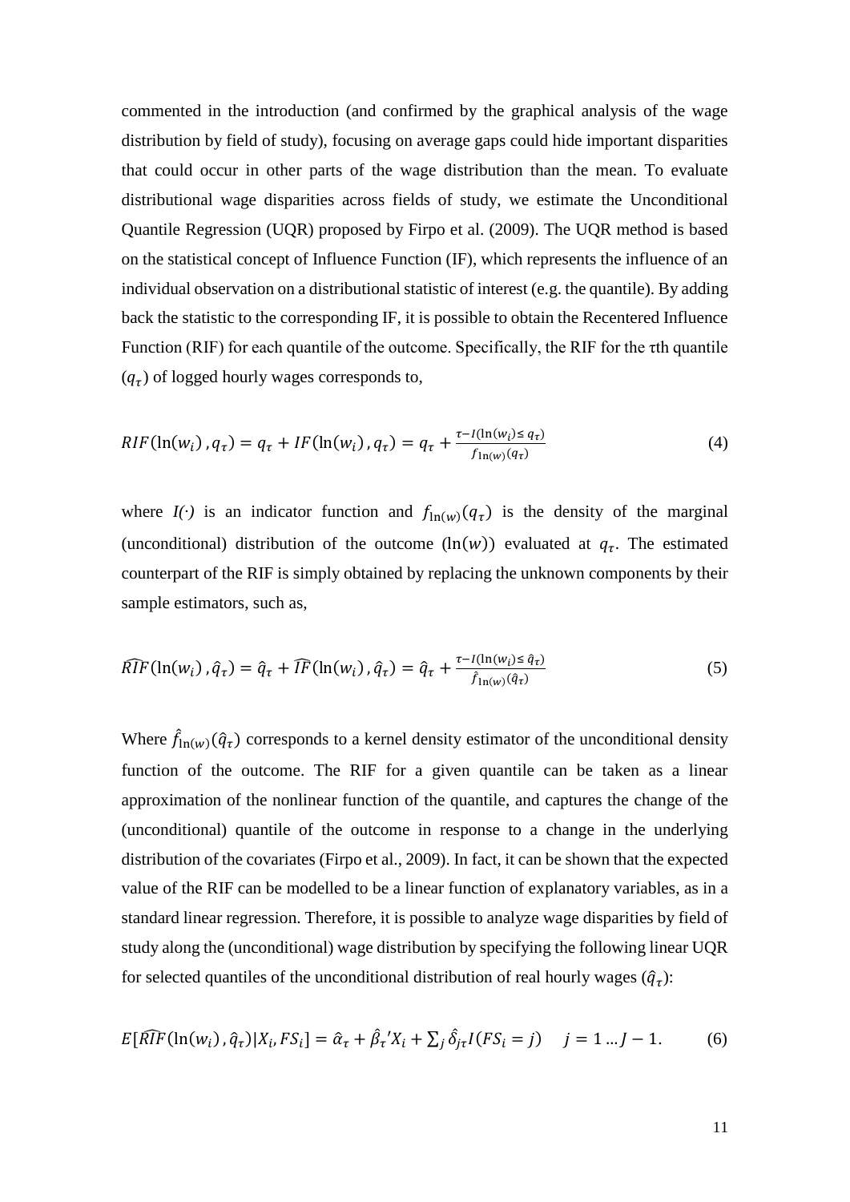commented in the introduction (and confirmed by the graphical analysis of the wage distribution by field of study), focusing on average gaps could hide important disparities that could occur in other parts of the wage distribution than the mean. To evaluate distributional wage disparities across fields of study, we estimate the Unconditional Quantile Regression (UQR) proposed by Firpo et al. (2009). The UQR method is based on the statistical concept of Influence Function (IF), which represents the influence of an individual observation on a distributional statistic of interest (e.g. the quantile). By adding back the statistic to the corresponding IF, it is possible to obtain the Recentered Influence Function (RIF) for each quantile of the outcome. Specifically, the RIF for the τth quantile ($q_\tau$) of logged hourly wages corresponds to,

$$RIF(\ln(w_i), q_\tau) = q_\tau + IF(\ln(w_i), q_\tau) = q_\tau + \frac{\tau - I(\ln(w_i) \leq q_\tau)}{f_{\ln(w)}(q_\tau)} \tag{4}$$

where $I(\cdot)$ is an indicator function and $f_{\ln(w)}(q_\tau)$ is the density of the marginal (unconditional) distribution of the outcome ($\ln(w)$) evaluated at $q_\tau$. The estimated counterpart of the RIF is simply obtained by replacing the unknown components by their sample estimators, such as,

$$\widehat{RIF}(\ln(w_i), \hat{q}_\tau) = \hat{q}_\tau + \widehat{IF}(\ln(w_i), \hat{q}_\tau) = \hat{q}_\tau + \frac{\tau - I(\ln(w_i) \leq \hat{q}_\tau)}{\hat{f}_{\ln(w)}(\hat{q}_\tau)} \tag{5}$$

Where $\hat{f}_{\ln(w)}(\hat{q}_\tau)$ corresponds to a kernel density estimator of the unconditional density function of the outcome. The RIF for a given quantile can be taken as a linear approximation of the nonlinear function of the quantile, and captures the change of the (unconditional) quantile of the outcome in response to a change in the underlying distribution of the covariates (Firpo et al., 2009). In fact, it can be shown that the expected value of the RIF can be modelled to be a linear function of explanatory variables, as in a standard linear regression. Therefore, it is possible to analyze wage disparities by field of study along the (unconditional) wage distribution by specifying the following linear UQR for selected quantiles of the unconditional distribution of real hourly wages ($\hat{q}_\tau$):

$$E[\widehat{RIF}(\ln(w_i), \hat{q}_\tau) | X_i, FS_i] = \hat{\alpha}_\tau + \hat{\beta}_\tau{}' X_i + \sum_j \hat{\delta}_{j\tau} I(FS_i = j) \quad j = 1 \dots J-1. \tag{6}$$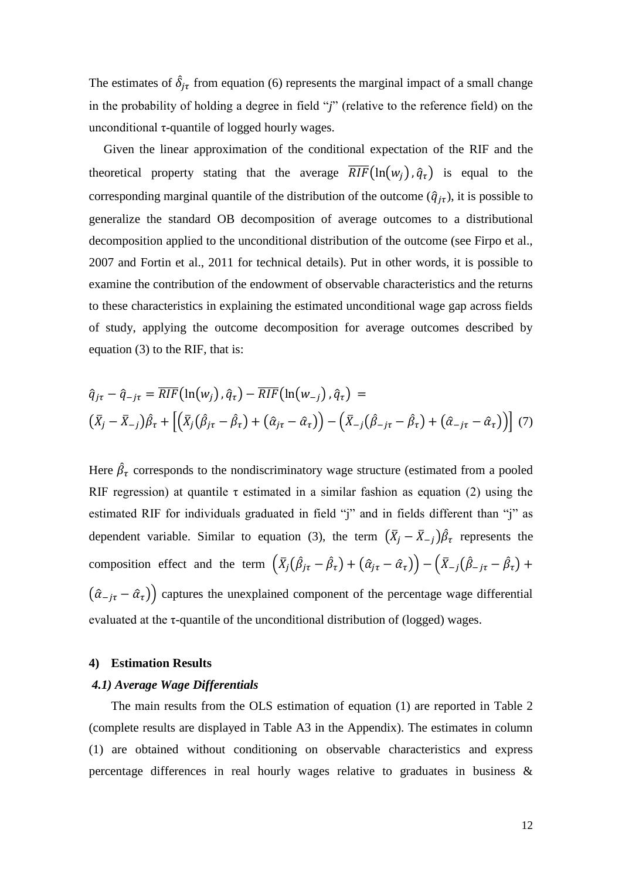The estimates of $\hat{\delta}_{j\tau}$ from equation (6) represents the marginal impact of a small change in the probability of holding a degree in field "$j$" (relative to the reference field) on the unconditional τ-quantile of logged hourly wages.

Given the linear approximation of the conditional expectation of the RIF and the theoretical property stating that the average $\overline{RIF}(\ln(w_j), \hat{q}_\tau)$ is equal to the corresponding marginal quantile of the distribution of the outcome ($\hat{q}_{j\tau}$), it is possible to generalize the standard OB decomposition of average outcomes to a distributional decomposition applied to the unconditional distribution of the outcome (see Firpo et al., 2007 and Fortin et al., 2011 for technical details). Put in other words, it is possible to examine the contribution of the endowment of observable characteristics and the returns to these characteristics in explaining the estimated unconditional wage gap across fields of study, applying the outcome decomposition for average outcomes described by equation (3) to the RIF, that is:

$$
\begin{aligned}
&\hat{q}_{j\tau} - \hat{q}_{-j\tau} = \overline{RIF}(\ln(w_j), \hat{q}_\tau) - \overline{RIF}(\ln(w_{-j}), \hat{q}_\tau) = \\
&(\bar{X}_j - \bar{X}_{-j})\hat{\beta}_\tau + \left[\left(\bar{X}_j(\hat{\beta}_{j\tau} - \hat{\beta}_\tau) + (\hat{\alpha}_{j\tau} - \hat{\alpha}_\tau)\right) - \left(\bar{X}_{-j}(\hat{\beta}_{-j\tau} - \hat{\beta}_\tau) + (\hat{\alpha}_{-j\tau} - \hat{\alpha}_\tau)\right)\right] \quad (7)
\end{aligned}
$$

Here $\hat{\beta}_\tau$ corresponds to the nondiscriminatory wage structure (estimated from a pooled RIF regression) at quantile τ estimated in a similar fashion as equation (2) using the estimated RIF for individuals graduated in field "j" and in fields different than "j" as dependent variable. Similar to equation (3), the term $(\bar{X}_j - \bar{X}_{-j})\hat{\beta}_\tau$ represents the composition effect and the term $\left(\bar{X}_j(\hat{\beta}_{j\tau} - \hat{\beta}_\tau) + (\hat{\alpha}_{j\tau} - \hat{\alpha}_\tau)\right) - \left(\bar{X}_{-j}(\hat{\beta}_{-j\tau} - \hat{\beta}_\tau) + (\hat{\alpha}_{-j\tau} - \hat{\alpha}_\tau)\right)$ captures the unexplained component of the percentage wage differential evaluated at the τ-quantile of the unconditional distribution of (logged) wages.

## 4) Estimation Results

### *4.1) Average Wage Differentials*

The main results from the OLS estimation of equation (1) are reported in Table 2 (complete results are displayed in Table A3 in the Appendix). The estimates in column (1) are obtained without conditioning on observable characteristics and express percentage differences in real hourly wages relative to graduates in business &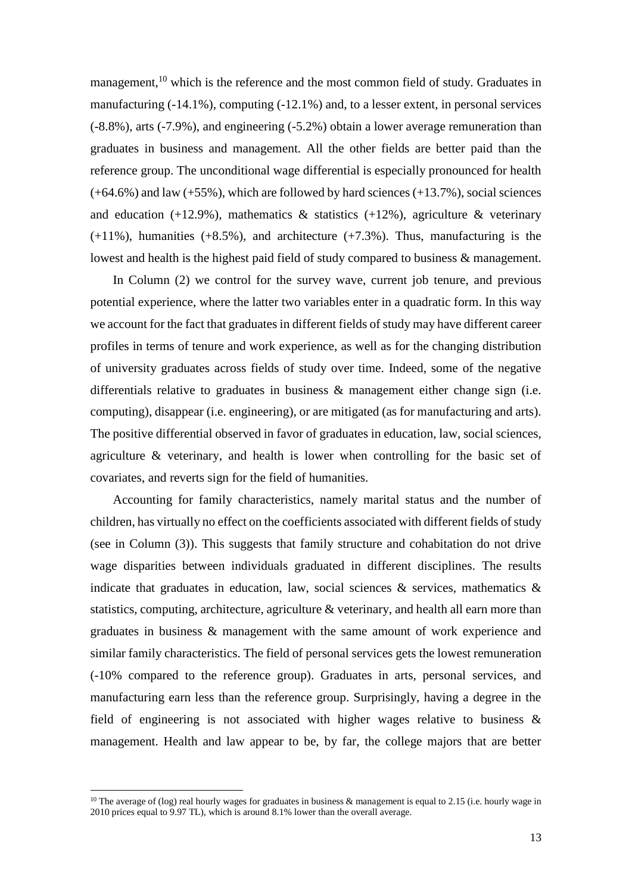management,[10] which is the reference and the most common field of study. Graduates in manufacturing (-14.1%), computing (-12.1%) and, to a lesser extent, in personal services (-8.8%), arts (-7.9%), and engineering (-5.2%) obtain a lower average remuneration than graduates in business and management. All the other fields are better paid than the reference group. The unconditional wage differential is especially pronounced for health (+64.6%) and law (+55%), which are followed by hard sciences (+13.7%), social sciences and education (+12.9%), mathematics & statistics (+12%), agriculture & veterinary (+11%), humanities (+8.5%), and architecture (+7.3%). Thus, manufacturing is the lowest and health is the highest paid field of study compared to business & management.

In Column (2) we control for the survey wave, current job tenure, and previous potential experience, where the latter two variables enter in a quadratic form. In this way we account for the fact that graduates in different fields of study may have different career profiles in terms of tenure and work experience, as well as for the changing distribution of university graduates across fields of study over time. Indeed, some of the negative differentials relative to graduates in business & management either change sign (i.e. computing), disappear (i.e. engineering), or are mitigated (as for manufacturing and arts). The positive differential observed in favor of graduates in education, law, social sciences, agriculture & veterinary, and health is lower when controlling for the basic set of covariates, and reverts sign for the field of humanities.

Accounting for family characteristics, namely marital status and the number of children, has virtually no effect on the coefficients associated with different fields of study (see in Column (3)). This suggests that family structure and cohabitation do not drive wage disparities between individuals graduated in different disciplines. The results indicate that graduates in education, law, social sciences & services, mathematics & statistics, computing, architecture, agriculture & veterinary, and health all earn more than graduates in business & management with the same amount of work experience and similar family characteristics. The field of personal services gets the lowest remuneration (-10% compared to the reference group). Graduates in arts, personal services, and manufacturing earn less than the reference group. Surprisingly, having a degree in the field of engineering is not associated with higher wages relative to business & management. Health and law appear to be, by far, the college majors that are better

[10] The average of (log) real hourly wages for graduates in business & management is equal to 2.15 (i.e. hourly wage in 2010 prices equal to 9.97 TL), which is around 8.1% lower than the overall average.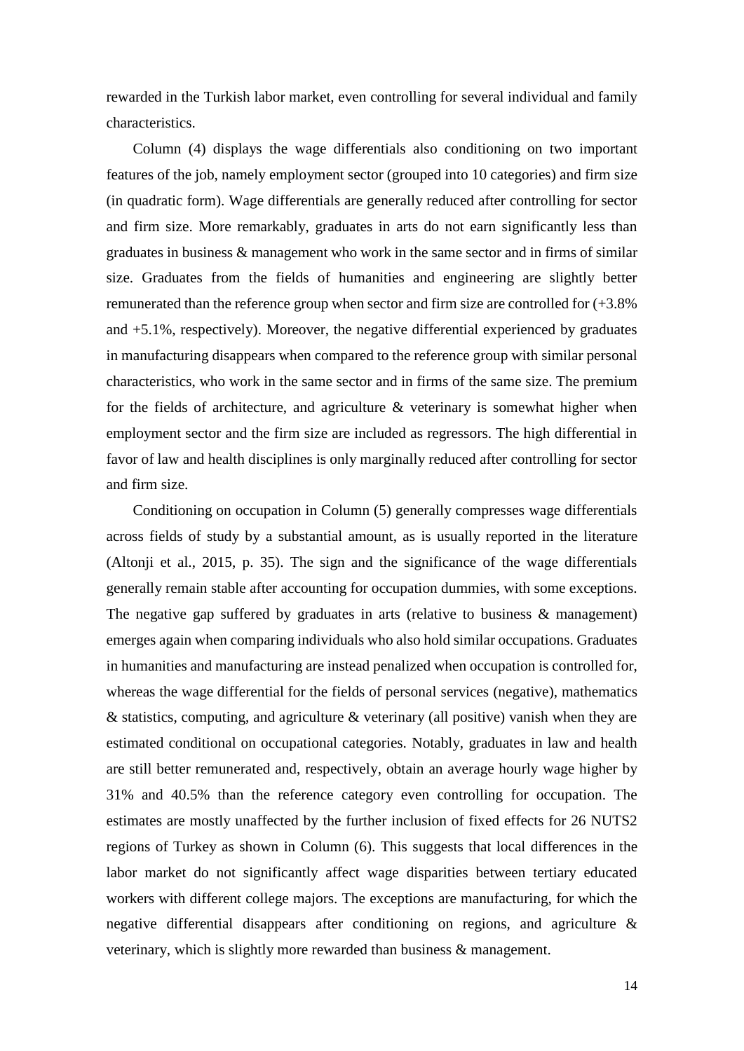rewarded in the Turkish labor market, even controlling for several individual and family characteristics.

Column (4) displays the wage differentials also conditioning on two important features of the job, namely employment sector (grouped into 10 categories) and firm size (in quadratic form). Wage differentials are generally reduced after controlling for sector and firm size. More remarkably, graduates in arts do not earn significantly less than graduates in business & management who work in the same sector and in firms of similar size. Graduates from the fields of humanities and engineering are slightly better remunerated than the reference group when sector and firm size are controlled for (+3.8% and +5.1%, respectively). Moreover, the negative differential experienced by graduates in manufacturing disappears when compared to the reference group with similar personal characteristics, who work in the same sector and in firms of the same size. The premium for the fields of architecture, and agriculture & veterinary is somewhat higher when employment sector and the firm size are included as regressors. The high differential in favor of law and health disciplines is only marginally reduced after controlling for sector and firm size.

Conditioning on occupation in Column (5) generally compresses wage differentials across fields of study by a substantial amount, as is usually reported in the literature (Altonji et al., 2015, p. 35). The sign and the significance of the wage differentials generally remain stable after accounting for occupation dummies, with some exceptions. The negative gap suffered by graduates in arts (relative to business & management) emerges again when comparing individuals who also hold similar occupations. Graduates in humanities and manufacturing are instead penalized when occupation is controlled for, whereas the wage differential for the fields of personal services (negative), mathematics & statistics, computing, and agriculture & veterinary (all positive) vanish when they are estimated conditional on occupational categories. Notably, graduates in law and health are still better remunerated and, respectively, obtain an average hourly wage higher by 31% and 40.5% than the reference category even controlling for occupation. The estimates are mostly unaffected by the further inclusion of fixed effects for 26 NUTS2 regions of Turkey as shown in Column (6). This suggests that local differences in the labor market do not significantly affect wage disparities between tertiary educated workers with different college majors. The exceptions are manufacturing, for which the negative differential disappears after conditioning on regions, and agriculture & veterinary, which is slightly more rewarded than business & management.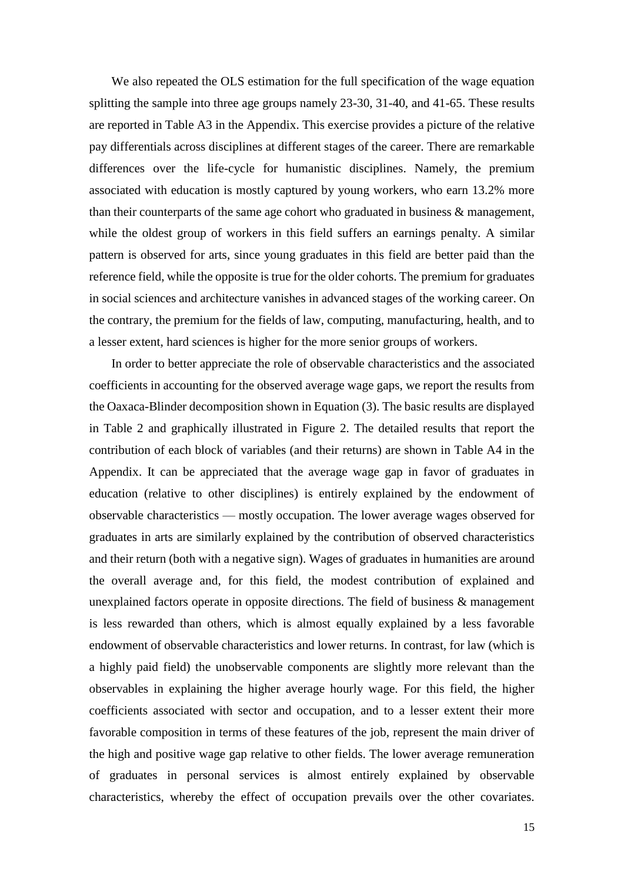We also repeated the OLS estimation for the full specification of the wage equation splitting the sample into three age groups namely 23-30, 31-40, and 41-65. These results are reported in Table A3 in the Appendix. This exercise provides a picture of the relative pay differentials across disciplines at different stages of the career. There are remarkable differences over the life-cycle for humanistic disciplines. Namely, the premium associated with education is mostly captured by young workers, who earn 13.2% more than their counterparts of the same age cohort who graduated in business & management, while the oldest group of workers in this field suffers an earnings penalty. A similar pattern is observed for arts, since young graduates in this field are better paid than the reference field, while the opposite is true for the older cohorts. The premium for graduates in social sciences and architecture vanishes in advanced stages of the working career. On the contrary, the premium for the fields of law, computing, manufacturing, health, and to a lesser extent, hard sciences is higher for the more senior groups of workers.

In order to better appreciate the role of observable characteristics and the associated coefficients in accounting for the observed average wage gaps, we report the results from the Oaxaca-Blinder decomposition shown in Equation (3). The basic results are displayed in Table 2 and graphically illustrated in Figure 2. The detailed results that report the contribution of each block of variables (and their returns) are shown in Table A4 in the Appendix. It can be appreciated that the average wage gap in favor of graduates in education (relative to other disciplines) is entirely explained by the endowment of observable characteristics — mostly occupation. The lower average wages observed for graduates in arts are similarly explained by the contribution of observed characteristics and their return (both with a negative sign). Wages of graduates in humanities are around the overall average and, for this field, the modest contribution of explained and unexplained factors operate in opposite directions. The field of business & management is less rewarded than others, which is almost equally explained by a less favorable endowment of observable characteristics and lower returns. In contrast, for law (which is a highly paid field) the unobservable components are slightly more relevant than the observables in explaining the higher average hourly wage. For this field, the higher coefficients associated with sector and occupation, and to a lesser extent their more favorable composition in terms of these features of the job, represent the main driver of the high and positive wage gap relative to other fields. The lower average remuneration of graduates in personal services is almost entirely explained by observable characteristics, whereby the effect of occupation prevails over the other covariates.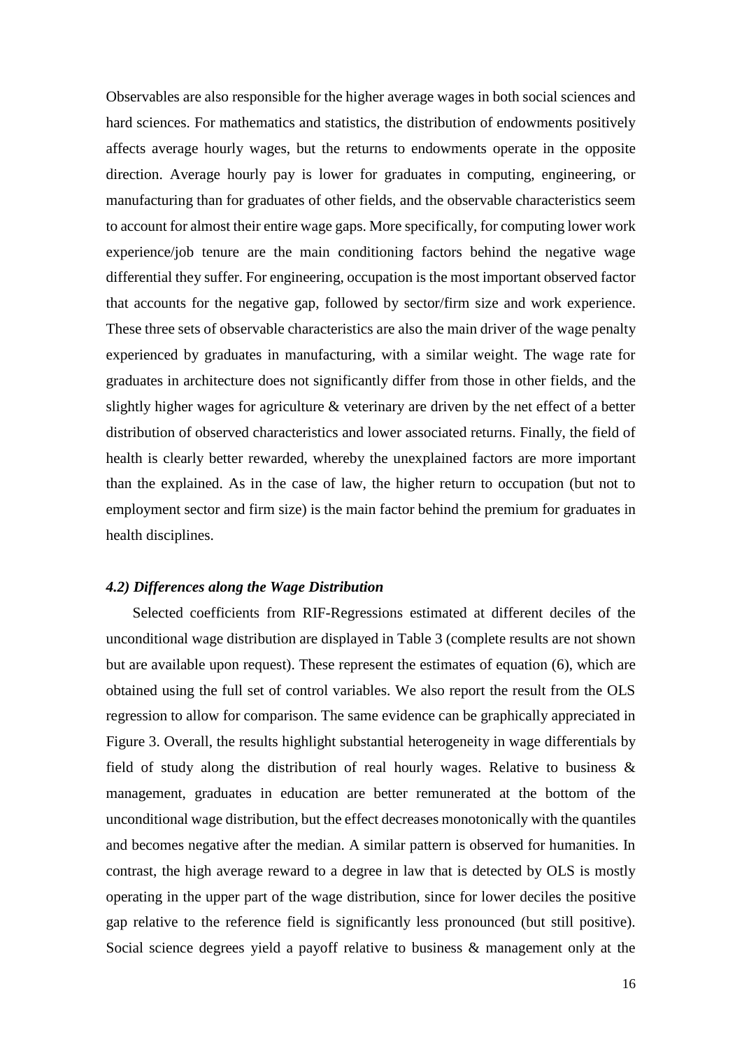Observables are also responsible for the higher average wages in both social sciences and hard sciences. For mathematics and statistics, the distribution of endowments positively affects average hourly wages, but the returns to endowments operate in the opposite direction. Average hourly pay is lower for graduates in computing, engineering, or manufacturing than for graduates of other fields, and the observable characteristics seem to account for almost their entire wage gaps. More specifically, for computing lower work experience/job tenure are the main conditioning factors behind the negative wage differential they suffer. For engineering, occupation is the most important observed factor that accounts for the negative gap, followed by sector/firm size and work experience. These three sets of observable characteristics are also the main driver of the wage penalty experienced by graduates in manufacturing, with a similar weight. The wage rate for graduates in architecture does not significantly differ from those in other fields, and the slightly higher wages for agriculture & veterinary are driven by the net effect of a better distribution of observed characteristics and lower associated returns. Finally, the field of health is clearly better rewarded, whereby the unexplained factors are more important than the explained. As in the case of law, the higher return to occupation (but not to employment sector and firm size) is the main factor behind the premium for graduates in health disciplines.

### *4.2) Differences along the Wage Distribution*

Selected coefficients from RIF-Regressions estimated at different deciles of the unconditional wage distribution are displayed in Table 3 (complete results are not shown but are available upon request). These represent the estimates of equation (6), which are obtained using the full set of control variables. We also report the result from the OLS regression to allow for comparison. The same evidence can be graphically appreciated in Figure 3. Overall, the results highlight substantial heterogeneity in wage differentials by field of study along the distribution of real hourly wages. Relative to business & management, graduates in education are better remunerated at the bottom of the unconditional wage distribution, but the effect decreases monotonically with the quantiles and becomes negative after the median. A similar pattern is observed for humanities. In contrast, the high average reward to a degree in law that is detected by OLS is mostly operating in the upper part of the wage distribution, since for lower deciles the positive gap relative to the reference field is significantly less pronounced (but still positive). Social science degrees yield a payoff relative to business & management only at the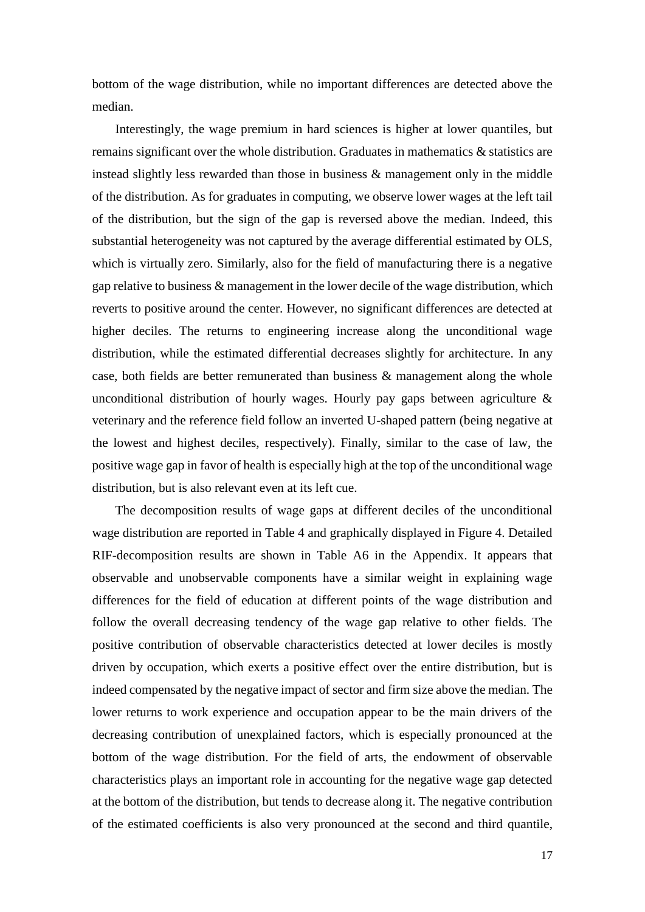bottom of the wage distribution, while no important differences are detected above the median.

Interestingly, the wage premium in hard sciences is higher at lower quantiles, but remains significant over the whole distribution. Graduates in mathematics & statistics are instead slightly less rewarded than those in business & management only in the middle of the distribution. As for graduates in computing, we observe lower wages at the left tail of the distribution, but the sign of the gap is reversed above the median. Indeed, this substantial heterogeneity was not captured by the average differential estimated by OLS, which is virtually zero. Similarly, also for the field of manufacturing there is a negative gap relative to business & management in the lower decile of the wage distribution, which reverts to positive around the center. However, no significant differences are detected at higher deciles. The returns to engineering increase along the unconditional wage distribution, while the estimated differential decreases slightly for architecture. In any case, both fields are better remunerated than business & management along the whole unconditional distribution of hourly wages. Hourly pay gaps between agriculture & veterinary and the reference field follow an inverted U-shaped pattern (being negative at the lowest and highest deciles, respectively). Finally, similar to the case of law, the positive wage gap in favor of health is especially high at the top of the unconditional wage distribution, but is also relevant even at its left cue.

The decomposition results of wage gaps at different deciles of the unconditional wage distribution are reported in Table 4 and graphically displayed in Figure 4. Detailed RIF-decomposition results are shown in Table A6 in the Appendix. It appears that observable and unobservable components have a similar weight in explaining wage differences for the field of education at different points of the wage distribution and follow the overall decreasing tendency of the wage gap relative to other fields. The positive contribution of observable characteristics detected at lower deciles is mostly driven by occupation, which exerts a positive effect over the entire distribution, but is indeed compensated by the negative impact of sector and firm size above the median. The lower returns to work experience and occupation appear to be the main drivers of the decreasing contribution of unexplained factors, which is especially pronounced at the bottom of the wage distribution. For the field of arts, the endowment of observable characteristics plays an important role in accounting for the negative wage gap detected at the bottom of the distribution, but tends to decrease along it. The negative contribution of the estimated coefficients is also very pronounced at the second and third quantile,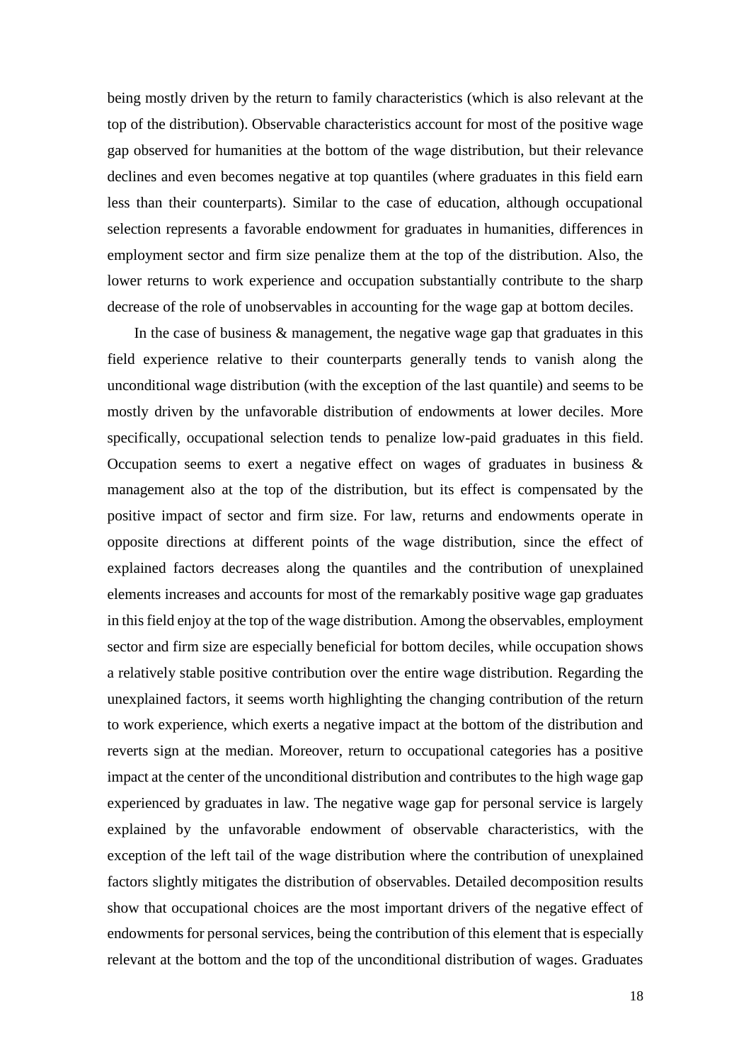being mostly driven by the return to family characteristics (which is also relevant at the top of the distribution). Observable characteristics account for most of the positive wage gap observed for humanities at the bottom of the wage distribution, but their relevance declines and even becomes negative at top quantiles (where graduates in this field earn less than their counterparts). Similar to the case of education, although occupational selection represents a favorable endowment for graduates in humanities, differences in employment sector and firm size penalize them at the top of the distribution. Also, the lower returns to work experience and occupation substantially contribute to the sharp decrease of the role of unobservables in accounting for the wage gap at bottom deciles.

In the case of business & management, the negative wage gap that graduates in this field experience relative to their counterparts generally tends to vanish along the unconditional wage distribution (with the exception of the last quantile) and seems to be mostly driven by the unfavorable distribution of endowments at lower deciles. More specifically, occupational selection tends to penalize low-paid graduates in this field. Occupation seems to exert a negative effect on wages of graduates in business & management also at the top of the distribution, but its effect is compensated by the positive impact of sector and firm size. For law, returns and endowments operate in opposite directions at different points of the wage distribution, since the effect of explained factors decreases along the quantiles and the contribution of unexplained elements increases and accounts for most of the remarkably positive wage gap graduates in this field enjoy at the top of the wage distribution. Among the observables, employment sector and firm size are especially beneficial for bottom deciles, while occupation shows a relatively stable positive contribution over the entire wage distribution. Regarding the unexplained factors, it seems worth highlighting the changing contribution of the return to work experience, which exerts a negative impact at the bottom of the distribution and reverts sign at the median. Moreover, return to occupational categories has a positive impact at the center of the unconditional distribution and contributes to the high wage gap experienced by graduates in law. The negative wage gap for personal service is largely explained by the unfavorable endowment of observable characteristics, with the exception of the left tail of the wage distribution where the contribution of unexplained factors slightly mitigates the distribution of observables. Detailed decomposition results show that occupational choices are the most important drivers of the negative effect of endowments for personal services, being the contribution of this element that is especially relevant at the bottom and the top of the unconditional distribution of wages. Graduates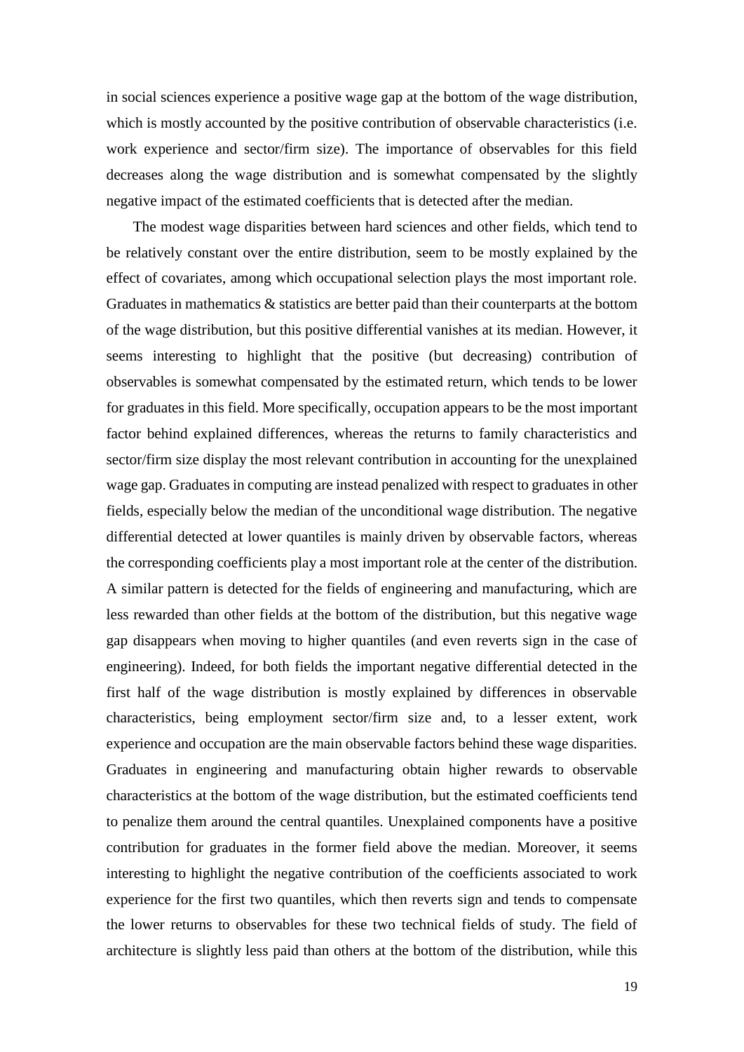in social sciences experience a positive wage gap at the bottom of the wage distribution, which is mostly accounted by the positive contribution of observable characteristics (i.e. work experience and sector/firm size). The importance of observables for this field decreases along the wage distribution and is somewhat compensated by the slightly negative impact of the estimated coefficients that is detected after the median.

The modest wage disparities between hard sciences and other fields, which tend to be relatively constant over the entire distribution, seem to be mostly explained by the effect of covariates, among which occupational selection plays the most important role. Graduates in mathematics & statistics are better paid than their counterparts at the bottom of the wage distribution, but this positive differential vanishes at its median. However, it seems interesting to highlight that the positive (but decreasing) contribution of observables is somewhat compensated by the estimated return, which tends to be lower for graduates in this field. More specifically, occupation appears to be the most important factor behind explained differences, whereas the returns to family characteristics and sector/firm size display the most relevant contribution in accounting for the unexplained wage gap. Graduates in computing are instead penalized with respect to graduates in other fields, especially below the median of the unconditional wage distribution. The negative differential detected at lower quantiles is mainly driven by observable factors, whereas the corresponding coefficients play a most important role at the center of the distribution. A similar pattern is detected for the fields of engineering and manufacturing, which are less rewarded than other fields at the bottom of the distribution, but this negative wage gap disappears when moving to higher quantiles (and even reverts sign in the case of engineering). Indeed, for both fields the important negative differential detected in the first half of the wage distribution is mostly explained by differences in observable characteristics, being employment sector/firm size and, to a lesser extent, work experience and occupation are the main observable factors behind these wage disparities. Graduates in engineering and manufacturing obtain higher rewards to observable characteristics at the bottom of the wage distribution, but the estimated coefficients tend to penalize them around the central quantiles. Unexplained components have a positive contribution for graduates in the former field above the median. Moreover, it seems interesting to highlight the negative contribution of the coefficients associated to work experience for the first two quantiles, which then reverts sign and tends to compensate the lower returns to observables for these two technical fields of study. The field of architecture is slightly less paid than others at the bottom of the distribution, while this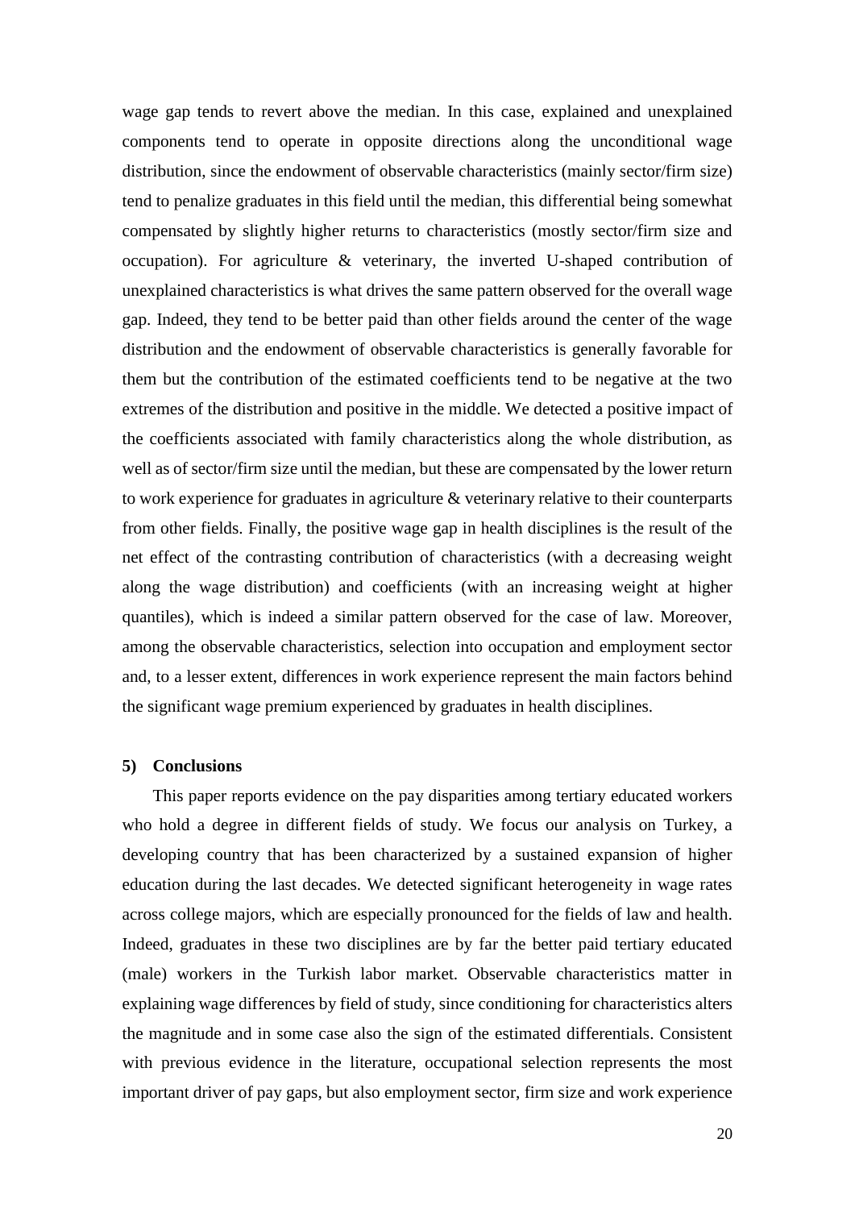wage gap tends to revert above the median. In this case, explained and unexplained components tend to operate in opposite directions along the unconditional wage distribution, since the endowment of observable characteristics (mainly sector/firm size) tend to penalize graduates in this field until the median, this differential being somewhat compensated by slightly higher returns to characteristics (mostly sector/firm size and occupation). For agriculture & veterinary, the inverted U-shaped contribution of unexplained characteristics is what drives the same pattern observed for the overall wage gap. Indeed, they tend to be better paid than other fields around the center of the wage distribution and the endowment of observable characteristics is generally favorable for them but the contribution of the estimated coefficients tend to be negative at the two extremes of the distribution and positive in the middle. We detected a positive impact of the coefficients associated with family characteristics along the whole distribution, as well as of sector/firm size until the median, but these are compensated by the lower return to work experience for graduates in agriculture & veterinary relative to their counterparts from other fields. Finally, the positive wage gap in health disciplines is the result of the net effect of the contrasting contribution of characteristics (with a decreasing weight along the wage distribution) and coefficients (with an increasing weight at higher quantiles), which is indeed a similar pattern observed for the case of law. Moreover, among the observable characteristics, selection into occupation and employment sector and, to a lesser extent, differences in work experience represent the main factors behind the significant wage premium experienced by graduates in health disciplines.

## 5) Conclusions

This paper reports evidence on the pay disparities among tertiary educated workers who hold a degree in different fields of study. We focus our analysis on Turkey, a developing country that has been characterized by a sustained expansion of higher education during the last decades. We detected significant heterogeneity in wage rates across college majors, which are especially pronounced for the fields of law and health. Indeed, graduates in these two disciplines are by far the better paid tertiary educated (male) workers in the Turkish labor market. Observable characteristics matter in explaining wage differences by field of study, since conditioning for characteristics alters the magnitude and in some case also the sign of the estimated differentials. Consistent with previous evidence in the literature, occupational selection represents the most important driver of pay gaps, but also employment sector, firm size and work experience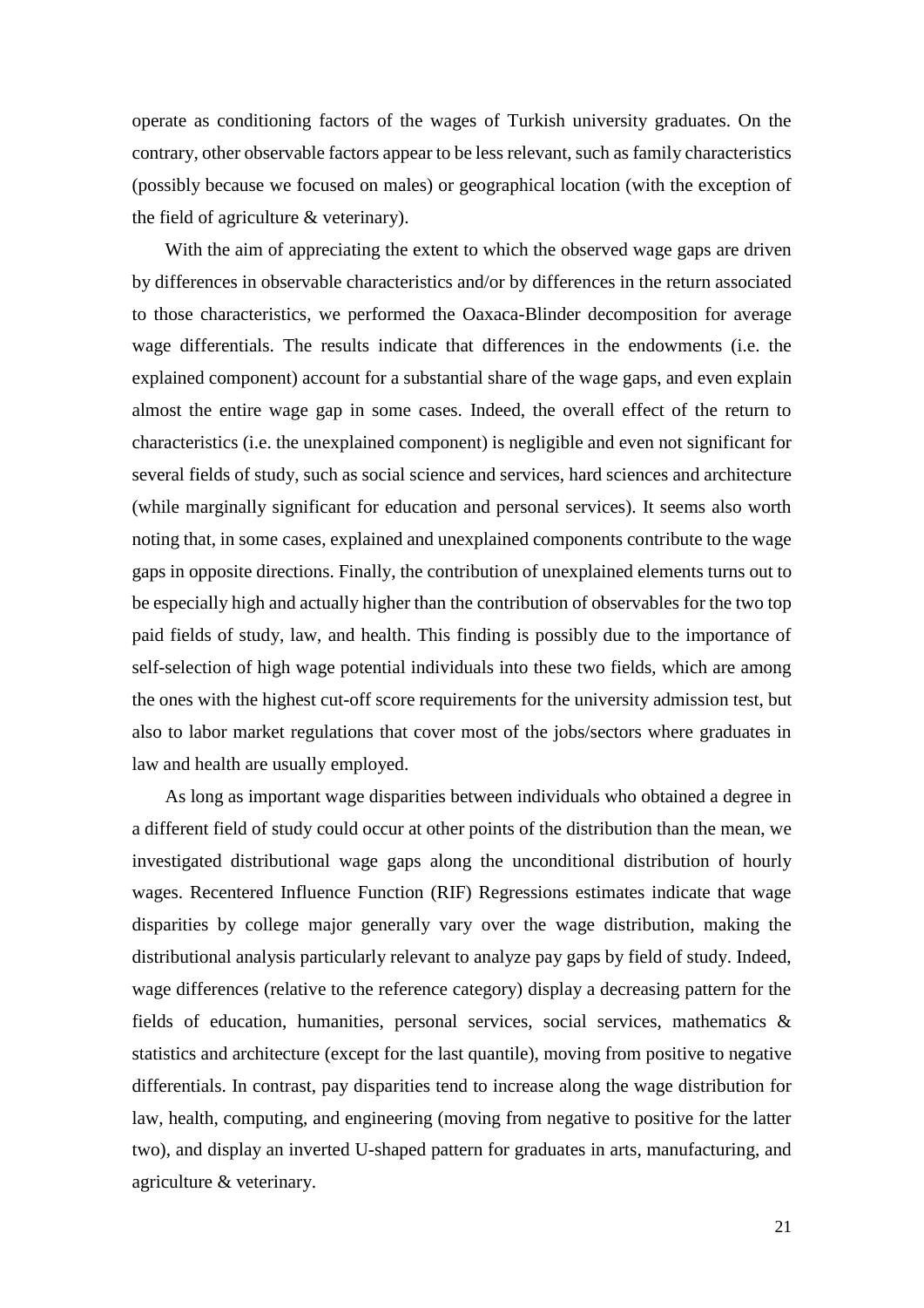operate as conditioning factors of the wages of Turkish university graduates. On the contrary, other observable factors appear to be less relevant, such as family characteristics (possibly because we focused on males) or geographical location (with the exception of the field of agriculture & veterinary).

With the aim of appreciating the extent to which the observed wage gaps are driven by differences in observable characteristics and/or by differences in the return associated to those characteristics, we performed the Oaxaca-Blinder decomposition for average wage differentials. The results indicate that differences in the endowments (i.e. the explained component) account for a substantial share of the wage gaps, and even explain almost the entire wage gap in some cases. Indeed, the overall effect of the return to characteristics (i.e. the unexplained component) is negligible and even not significant for several fields of study, such as social science and services, hard sciences and architecture (while marginally significant for education and personal services). It seems also worth noting that, in some cases, explained and unexplained components contribute to the wage gaps in opposite directions. Finally, the contribution of unexplained elements turns out to be especially high and actually higher than the contribution of observables for the two top paid fields of study, law, and health. This finding is possibly due to the importance of self-selection of high wage potential individuals into these two fields, which are among the ones with the highest cut-off score requirements for the university admission test, but also to labor market regulations that cover most of the jobs/sectors where graduates in law and health are usually employed.

As long as important wage disparities between individuals who obtained a degree in a different field of study could occur at other points of the distribution than the mean, we investigated distributional wage gaps along the unconditional distribution of hourly wages. Recentered Influence Function (RIF) Regressions estimates indicate that wage disparities by college major generally vary over the wage distribution, making the distributional analysis particularly relevant to analyze pay gaps by field of study. Indeed, wage differences (relative to the reference category) display a decreasing pattern for the fields of education, humanities, personal services, social services, mathematics & statistics and architecture (except for the last quantile), moving from positive to negative differentials. In contrast, pay disparities tend to increase along the wage distribution for law, health, computing, and engineering (moving from negative to positive for the latter two), and display an inverted U-shaped pattern for graduates in arts, manufacturing, and agriculture & veterinary.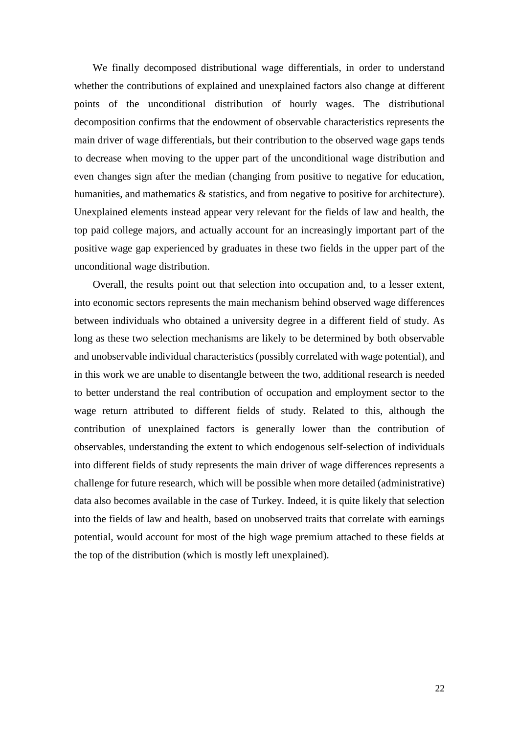We finally decomposed distributional wage differentials, in order to understand whether the contributions of explained and unexplained factors also change at different points of the unconditional distribution of hourly wages. The distributional decomposition confirms that the endowment of observable characteristics represents the main driver of wage differentials, but their contribution to the observed wage gaps tends to decrease when moving to the upper part of the unconditional wage distribution and even changes sign after the median (changing from positive to negative for education, humanities, and mathematics & statistics, and from negative to positive for architecture). Unexplained elements instead appear very relevant for the fields of law and health, the top paid college majors, and actually account for an increasingly important part of the positive wage gap experienced by graduates in these two fields in the upper part of the unconditional wage distribution.

Overall, the results point out that selection into occupation and, to a lesser extent, into economic sectors represents the main mechanism behind observed wage differences between individuals who obtained a university degree in a different field of study. As long as these two selection mechanisms are likely to be determined by both observable and unobservable individual characteristics (possibly correlated with wage potential), and in this work we are unable to disentangle between the two, additional research is needed to better understand the real contribution of occupation and employment sector to the wage return attributed to different fields of study. Related to this, although the contribution of unexplained factors is generally lower than the contribution of observables, understanding the extent to which endogenous self-selection of individuals into different fields of study represents the main driver of wage differences represents a challenge for future research, which will be possible when more detailed (administrative) data also becomes available in the case of Turkey. Indeed, it is quite likely that selection into the fields of law and health, based on unobserved traits that correlate with earnings potential, would account for most of the high wage premium attached to these fields at the top of the distribution (which is mostly left unexplained).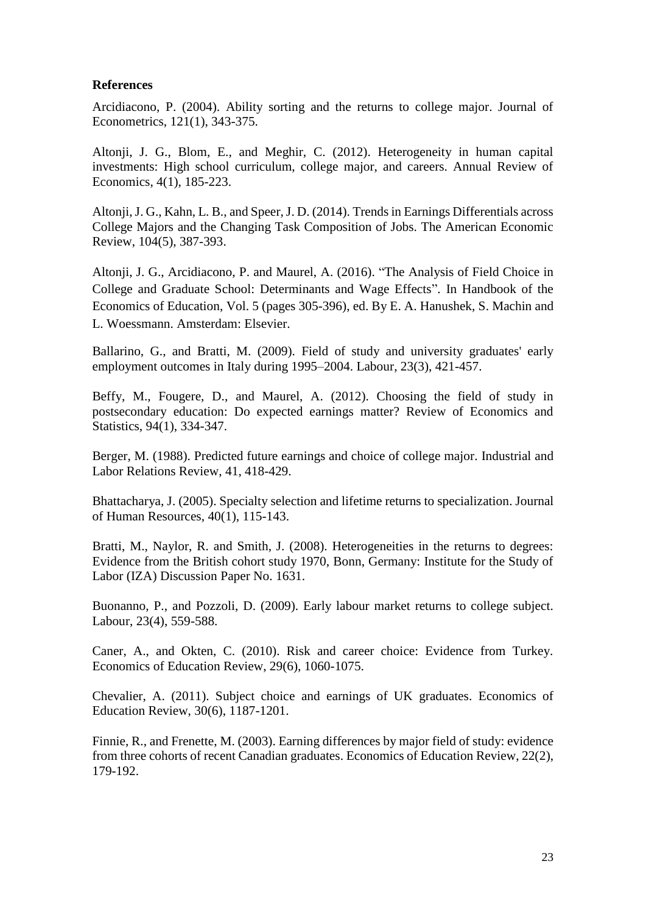**References**

Arcidiacono, P. (2004). Ability sorting and the returns to college major. Journal of Econometrics, 121(1), 343-375.

Altonji, J. G., Blom, E., and Meghir, C. (2012). Heterogeneity in human capital investments: High school curriculum, college major, and careers. Annual Review of Economics, 4(1), 185-223.

Altonji, J. G., Kahn, L. B., and Speer, J. D. (2014). Trends in Earnings Differentials across College Majors and the Changing Task Composition of Jobs. The American Economic Review, 104(5), 387-393.

Altonji, J. G., Arcidiacono, P. and Maurel, A. (2016). "The Analysis of Field Choice in College and Graduate School: Determinants and Wage Effects". In Handbook of the Economics of Education, Vol. 5 (pages 305-396), ed. By E. A. Hanushek, S. Machin and L. Woessmann. Amsterdam: Elsevier.

Ballarino, G., and Bratti, M. (2009). Field of study and university graduates' early employment outcomes in Italy during 1995–2004. Labour, 23(3), 421-457.

Beffy, M., Fougere, D., and Maurel, A. (2012). Choosing the field of study in postsecondary education: Do expected earnings matter? Review of Economics and Statistics, 94(1), 334-347.

Berger, M. (1988). Predicted future earnings and choice of college major. Industrial and Labor Relations Review, 41, 418-429.

Bhattacharya, J. (2005). Specialty selection and lifetime returns to specialization. Journal of Human Resources, 40(1), 115-143.

Bratti, M., Naylor, R. and Smith, J. (2008). Heterogeneities in the returns to degrees: Evidence from the British cohort study 1970, Bonn, Germany: Institute for the Study of Labor (IZA) Discussion Paper No. 1631.

Buonanno, P., and Pozzoli, D. (2009). Early labour market returns to college subject. Labour, 23(4), 559-588.

Caner, A., and Okten, C. (2010). Risk and career choice: Evidence from Turkey. Economics of Education Review, 29(6), 1060-1075.

Chevalier, A. (2011). Subject choice and earnings of UK graduates. Economics of Education Review, 30(6), 1187-1201.

Finnie, R., and Frenette, M. (2003). Earning differences by major field of study: evidence from three cohorts of recent Canadian graduates. Economics of Education Review, 22(2), 179-192.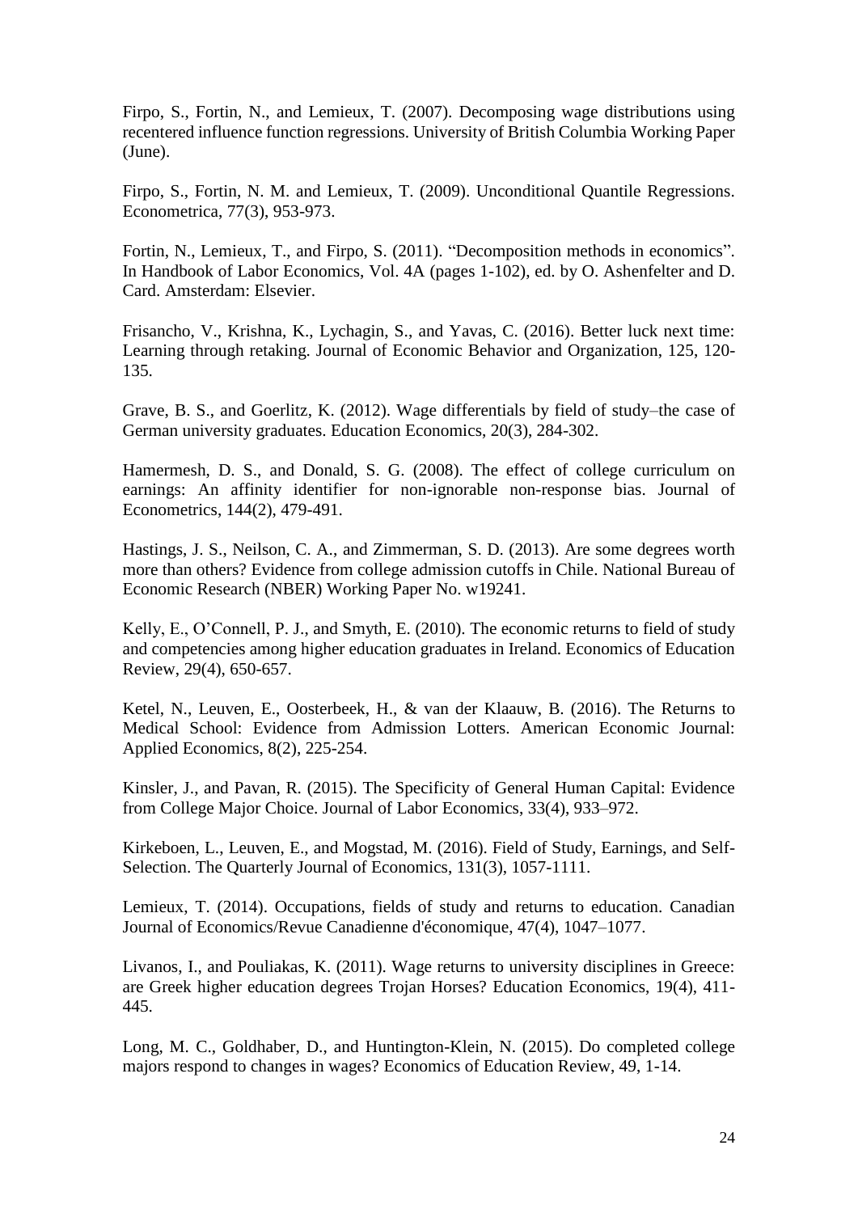Firpo, S., Fortin, N., and Lemieux, T. (2007). Decomposing wage distributions using recentered influence function regressions. University of British Columbia Working Paper (June).

Firpo, S., Fortin, N. M. and Lemieux, T. (2009). Unconditional Quantile Regressions. Econometrica, 77(3), 953-973.

Fortin, N., Lemieux, T., and Firpo, S. (2011). "Decomposition methods in economics". In Handbook of Labor Economics, Vol. 4A (pages 1-102), ed. by O. Ashenfelter and D. Card. Amsterdam: Elsevier.

Frisancho, V., Krishna, K., Lychagin, S., and Yavas, C. (2016). Better luck next time: Learning through retaking. Journal of Economic Behavior and Organization, 125, 120-135.

Grave, B. S., and Goerlitz, K. (2012). Wage differentials by field of study–the case of German university graduates. Education Economics, 20(3), 284-302.

Hamermesh, D. S., and Donald, S. G. (2008). The effect of college curriculum on earnings: An affinity identifier for non-ignorable non-response bias. Journal of Econometrics, 144(2), 479-491.

Hastings, J. S., Neilson, C. A., and Zimmerman, S. D. (2013). Are some degrees worth more than others? Evidence from college admission cutoffs in Chile. National Bureau of Economic Research (NBER) Working Paper No. w19241.

Kelly, E., O'Connell, P. J., and Smyth, E. (2010). The economic returns to field of study and competencies among higher education graduates in Ireland. Economics of Education Review, 29(4), 650-657.

Ketel, N., Leuven, E., Oosterbeek, H., & van der Klaauw, B. (2016). The Returns to Medical School: Evidence from Admission Lotters. American Economic Journal: Applied Economics, 8(2), 225-254.

Kinsler, J., and Pavan, R. (2015). The Specificity of General Human Capital: Evidence from College Major Choice. Journal of Labor Economics, 33(4), 933–972.

Kirkeboen, L., Leuven, E., and Mogstad, M. (2016). Field of Study, Earnings, and Self-Selection. The Quarterly Journal of Economics, 131(3), 1057-1111.

Lemieux, T. (2014). Occupations, fields of study and returns to education. Canadian Journal of Economics/Revue Canadienne d'économique, 47(4), 1047–1077.

Livanos, I., and Pouliakas, K. (2011). Wage returns to university disciplines in Greece: are Greek higher education degrees Trojan Horses? Education Economics, 19(4), 411-445.

Long, M. C., Goldhaber, D., and Huntington-Klein, N. (2015). Do completed college majors respond to changes in wages? Economics of Education Review, 49, 1-14.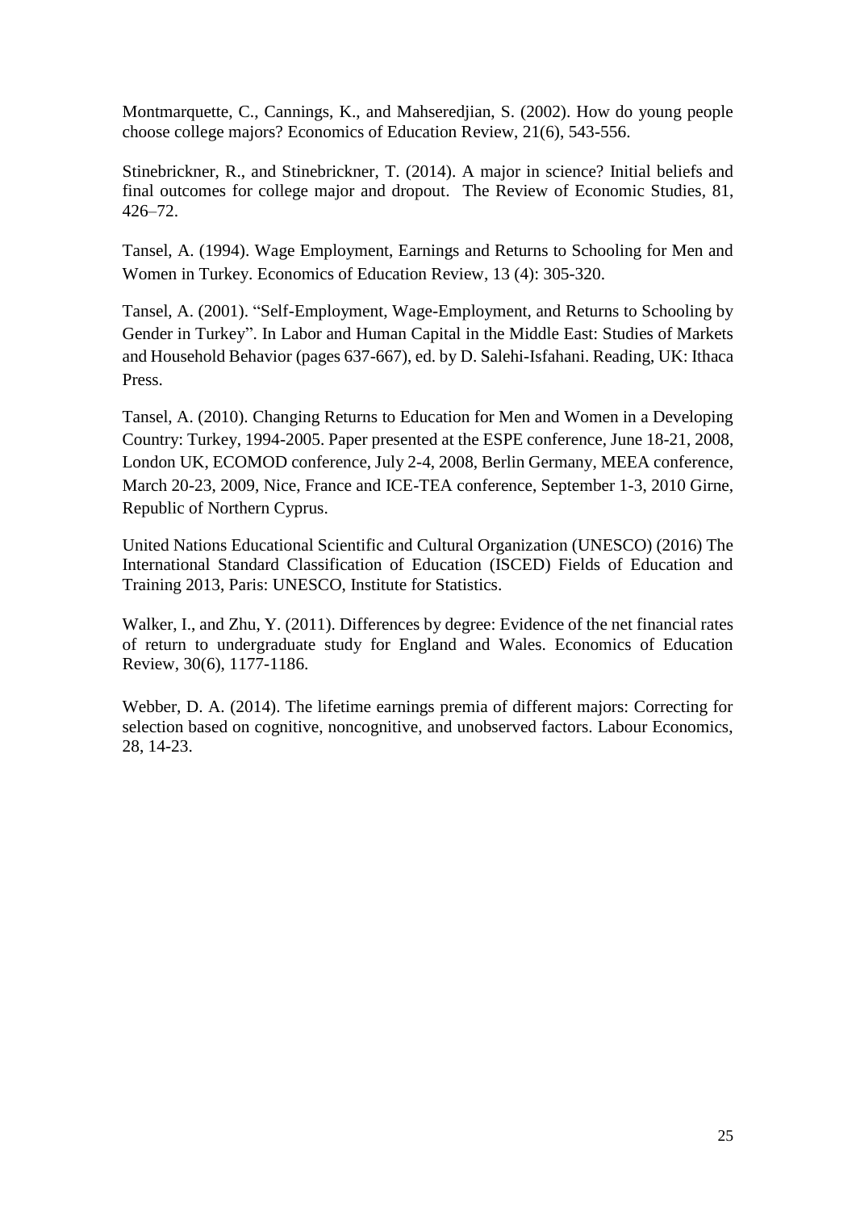Montmarquette, C., Cannings, K., and Mahseredjian, S. (2002). How do young people choose college majors? Economics of Education Review, 21(6), 543-556.

Stinebrickner, R., and Stinebrickner, T. (2014). A major in science? Initial beliefs and final outcomes for college major and dropout. The Review of Economic Studies, 81, 426–72.

Tansel, A. (1994). Wage Employment, Earnings and Returns to Schooling for Men and Women in Turkey. Economics of Education Review, 13 (4): 305-320.

Tansel, A. (2001). "Self-Employment, Wage-Employment, and Returns to Schooling by Gender in Turkey". In Labor and Human Capital in the Middle East: Studies of Markets and Household Behavior (pages 637-667), ed. by D. Salehi-Isfahani. Reading, UK: Ithaca Press.

Tansel, A. (2010). Changing Returns to Education for Men and Women in a Developing Country: Turkey, 1994-2005. Paper presented at the ESPE conference, June 18-21, 2008, London UK, ECOMOD conference, July 2-4, 2008, Berlin Germany, MEEA conference, March 20-23, 2009, Nice, France and ICE-TEA conference, September 1-3, 2010 Girne, Republic of Northern Cyprus.

United Nations Educational Scientific and Cultural Organization (UNESCO) (2016) The International Standard Classification of Education (ISCED) Fields of Education and Training 2013, Paris: UNESCO, Institute for Statistics.

Walker, I., and Zhu, Y. (2011). Differences by degree: Evidence of the net financial rates of return to undergraduate study for England and Wales. Economics of Education Review, 30(6), 1177-1186.

Webber, D. A. (2014). The lifetime earnings premia of different majors: Correcting for selection based on cognitive, noncognitive, and unobserved factors. Labour Economics, 28, 14-23.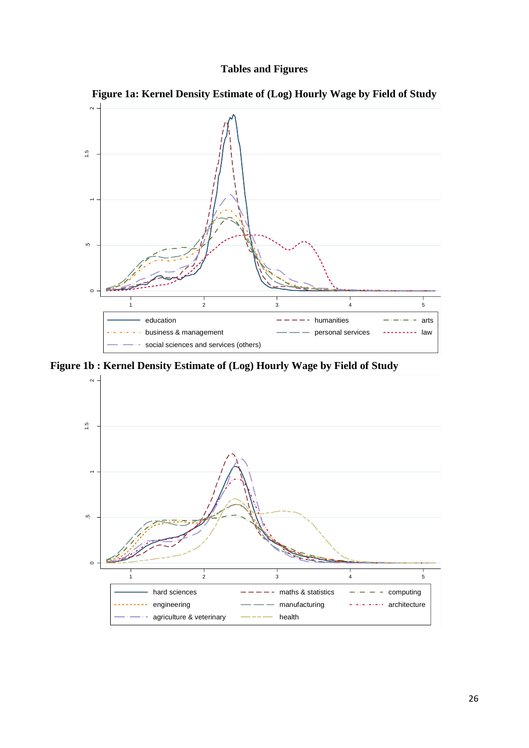# Tables and Figures

**Figure 1a: Kernel Density Estimate of (Log) Hourly Wage by Field of Study**

**Figure 1b : Kernel Density Estimate of (Log) Hourly Wage by Field of Study**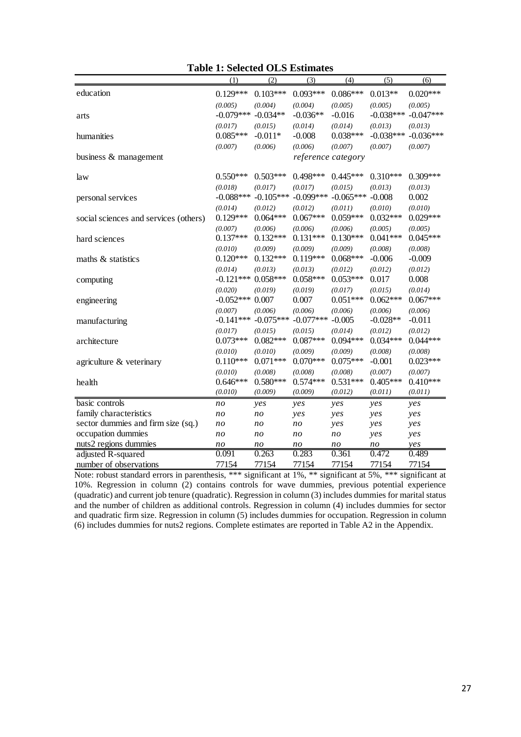**Table 1: Selected OLS Estimates**

| | (1) | (2) | (3) | (4) | (5) | (6) |
|---|---|---|---|---|---|---|
| education | 0.129*** | 0.103*** | 0.093*** | 0.086*** | 0.013** | 0.020*** |
| | *(0.005)* | *(0.004)* | *(0.004)* | *(0.005)* | *(0.005)* | *(0.005)* |
| arts | -0.079*** | -0.034** | -0.036** | -0.016 | -0.038*** | -0.047*** |
| | *(0.017)* | *(0.015)* | *(0.014)* | *(0.014)* | *(0.013)* | *(0.013)* |
| humanities | 0.085*** | -0.011* | -0.008 | 0.038*** | -0.038*** | -0.036*** |
| | *(0.007)* | *(0.006)* | *(0.006)* | *(0.007)* | *(0.007)* | *(0.007)* |
| business & management | | | *reference category* | | | |
| law | 0.550*** | 0.503*** | 0.498*** | 0.445*** | 0.310*** | 0.309*** |
| | *(0.018)* | *(0.017)* | *(0.017)* | *(0.015)* | *(0.013)* | *(0.013)* |
| personal services | -0.088*** | -0.105*** | -0.099*** | -0.065*** | -0.008 | 0.002 |
| | *(0.014)* | *(0.012)* | *(0.012)* | *(0.011)* | *(0.010)* | *(0.010)* |
| social sciences and services (others) | 0.129*** | 0.064*** | 0.067*** | 0.059*** | 0.032*** | 0.029*** |
| | *(0.007)* | *(0.006)* | *(0.006)* | *(0.006)* | *(0.005)* | *(0.005)* |
| hard sciences | 0.137*** | 0.132*** | 0.131*** | 0.130*** | 0.041*** | 0.045*** |
| | *(0.010)* | *(0.009)* | *(0.009)* | *(0.009)* | *(0.008)* | *(0.008)* |
| maths & statistics | 0.120*** | 0.132*** | 0.119*** | 0.068*** | -0.006 | -0.009 |
| | *(0.014)* | *(0.013)* | *(0.013)* | *(0.012)* | *(0.012)* | *(0.012)* |
| computing | -0.121*** | 0.058*** | 0.058*** | 0.053*** | 0.017 | 0.008 |
| | *(0.020)* | *(0.019)* | *(0.019)* | *(0.017)* | *(0.015)* | *(0.014)* |
| engineering | -0.052*** | 0.007 | 0.007 | 0.051*** | 0.062*** | 0.067*** |
| | *(0.007)* | *(0.006)* | *(0.006)* | *(0.006)* | *(0.006)* | *(0.006)* |
| manufacturing | -0.141*** | -0.075*** | -0.077*** | -0.005 | -0.028** | -0.011 |
| | *(0.017)* | *(0.015)* | *(0.015)* | *(0.014)* | *(0.012)* | *(0.012)* |
| architecture | 0.073*** | 0.082*** | 0.087*** | 0.094*** | 0.034*** | 0.044*** |
| | *(0.010)* | *(0.010)* | *(0.009)* | *(0.009)* | *(0.008)* | *(0.008)* |
| agriculture & veterinary | 0.110*** | 0.071*** | 0.070*** | 0.075*** | -0.001 | 0.023*** |
| | *(0.010)* | *(0.008)* | *(0.008)* | *(0.008)* | *(0.007)* | *(0.007)* |
| health | 0.646*** | 0.580*** | 0.574*** | 0.531*** | 0.405*** | 0.410*** |
| | *(0.010)* | *(0.009)* | *(0.009)* | *(0.012)* | *(0.011)* | *(0.011)* |
| basic controls | *no* | *yes* | *yes* | *yes* | *yes* | *yes* |
| family characteristics | *no* | *no* | *yes* | *yes* | *yes* | *yes* |
| sector dummies and firm size (sq.) | *no* | *no* | *no* | *yes* | *yes* | *yes* |
| occupation dummies | *no* | *no* | *no* | *no* | *yes* | *yes* |
| nuts2 regions dummies | *no* | *no* | *no* | *no* | *no* | *yes* |
| adjusted R-squared | 0.091 | 0.263 | 0.283 | 0.361 | 0.472 | 0.489 |
| number of observations | 77154 | 77154 | 77154 | 77154 | 77154 | 77154 |

Note: robust standard errors in parenthesis, *** significant at 1%, ** significant at 5%, *** significant at 10%. Regression in column (2) contains controls for wave dummies, previous potential experience (quadratic) and current job tenure (quadratic). Regression in column (3) includes dummies for marital status and the number of children as additional controls. Regression in column (4) includes dummies for sector and quadratic firm size. Regression in column (5) includes dummies for occupation. Regression in column (6) includes dummies for nuts2 regions. Complete estimates are reported in Table A2 in the Appendix.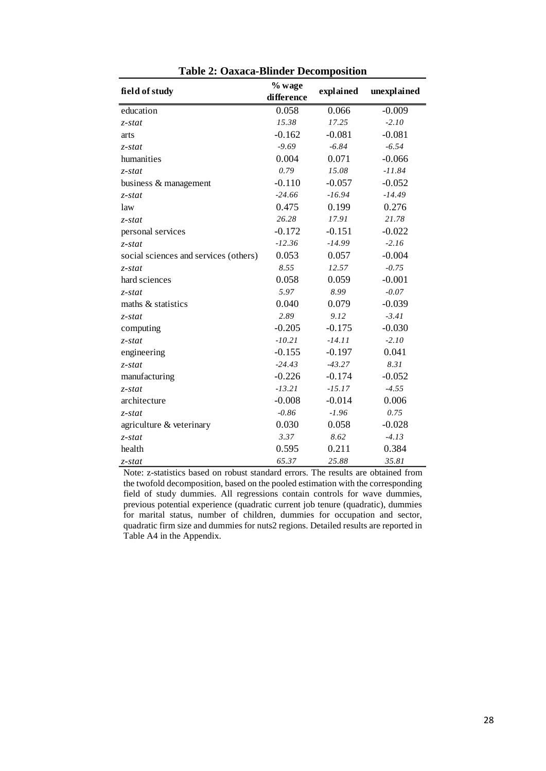**Table 2: Oaxaca-Blinder Decomposition**

| field of study | % wage difference | explained | unexplained |
|---|---|---|---|
| education | 0.058 | 0.066 | -0.009 |
| *z-stat* | *15.38* | *17.25* | *-2.10* |
| arts | -0.162 | -0.081 | -0.081 |
| *z-stat* | *-9.69* | *-6.84* | *-6.54* |
| humanities | 0.004 | 0.071 | -0.066 |
| *z-stat* | *0.79* | *15.08* | *-11.84* |
| business & management | -0.110 | -0.057 | -0.052 |
| *z-stat* | *-24.66* | *-16.94* | *-14.49* |
| law | 0.475 | 0.199 | 0.276 |
| *z-stat* | *26.28* | *17.91* | *21.78* |
| personal services | -0.172 | -0.151 | -0.022 |
| *z-stat* | *-12.36* | *-14.99* | *-2.16* |
| social sciences and services (others) | 0.053 | 0.057 | -0.004 |
| *z-stat* | *8.55* | *12.57* | *-0.75* |
| hard sciences | 0.058 | 0.059 | -0.001 |
| *z-stat* | *5.97* | *8.99* | *-0.07* |
| maths & statistics | 0.040 | 0.079 | -0.039 |
| *z-stat* | *2.89* | *9.12* | *-3.41* |
| computing | -0.205 | -0.175 | -0.030 |
| *z-stat* | *-10.21* | *-14.11* | *-2.10* |
| engineering | -0.155 | -0.197 | 0.041 |
| *z-stat* | *-24.43* | *-43.27* | *8.31* |
| manufacturing | -0.226 | -0.174 | -0.052 |
| *z-stat* | *-13.21* | *-15.17* | *-4.55* |
| architecture | -0.008 | -0.014 | 0.006 |
| *z-stat* | *-0.86* | *-1.96* | *0.75* |
| agriculture & veterinary | 0.030 | 0.058 | -0.028 |
| *z-stat* | *3.37* | *8.62* | *-4.13* |
| health | 0.595 | 0.211 | 0.384 |
| *z-stat* | *65.37* | *25.88* | *35.81* |

Note: z-statistics based on robust standard errors. The results are obtained from the twofold decomposition, based on the pooled estimation with the corresponding field of study dummies. All regressions contain controls for wave dummies, previous potential experience (quadratic current job tenure (quadratic), dummies for marital status, number of children, dummies for occupation and sector, quadratic firm size and dummies for nuts2 regions. Detailed results are reported in Table A4 in the Appendix.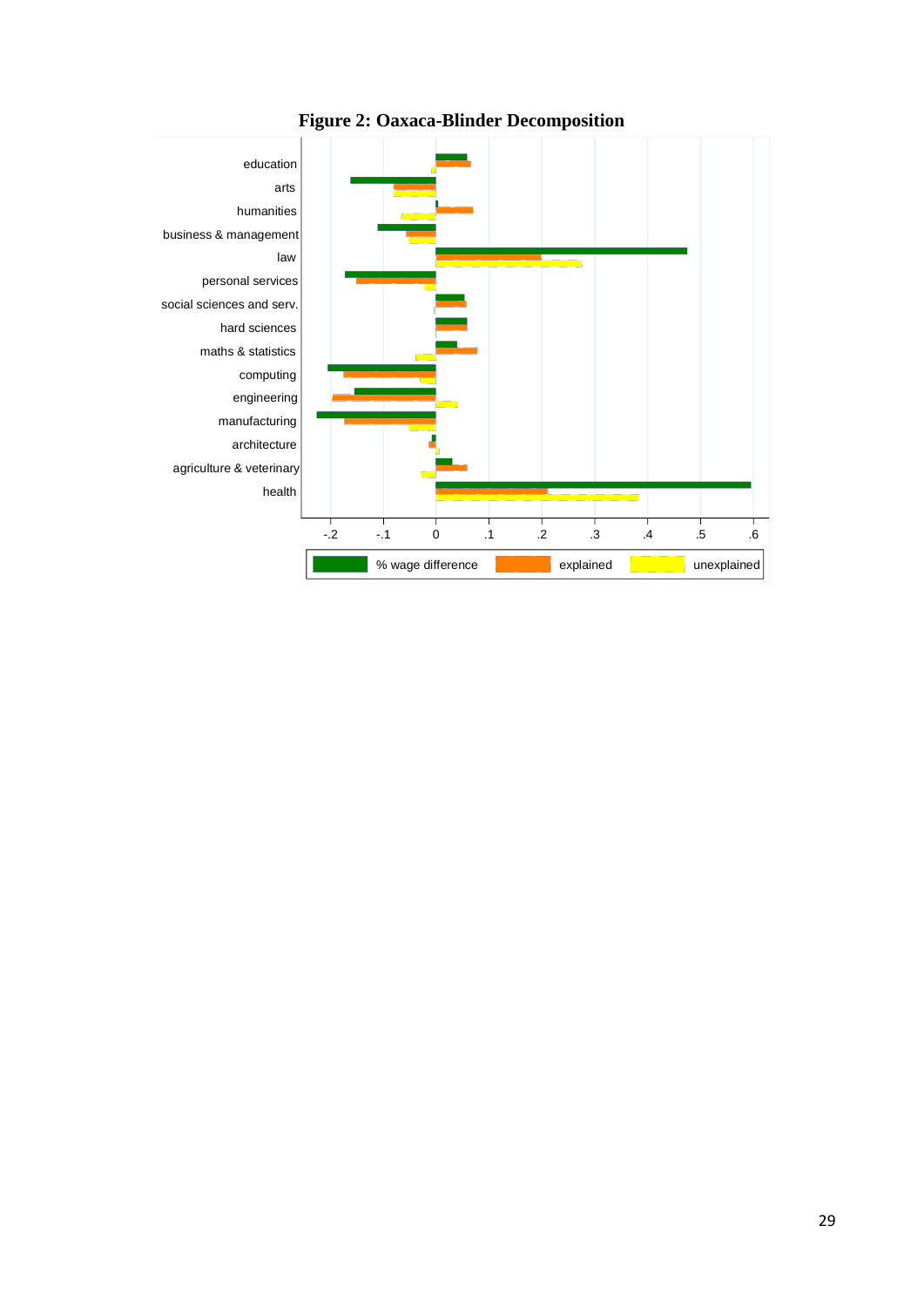**Figure 2: Oaxaca-Blinder Decomposition**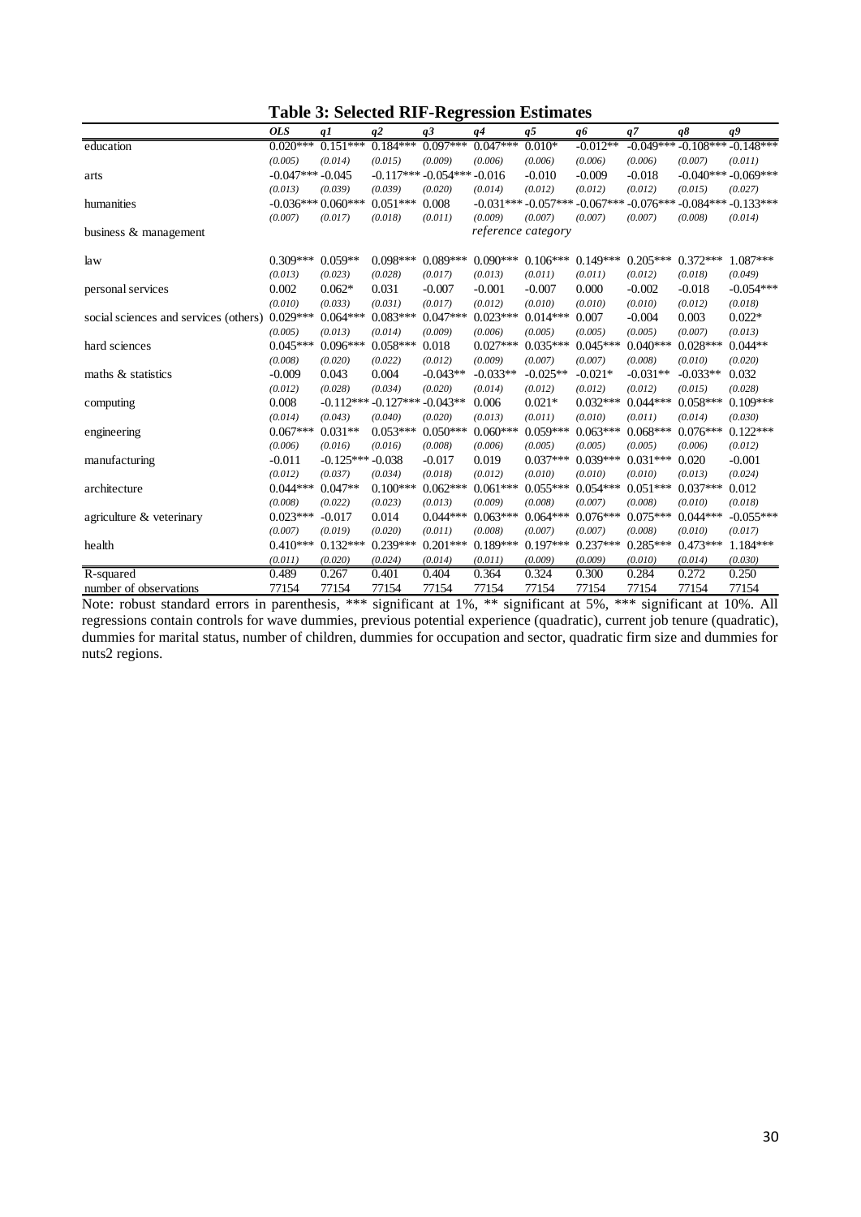**Table 3: Selected RIF-Regression Estimates**

| | *OLS* | *q1* | *q2* | *q3* | *q4* | *q5* | *q6* | *q7* | *q8* | *q9* |
|---|---|---|---|---|---|---|---|---|---|---|
| education | 0.020*** | 0.151*** | 0.184*** | 0.097*** | 0.047*** | 0.010* | -0.012** | -0.049*** | -0.108*** | -0.148*** |
| | *(0.005)* | *(0.014)* | *(0.015)* | *(0.009)* | *(0.006)* | *(0.006)* | *(0.006)* | *(0.006)* | *(0.007)* | *(0.011)* |
| arts | -0.047*** | -0.045 | -0.117*** | -0.054*** | -0.016 | -0.010 | -0.009 | -0.018 | -0.040*** | -0.069*** |
| | *(0.013)* | *(0.039)* | *(0.039)* | *(0.020)* | *(0.014)* | *(0.012)* | *(0.012)* | *(0.012)* | *(0.015)* | *(0.027)* |
| humanities | -0.036*** | 0.060*** | 0.051*** | 0.008 | -0.031*** | -0.057*** | -0.067*** | -0.076*** | -0.084*** | -0.133*** |
| | *(0.007)* | *(0.017)* | *(0.018)* | *(0.011)* | *(0.009)* | *(0.007)* | *(0.007)* | *(0.007)* | *(0.008)* | *(0.014)* |
| business & management | | | | | *reference category* | | | | | |
| law | 0.309*** | 0.059** | 0.098*** | 0.089*** | 0.090*** | 0.106*** | 0.149*** | 0.205*** | 0.372*** | 1.087*** |
| | *(0.013)* | *(0.023)* | *(0.028)* | *(0.017)* | *(0.013)* | *(0.011)* | *(0.011)* | *(0.012)* | *(0.018)* | *(0.049)* |
| personal services | 0.002 | 0.062* | 0.031 | -0.007 | -0.001 | -0.007 | 0.000 | -0.002 | -0.018 | -0.054*** |
| | *(0.010)* | *(0.033)* | *(0.031)* | *(0.017)* | *(0.012)* | *(0.010)* | *(0.010)* | *(0.010)* | *(0.012)* | *(0.018)* |
| social sciences and services (others) | 0.029*** | 0.064*** | 0.083*** | 0.047*** | 0.023*** | 0.014*** | 0.007 | -0.004 | 0.003 | 0.022* |
| | *(0.005)* | *(0.013)* | *(0.014)* | *(0.009)* | *(0.006)* | *(0.005)* | *(0.005)* | *(0.005)* | *(0.007)* | *(0.013)* |
| hard sciences | 0.045*** | 0.096*** | 0.058*** | 0.018 | 0.027*** | 0.035*** | 0.045*** | 0.040*** | 0.028*** | 0.044** |
| | *(0.008)* | *(0.020)* | *(0.022)* | *(0.012)* | *(0.009)* | *(0.007)* | *(0.007)* | *(0.008)* | *(0.010)* | *(0.020)* |
| maths & statistics | -0.009 | 0.043 | 0.004 | -0.043** | -0.033** | -0.025** | -0.021* | -0.031** | -0.033** | 0.032 |
| | *(0.012)* | *(0.028)* | *(0.034)* | *(0.020)* | *(0.014)* | *(0.012)* | *(0.012)* | *(0.012)* | *(0.015)* | *(0.028)* |
| computing | 0.008 | -0.112*** | -0.127*** | -0.043** | 0.006 | 0.021* | 0.032*** | 0.044*** | 0.058*** | 0.109*** |
| | *(0.014)* | *(0.043)* | *(0.040)* | *(0.020)* | *(0.013)* | *(0.011)* | *(0.010)* | *(0.011)* | *(0.014)* | *(0.030)* |
| engineering | 0.067*** | 0.031** | 0.053*** | 0.050*** | 0.060*** | 0.059*** | 0.063*** | 0.068*** | 0.076*** | 0.122*** |
| | *(0.006)* | *(0.016)* | *(0.016)* | *(0.008)* | *(0.006)* | *(0.005)* | *(0.005)* | *(0.005)* | *(0.006)* | *(0.012)* |
| manufacturing | -0.011 | -0.125*** | -0.038 | -0.017 | 0.019 | 0.037*** | 0.039*** | 0.031*** | 0.020 | -0.001 |
| | *(0.012)* | *(0.037)* | *(0.034)* | *(0.018)* | *(0.012)* | *(0.010)* | *(0.010)* | *(0.010)* | *(0.013)* | *(0.024)* |
| architecture | 0.044*** | 0.047** | 0.100*** | 0.062*** | 0.061*** | 0.055*** | 0.054*** | 0.051*** | 0.037*** | 0.012 |
| | *(0.008)* | *(0.022)* | *(0.023)* | *(0.013)* | *(0.009)* | *(0.008)* | *(0.007)* | *(0.008)* | *(0.010)* | *(0.018)* |
| agriculture & veterinary | 0.023*** | -0.017 | 0.014 | 0.044*** | 0.063*** | 0.064*** | 0.076*** | 0.075*** | 0.044*** | -0.055*** |
| | *(0.007)* | *(0.019)* | *(0.020)* | *(0.011)* | *(0.008)* | *(0.007)* | *(0.007)* | *(0.008)* | *(0.010)* | *(0.017)* |
| health | 0.410*** | 0.132*** | 0.239*** | 0.201*** | 0.189*** | 0.197*** | 0.237*** | 0.285*** | 0.473*** | 1.184*** |
| | *(0.011)* | *(0.020)* | *(0.024)* | *(0.014)* | *(0.011)* | *(0.009)* | *(0.009)* | *(0.010)* | *(0.014)* | *(0.030)* |
| R-squared | 0.489 | 0.267 | 0.401 | 0.404 | 0.364 | 0.324 | 0.300 | 0.284 | 0.272 | 0.250 |
| number of observations | 77154 | 77154 | 77154 | 77154 | 77154 | 77154 | 77154 | 77154 | 77154 | 77154 |

Note: robust standard errors in parenthesis, *** significant at 1%, ** significant at 5%, *** significant at 10%. All regressions contain controls for wave dummies, previous potential experience (quadratic), current job tenure (quadratic), dummies for marital status, number of children, dummies for occupation and sector, quadratic firm size and dummies for nuts2 regions.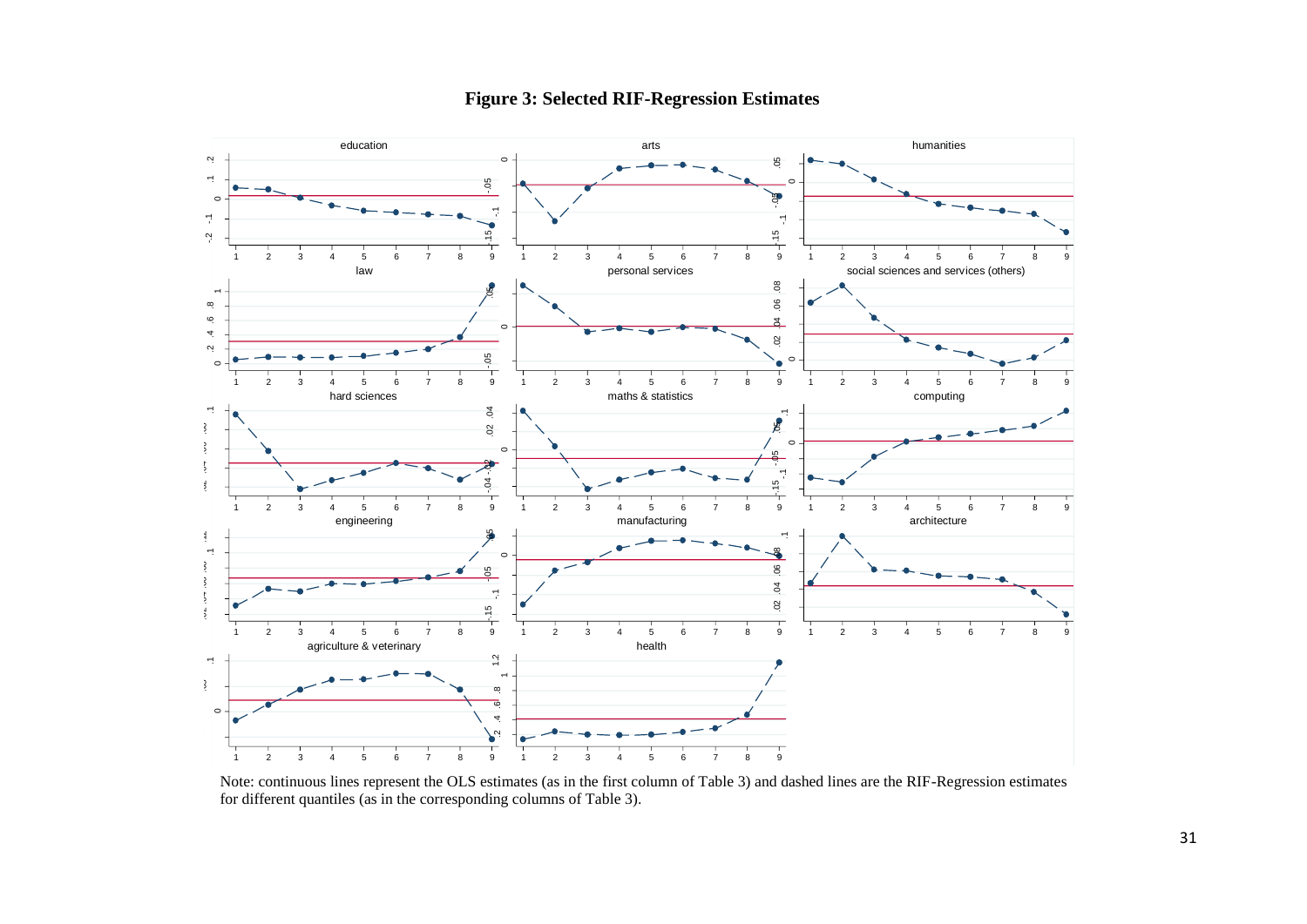**Figure 3: Selected RIF-Regression Estimates**

Note: continuous lines represent the OLS estimates (as in the first column of Table 3) and dashed lines are the RIF-Regression estimates for different quantiles (as in the corresponding columns of Table 3).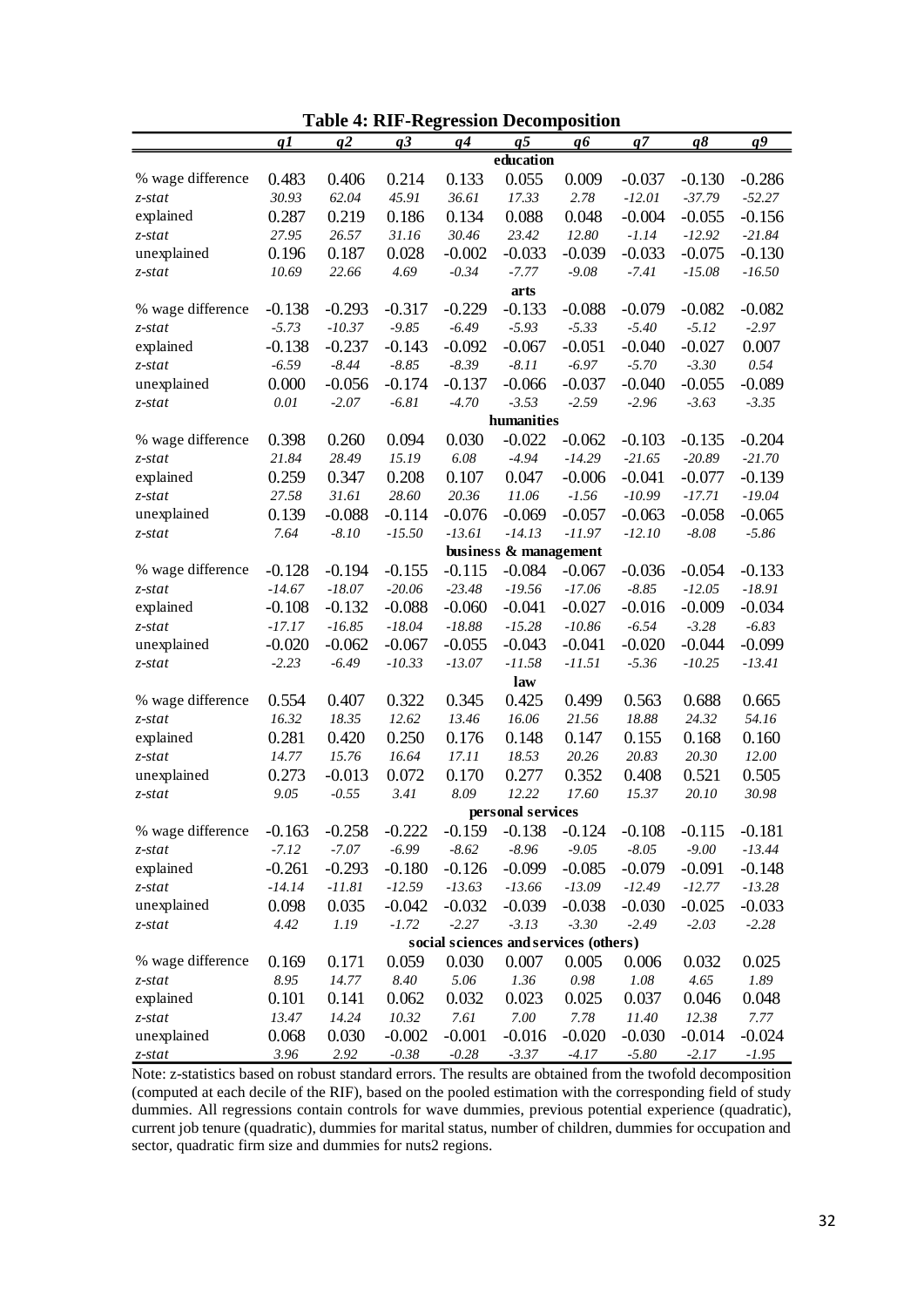**Table 4: RIF-Regression Decomposition**

| | *q1* | *q2* | *q3* | *q4* | *q5* | *q6* | *q7* | *q8* | *q9* |
|---|---|---|---|---|---|---|---|---|---|
| | | | | | **education** | | | | |
| % wage difference | 0.483 | 0.406 | 0.214 | 0.133 | 0.055 | 0.009 | -0.037 | -0.130 | -0.286 |
| *z-stat* | *30.93* | *62.04* | *45.91* | *36.61* | *17.33* | *2.78* | *-12.01* | *-37.79* | *-52.27* |
| explained | 0.287 | 0.219 | 0.186 | 0.134 | 0.088 | 0.048 | -0.004 | -0.055 | -0.156 |
| *z-stat* | *27.95* | *26.57* | *31.16* | *30.46* | *23.42* | *12.80* | *-1.14* | *-12.92* | *-21.84* |
| unexplained | 0.196 | 0.187 | 0.028 | -0.002 | -0.033 | -0.039 | -0.033 | -0.075 | -0.130 |
| *z-stat* | *10.69* | *22.66* | *4.69* | *-0.34* | *-7.77* | *-9.08* | *-7.41* | *-15.08* | *-16.50* |
| | | | | | **arts** | | | | |
| % wage difference | -0.138 | -0.293 | -0.317 | -0.229 | -0.133 | -0.088 | -0.079 | -0.082 | -0.082 |
| *z-stat* | *-5.73* | *-10.37* | *-9.85* | *-6.49* | *-5.93* | *-5.33* | *-5.40* | *-5.12* | *-2.97* |
| explained | -0.138 | -0.237 | -0.143 | -0.092 | -0.067 | -0.051 | -0.040 | -0.027 | 0.007 |
| *z-stat* | *-6.59* | *-8.44* | *-8.85* | *-8.39* | *-8.11* | *-6.97* | *-5.70* | *-3.30* | *0.54* |
| unexplained | 0.000 | -0.056 | -0.174 | -0.137 | -0.066 | -0.037 | -0.040 | -0.055 | -0.089 |
| *z-stat* | *0.01* | *-2.07* | *-6.81* | *-4.70* | *-3.53* | *-2.59* | *-2.96* | *-3.63* | *-3.35* |
| | | | | | **humanities** | | | | |
| % wage difference | 0.398 | 0.260 | 0.094 | 0.030 | -0.022 | -0.062 | -0.103 | -0.135 | -0.204 |
| *z-stat* | *21.84* | *28.49* | *15.19* | *6.08* | *-4.94* | *-14.29* | *-21.65* | *-20.89* | *-21.70* |
| explained | 0.259 | 0.347 | 0.208 | 0.107 | 0.047 | -0.006 | -0.041 | -0.077 | -0.139 |
| *z-stat* | *27.58* | *31.61* | *28.60* | *20.36* | *11.06* | *-1.56* | *-10.99* | *-17.71* | *-19.04* |
| unexplained | 0.139 | -0.088 | -0.114 | -0.076 | -0.069 | -0.057 | -0.063 | -0.058 | -0.065 |
| *z-stat* | *7.64* | *-8.10* | *-15.50* | *-13.61* | *-14.13* | *-11.97* | *-12.10* | *-8.08* | *-5.86* |
| | | | | | **business & management** | | | | |
| % wage difference | -0.128 | -0.194 | -0.155 | -0.115 | -0.084 | -0.067 | -0.036 | -0.054 | -0.133 |
| *z-stat* | *-14.67* | *-18.07* | *-20.06* | *-23.48* | *-19.56* | *-17.06* | *-8.85* | *-12.05* | *-18.91* |
| explained | -0.108 | -0.132 | -0.088 | -0.060 | -0.041 | -0.027 | -0.016 | -0.009 | -0.034 |
| *z-stat* | *-17.17* | *-16.85* | *-18.04* | *-18.88* | *-15.28* | *-10.86* | *-6.54* | *-3.28* | *-6.83* |
| unexplained | -0.020 | -0.062 | -0.067 | -0.055 | -0.043 | -0.041 | -0.020 | -0.044 | -0.099 |
| *z-stat* | *-2.23* | *-6.49* | *-10.33* | *-13.07* | *-11.58* | *-11.51* | *-5.36* | *-10.25* | *-13.41* |
| | | | | | **law** | | | | |
| % wage difference | 0.554 | 0.407 | 0.322 | 0.345 | 0.425 | 0.499 | 0.563 | 0.688 | 0.665 |
| *z-stat* | *16.32* | *18.35* | *12.62* | *13.46* | *16.06* | *21.56* | *18.88* | *24.32* | *54.16* |
| explained | 0.281 | 0.420 | 0.250 | 0.176 | 0.148 | 0.147 | 0.155 | 0.168 | 0.160 |
| *z-stat* | *14.77* | *15.76* | *16.64* | *17.11* | *18.53* | *20.26* | *20.83* | *20.30* | *12.00* |
| unexplained | 0.273 | -0.013 | 0.072 | 0.170 | 0.277 | 0.352 | 0.408 | 0.521 | 0.505 |
| *z-stat* | *9.05* | *-0.55* | *3.41* | *8.09* | *12.22* | *17.60* | *15.37* | *20.10* | *30.98* |
| | | | | | **personal services** | | | | |
| % wage difference | -0.163 | -0.258 | -0.222 | -0.159 | -0.138 | -0.124 | -0.108 | -0.115 | -0.181 |
| *z-stat* | *-7.12* | *-7.07* | *-6.99* | *-8.62* | *-8.96* | *-9.05* | *-8.05* | *-9.00* | *-13.44* |
| explained | -0.261 | -0.293 | -0.180 | -0.126 | -0.099 | -0.085 | -0.079 | -0.091 | -0.148 |
| *z-stat* | *-14.14* | *-11.81* | *-12.59* | *-13.63* | *-13.66* | *-13.09* | *-12.49* | *-12.77* | *-13.28* |
| unexplained | 0.098 | 0.035 | -0.042 | -0.032 | -0.039 | -0.038 | -0.030 | -0.025 | -0.033 |
| *z-stat* | *4.42* | *1.19* | *-1.72* | *-2.27* | *-3.13* | *-3.30* | *-2.49* | *-2.03* | *-2.28* |
| | | | | | **social sciences and services (others)** | | | | |
| % wage difference | 0.169 | 0.171 | 0.059 | 0.030 | 0.007 | 0.005 | 0.006 | 0.032 | 0.025 |
| *z-stat* | *8.95* | *14.77* | *8.40* | *5.06* | *1.36* | *0.98* | *1.08* | *4.65* | *1.89* |
| explained | 0.101 | 0.141 | 0.062 | 0.032 | 0.023 | 0.025 | 0.037 | 0.046 | 0.048 |
| *z-stat* | *13.47* | *14.24* | *10.32* | *7.61* | *7.00* | *7.78* | *11.40* | *12.38* | *7.77* |
| unexplained | 0.068 | 0.030 | -0.002 | -0.001 | -0.016 | -0.020 | -0.030 | -0.014 | -0.024 |
| *z-stat* | *3.96* | *2.92* | *-0.38* | *-0.28* | *-3.37* | *-4.17* | *-5.80* | *-2.17* | *-1.95* |

Note: z-statistics based on robust standard errors. The results are obtained from the twofold decomposition (computed at each decile of the RIF), based on the pooled estimation with the corresponding field of study dummies. All regressions contain controls for wave dummies, previous potential experience (quadratic), current job tenure (quadratic), dummies for marital status, number of children, dummies for occupation and sector, quadratic firm size and dummies for nuts2 regions.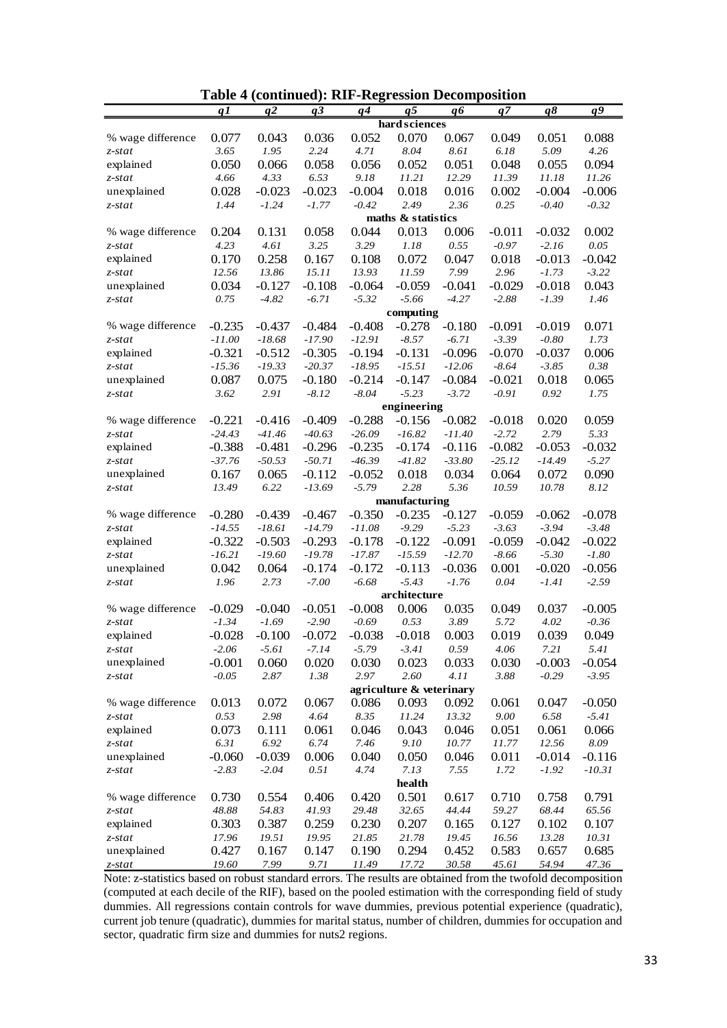**Table 4 (continued): RIF-Regression Decomposition**

| | q1 | q2 | q3 | q4 | q5 | q6 | q7 | q8 | q9 |
|---|---|---|---|---|---|---|---|---|---|
| | | | | | **hard sciences** | | | | |
| % wage difference | 0.077 | 0.043 | 0.036 | 0.052 | 0.070 | 0.067 | 0.049 | 0.051 | 0.088 |
| *z-stat* | *3.65* | *1.95* | *2.24* | *4.71* | *8.04* | *8.61* | *6.18* | *5.09* | *4.26* |
| explained | 0.050 | 0.066 | 0.058 | 0.056 | 0.052 | 0.051 | 0.048 | 0.055 | 0.094 |
| *z-stat* | *4.66* | *4.33* | *6.53* | *9.18* | *11.21* | *12.29* | *11.39* | *11.18* | *11.26* |
| unexplained | 0.028 | -0.023 | -0.023 | -0.004 | 0.018 | 0.016 | 0.002 | -0.004 | -0.006 |
| *z-stat* | *1.44* | *-1.24* | *-1.77* | *-0.42* | *2.49* | *2.36* | *0.25* | *-0.40* | *-0.32* |
| | | | | | **maths & statistics** | | | | |
| % wage difference | 0.204 | 0.131 | 0.058 | 0.044 | 0.013 | 0.006 | -0.011 | -0.032 | 0.002 |
| *z-stat* | *4.23* | *4.61* | *3.25* | *3.29* | *1.18* | *0.55* | *-0.97* | *-2.16* | *0.05* |
| explained | 0.170 | 0.258 | 0.167 | 0.108 | 0.072 | 0.047 | 0.018 | -0.013 | -0.042 |
| *z-stat* | *12.56* | *13.86* | *15.11* | *13.93* | *11.59* | *7.99* | *2.96* | *-1.73* | *-3.22* |
| unexplained | 0.034 | -0.127 | -0.108 | -0.064 | -0.059 | -0.041 | -0.029 | -0.018 | 0.043 |
| *z-stat* | *0.75* | *-4.82* | *-6.71* | *-5.32* | *-5.66* | *-4.27* | *-2.88* | *-1.39* | *1.46* |
| | | | | | **computing** | | | | |
| % wage difference | -0.235 | -0.437 | -0.484 | -0.408 | -0.278 | -0.180 | -0.091 | -0.019 | 0.071 |
| *z-stat* | *-11.00* | *-18.68* | *-17.90* | *-12.91* | *-8.57* | *-6.71* | *-3.39* | *-0.80* | *1.73* |
| explained | -0.321 | -0.512 | -0.305 | -0.194 | -0.131 | -0.096 | -0.070 | -0.037 | 0.006 |
| *z-stat* | *-15.36* | *-19.33* | *-20.37* | *-18.95* | *-15.51* | *-12.06* | *-8.64* | *-3.85* | *0.38* |
| unexplained | 0.087 | 0.075 | -0.180 | -0.214 | -0.147 | -0.084 | -0.021 | 0.018 | 0.065 |
| *z-stat* | *3.62* | *2.91* | *-8.12* | *-8.04* | *-5.23* | *-3.72* | *-0.91* | *0.92* | *1.75* |
| | | | | | **engineering** | | | | |
| % wage difference | -0.221 | -0.416 | -0.409 | -0.288 | -0.156 | -0.082 | -0.018 | 0.020 | 0.059 |
| *z-stat* | *-24.43* | *-41.46* | *-40.63* | *-26.09* | *-16.82* | *-11.40* | *-2.72* | *2.79* | *5.33* |
| explained | -0.388 | -0.481 | -0.296 | -0.235 | -0.174 | -0.116 | -0.082 | -0.053 | -0.032 |
| *z-stat* | *-37.76* | *-50.53* | *-50.71* | *-46.39* | *-41.82* | *-33.80* | *-25.12* | *-14.49* | *-5.27* |
| unexplained | 0.167 | 0.065 | -0.112 | -0.052 | 0.018 | 0.034 | 0.064 | 0.072 | 0.090 |
| *z-stat* | *13.49* | *6.22* | *-13.69* | *-5.79* | *2.28* | *5.36* | *10.59* | *10.78* | *8.12* |
| | | | | | **manufacturing** | | | | |
| % wage difference | -0.280 | -0.439 | -0.467 | -0.350 | -0.235 | -0.127 | -0.059 | -0.062 | -0.078 |
| *z-stat* | *-14.55* | *-18.61* | *-14.79* | *-11.08* | *-9.29* | *-5.23* | *-3.63* | *-3.94* | *-3.48* |
| explained | -0.322 | -0.503 | -0.293 | -0.178 | -0.122 | -0.091 | -0.059 | -0.042 | -0.022 |
| *z-stat* | *-16.21* | *-19.60* | *-19.78* | *-17.87* | *-15.59* | *-12.70* | *-8.66* | *-5.30* | *-1.80* |
| unexplained | 0.042 | 0.064 | -0.174 | -0.172 | -0.113 | -0.036 | 0.001 | -0.020 | -0.056 |
| *z-stat* | *1.96* | *2.73* | *-7.00* | *-6.68* | *-5.43* | *-1.76* | *0.04* | *-1.41* | *-2.59* |
| | | | | | **architecture** | | | | |
| % wage difference | -0.029 | -0.040 | -0.051 | -0.008 | 0.006 | 0.035 | 0.049 | 0.037 | -0.005 |
| *z-stat* | *-1.34* | *-1.69* | *-2.90* | *-0.69* | *0.53* | *3.89* | *5.72* | *4.02* | *-0.36* |
| explained | -0.028 | -0.100 | -0.072 | -0.038 | -0.018 | 0.003 | 0.019 | 0.039 | 0.049 |
| *z-stat* | *-2.06* | *-5.61* | *-7.14* | *-5.79* | *-3.41* | *0.59* | *4.06* | *7.21* | *5.41* |
| unexplained | -0.001 | 0.060 | 0.020 | 0.030 | 0.023 | 0.033 | 0.030 | -0.003 | -0.054 |
| *z-stat* | *-0.05* | *2.87* | *1.38* | *2.97* | *2.60* | *4.11* | *3.88* | *-0.29* | *-3.95* |
| | | | | | **agriculture & veterinary** | | | | |
| % wage difference | 0.013 | 0.072 | 0.067 | 0.086 | 0.093 | 0.092 | 0.061 | 0.047 | -0.050 |
| *z-stat* | *0.53* | *2.98* | *4.64* | *8.35* | *11.24* | *13.32* | *9.00* | *6.58* | *-5.41* |
| explained | 0.073 | 0.111 | 0.061 | 0.046 | 0.043 | 0.046 | 0.051 | 0.061 | 0.066 |
| *z-stat* | *6.31* | *6.92* | *6.74* | *7.46* | *9.10* | *10.77* | *11.77* | *12.56* | *8.09* |
| unexplained | -0.060 | -0.039 | 0.006 | 0.040 | 0.050 | 0.046 | 0.011 | -0.014 | -0.116 |
| *z-stat* | *-2.83* | *-2.04* | *0.51* | *4.74* | *7.13* | *7.55* | *1.72* | *-1.92* | *-10.31* |
| | | | | | **health** | | | | |
| % wage difference | 0.730 | 0.554 | 0.406 | 0.420 | 0.501 | 0.617 | 0.710 | 0.758 | 0.791 |
| *z-stat* | *48.88* | *54.83* | *41.93* | *29.48* | *32.65* | *44.44* | *59.27* | *68.44* | *65.56* |
| explained | 0.303 | 0.387 | 0.259 | 0.230 | 0.207 | 0.165 | 0.127 | 0.102 | 0.107 |
| *z-stat* | *17.96* | *19.51* | *19.95* | *21.85* | *21.78* | *19.45* | *16.56* | *13.28* | *10.31* |
| unexplained | 0.427 | 0.167 | 0.147 | 0.190 | 0.294 | 0.452 | 0.583 | 0.657 | 0.685 |
| *z-stat* | *19.60* | *7.99* | *9.71* | *11.49* | *17.72* | *30.58* | *45.61* | *54.94* | *47.36* |

Note: z-statistics based on robust standard errors. The results are obtained from the twofold decomposition (computed at each decile of the RIF), based on the pooled estimation with the corresponding field of study dummies. All regressions contain controls for wave dummies, previous potential experience (quadratic), current job tenure (quadratic), dummies for marital status, number of children, dummies for occupation and sector, quadratic firm size and dummies for nuts2 regions.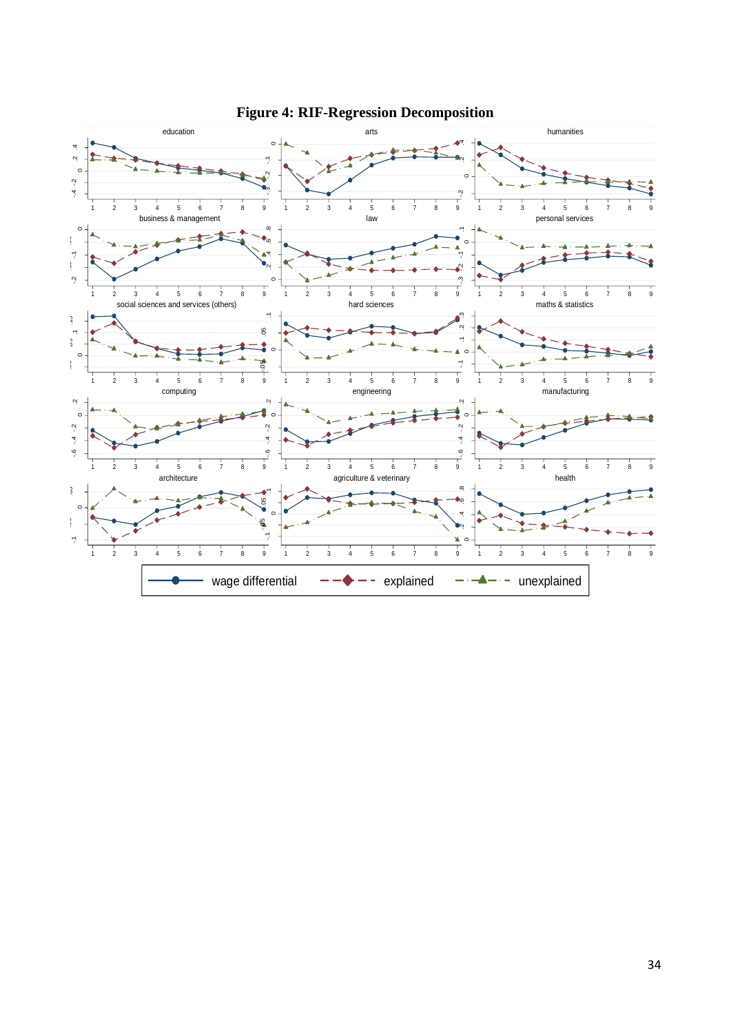**Figure 4: RIF-Regression Decomposition**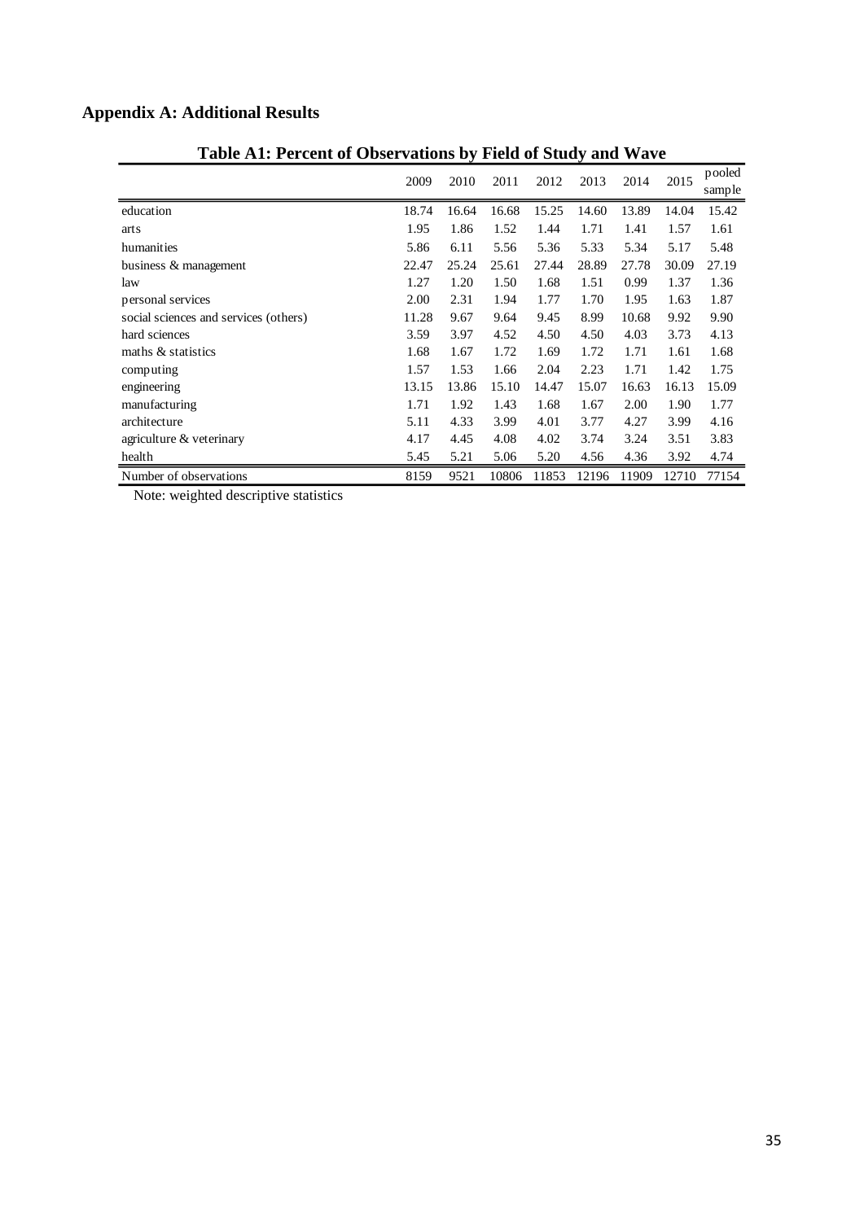## Appendix A: Additional Results

**Table A1: Percent of Observations by Field of Study and Wave**

| | 2009 | 2010 | 2011 | 2012 | 2013 | 2014 | 2015 | pooled sample |
|---|---|---|---|---|---|---|---|---|
| education | 18.74 | 16.64 | 16.68 | 15.25 | 14.60 | 13.89 | 14.04 | 15.42 |
| arts | 1.95 | 1.86 | 1.52 | 1.44 | 1.71 | 1.41 | 1.57 | 1.61 |
| humanities | 5.86 | 6.11 | 5.56 | 5.36 | 5.33 | 5.34 | 5.17 | 5.48 |
| business & management | 22.47 | 25.24 | 25.61 | 27.44 | 28.89 | 27.78 | 30.09 | 27.19 |
| law | 1.27 | 1.20 | 1.50 | 1.68 | 1.51 | 0.99 | 1.37 | 1.36 |
| personal services | 2.00 | 2.31 | 1.94 | 1.77 | 1.70 | 1.95 | 1.63 | 1.87 |
| social sciences and services (others) | 11.28 | 9.67 | 9.64 | 9.45 | 8.99 | 10.68 | 9.92 | 9.90 |
| hard sciences | 3.59 | 3.97 | 4.52 | 4.50 | 4.50 | 4.03 | 3.73 | 4.13 |
| maths & statistics | 1.68 | 1.67 | 1.72 | 1.69 | 1.72 | 1.71 | 1.61 | 1.68 |
| computing | 1.57 | 1.53 | 1.66 | 2.04 | 2.23 | 1.71 | 1.42 | 1.75 |
| engineering | 13.15 | 13.86 | 15.10 | 14.47 | 15.07 | 16.63 | 16.13 | 15.09 |
| manufacturing | 1.71 | 1.92 | 1.43 | 1.68 | 1.67 | 2.00 | 1.90 | 1.77 |
| architecture | 5.11 | 4.33 | 3.99 | 4.01 | 3.77 | 4.27 | 3.99 | 4.16 |
| agriculture & veterinary | 4.17 | 4.45 | 4.08 | 4.02 | 3.74 | 3.24 | 3.51 | 3.83 |
| health | 5.45 | 5.21 | 5.06 | 5.20 | 4.56 | 4.36 | 3.92 | 4.74 |
| Number of observations | 8159 | 9521 | 10806 | 11853 | 12196 | 11909 | 12710 | 77154 |

Note: weighted descriptive statistics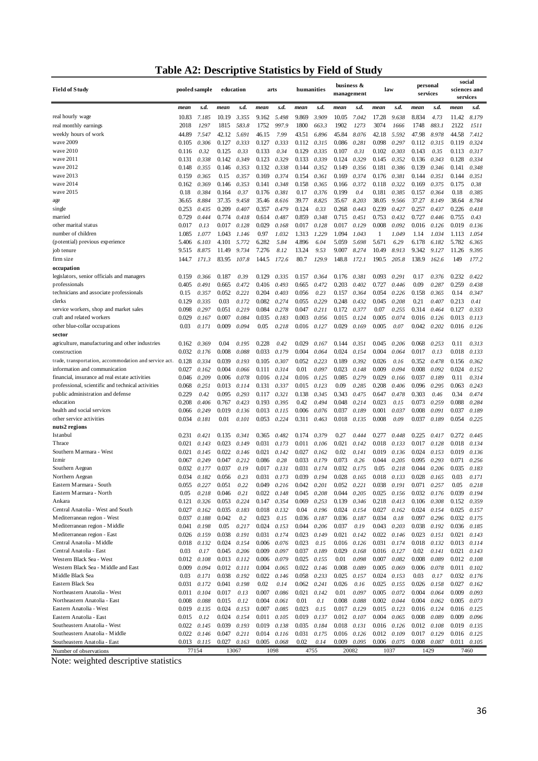# Table A2: Descriptive Statistics by Field of Study

| Field of Study | pooled sample | | education | | arts | | humanities | | business & management | | law | | personal services | | social sciences and services | |
|---|---|---|---|---|---|---|---|---|---|---|---|---|---|---|---|---|
| | *mean* | *s.d.* | *mean* | *s.d.* | *mean* | *s.d.* | *mean* | *s.d.* | *mean* | *s.d.* | *mean* | *s.d.* | *mean* | *s.d.* | *mean* | *s.d.* |
| real hourly wage | 10.83 | *7.185* | 10.19 | *3.355* | 9.162 | *5.498* | 9.869 | *3.909* | 10.05 | *7.042* | 17.28 | *9.638* | 8.834 | *4.73* | 11.42 | *8.179* |
| real monthly earnings | 2018 | *1297* | 1815 | *583.8* | 1752 | *997.9* | 1800 | *663.3* | 1902 | *1273* | 3074 | *1666* | 1748 | *883.1* | 2122 | *1511* |
| weekly hours of work | 44.89 | *7.547* | 42.12 | *5.691* | 46.15 | *7.99* | 43.51 | *6.896* | 45.84 | *8.076* | 42.18 | *5.592* | 47.98 | *8.978* | 44.58 | *7.412* |
| wave 2009 | 0.105 | *0.306* | 0.127 | *0.333* | 0.127 | *0.333* | 0.112 | *0.315* | 0.086 | *0.281* | 0.098 | *0.297* | 0.112 | *0.315* | 0.119 | *0.324* |
| wave 2010 | 0.116 | *0.32* | 0.125 | *0.33* | 0.133 | *0.34* | 0.129 | *0.335* | 0.107 | *0.31* | 0.102 | *0.303* | 0.143 | *0.35* | 0.113 | *0.317* |
| wave 2011 | 0.131 | *0.338* | 0.142 | *0.349* | 0.123 | *0.329* | 0.133 | *0.339* | 0.124 | *0.329* | 0.145 | *0.352* | 0.136 | *0.343* | 0.128 | *0.334* |
| wave 2012 | 0.148 | *0.355* | 0.146 | *0.353* | 0.132 | *0.338* | 0.144 | *0.352* | 0.149 | *0.356* | 0.181 | *0.386* | 0.139 | *0.346* | 0.141 | *0.348* |
| wave 2013 | 0.159 | *0.365* | 0.15 | *0.357* | 0.169 | *0.374* | 0.154 | *0.361* | 0.169 | *0.374* | 0.176 | *0.381* | 0.144 | *0.351* | 0.144 | *0.351* |
| wave 2014 | 0.162 | *0.369* | 0.146 | *0.353* | 0.141 | *0.348* | 0.158 | *0.365* | 0.166 | *0.372* | 0.118 | *0.322* | 0.169 | *0.375* | 0.175 | *0.38* |
| wave 2015 | 0.18 | *0.384* | 0.164 | *0.37* | 0.176 | *0.381* | 0.17 | *0.376* | 0.199 | *0.4* | 0.181 | *0.385* | 0.157 | *0.364* | 0.18 | *0.385* |
| age | 36.65 | *8.884* | 37.35 | *9.458* | 35.46 | *8.616* | 39.77 | *8.825* | 35.67 | *8.203* | 38.05 | *9.566* | 37.27 | *8.149* | 38.64 | *8.784* |
| single | 0.253 | *0.435* | 0.209 | *0.407* | 0.357 | *0.479* | 0.124 | *0.33* | 0.268 | *0.443* | 0.239 | *0.427* | 0.257 | *0.437* | 0.226 | *0.418* |
| married | 0.729 | *0.444* | 0.774 | *0.418* | 0.614 | *0.487* | 0.859 | *0.348* | 0.715 | *0.451* | 0.753 | *0.432* | 0.727 | *0.446* | 0.755 | *0.43* |
| other marital status | 0.017 | *0.13* | 0.017 | *0.128* | 0.029 | *0.168* | 0.017 | *0.128* | 0.017 | *0.129* | 0.008 | *0.092* | 0.016 | *0.126* | 0.019 | *0.136* |
| number of children | 1.085 | *1.077* | 1.043 | *1.146* | 0.97 | *1.032* | 1.313 | *1.229* | 1.094 | *1.043* | 1 | *1.049* | 1.14 | *1.034* | 1.113 | *1.054* |
| (potential) previous experience | 5.406 | *6.103* | 4.101 | *5.772* | 6.282 | *5.84* | 4.896 | *6.04* | 5.059 | *5.698* | 5.671 | *6.29* | 6.178 | *6.182* | 5.782 | *6.365* |
| job tenure | 9.515 | *8.875* | 11.49 | *9.734* | 7.276 | *8.12* | 13.24 | *9.53* | 9.007 | *8.274* | 10.49 | *8.913* | 9.342 | *9.127* | 11.26 | *9.395* |
| firm size | 144.7 | *171.3* | 83.95 | *107.8* | 144.5 | *172.6* | 80.7 | *129.9* | 148.8 | *172.1* | 190.5 | *205.8* | 138.9 | *162.6* | 149 | *177.2* |
| **occupation** | | | | | | | | | | | | | | | | |
| legislators, senior officials and managers | 0.159 | *0.366* | 0.187 | *0.39* | 0.129 | *0.335* | 0.157 | *0.364* | 0.176 | *0.381* | 0.093 | *0.291* | 0.17 | *0.376* | 0.232 | *0.422* |
| professionals | 0.405 | *0.491* | 0.665 | *0.472* | 0.416 | *0.493* | 0.665 | *0.472* | 0.203 | *0.402* | 0.727 | *0.446* | 0.09 | *0.287* | 0.259 | *0.438* |
| technicians and associate professionals | 0.15 | *0.357* | 0.052 | *0.221* | 0.204 | *0.403* | 0.056 | *0.23* | 0.157 | *0.364* | 0.054 | *0.226* | 0.158 | *0.365* | 0.14 | *0.347* |
| clerks | 0.129 | *0.335* | 0.03 | *0.172* | 0.082 | *0.274* | 0.055 | *0.229* | 0.248 | *0.432* | 0.045 | *0.208* | 0.21 | *0.407* | 0.213 | *0.41* |
| service workers, shop and market sales | 0.098 | *0.297* | 0.051 | *0.219* | 0.084 | *0.278* | 0.047 | *0.211* | 0.172 | *0.377* | 0.07 | *0.255* | 0.314 | *0.464* | 0.127 | *0.333* |
| craft and related workers | 0.029 | *0.167* | 0.007 | *0.084* | 0.035 | *0.183* | 0.003 | *0.056* | 0.015 | *0.124* | 0.005 | *0.074* | 0.016 | *0.126* | 0.013 | *0.113* |
| other blue-collar occupations | 0.03 | *0.171* | 0.009 | *0.094* | 0.05 | *0.218* | 0.016 | *0.127* | 0.029 | *0.169* | 0.005 | *0.07* | 0.042 | *0.202* | 0.016 | *0.126* |
| **sector** | | | | | | | | | | | | | | | | |
| agriculture, manufacturing and other industries | 0.162 | *0.369* | 0.04 | *0.195* | 0.228 | *0.42* | 0.029 | *0.167* | 0.144 | *0.351* | 0.045 | *0.206* | 0.068 | *0.253* | 0.11 | *0.313* |
| construction | 0.032 | *0.176* | 0.008 | *0.088* | 0.033 | *0.179* | 0.004 | *0.064* | 0.024 | *0.154* | 0.004 | *0.064* | 0.017 | *0.13* | 0.018 | *0.133* |
| trade, transportation, accommodation and service act. | 0.128 | *0.334* | 0.039 | *0.193* | 0.105 | *0.307* | 0.052 | *0.223* | 0.189 | *0.392* | 0.026 | *0.16* | 0.352 | *0.478* | 0.156 | *0.362* |
| information and communication | 0.027 | *0.162* | 0.004 | *0.066* | 0.111 | *0.314* | 0.01 | *0.097* | 0.023 | *0.148* | 0.009 | *0.094* | 0.008 | *0.092* | 0.024 | *0.152* |
| financial, insurance ad real estate activities | 0.046 | *0.209* | 0.006 | *0.078* | 0.016 | *0.124* | 0.016 | *0.125* | 0.085 | *0.279* | 0.029 | *0.166* | 0.037 | *0.189* | 0.11 | *0.314* |
| professional, scientific and technical activities | 0.068 | *0.251* | 0.013 | *0.114* | 0.131 | *0.337* | 0.015 | *0.123* | 0.09 | *0.285* | 0.208 | *0.406* | 0.096 | *0.295* | 0.063 | *0.243* |
| public administration and defense | 0.229 | *0.42* | 0.095 | *0.293* | 0.117 | *0.321* | 0.138 | *0.345* | 0.343 | *0.475* | 0.647 | *0.478* | 0.303 | *0.46* | 0.34 | *0.474* |
| education | 0.208 | *0.406* | 0.767 | *0.423* | 0.193 | *0.395* | 0.42 | *0.494* | 0.048 | *0.214* | 0.023 | *0.15* | 0.073 | *0.259* | 0.088 | *0.284* |
| health and social services | 0.066 | *0.249* | 0.019 | *0.136* | 0.013 | *0.115* | 0.006 | *0.076* | 0.037 | *0.189* | 0.001 | *0.037* | 0.008 | *0.091* | 0.037 | *0.189* |
| other service activities | 0.034 | *0.181* | 0.01 | *0.101* | 0.053 | *0.224* | 0.311 | *0.463* | 0.018 | *0.135* | 0.008 | *0.09* | 0.037 | *0.189* | 0.054 | *0.225* |
| **nuts2 regions** | | | | | | | | | | | | | | | | |
| Istanbul | 0.231 | *0.421* | 0.135 | *0.341* | 0.365 | *0.482* | 0.174 | *0.379* | 0.27 | *0.444* | 0.277 | *0.448* | 0.225 | *0.417* | 0.272 | *0.445* |
| Thrace | 0.021 | *0.143* | 0.023 | *0.149* | 0.031 | *0.173* | 0.011 | *0.106* | 0.021 | *0.142* | 0.018 | *0.133* | 0.017 | *0.128* | 0.018 | *0.134* |
| Southern Marmara - West | 0.021 | *0.145* | 0.022 | *0.146* | 0.021 | *0.142* | 0.027 | *0.162* | 0.02 | *0.141* | 0.019 | *0.136* | 0.024 | *0.153* | 0.019 | *0.136* |
| Izmir | 0.067 | *0.249* | 0.047 | *0.212* | 0.086 | *0.28* | 0.033 | *0.179* | 0.073 | *0.26* | 0.044 | *0.205* | 0.095 | *0.293* | 0.071 | *0.256* |
| Southern Aegean | 0.032 | *0.177* | 0.037 | *0.19* | 0.017 | *0.131* | 0.031 | *0.174* | 0.032 | *0.175* | 0.05 | *0.218* | 0.044 | *0.206* | 0.035 | *0.183* |
| Northern Aegean | 0.034 | *0.182* | 0.056 | *0.23* | 0.031 | *0.173* | 0.039 | *0.194* | 0.028 | *0.165* | 0.018 | *0.133* | 0.028 | *0.165* | 0.03 | *0.171* |
| Eastern Marmara - South | 0.055 | *0.227* | 0.051 | *0.22* | 0.049 | *0.216* | 0.042 | *0.201* | 0.052 | *0.221* | 0.038 | *0.191* | 0.071 | *0.257* | 0.05 | *0.218* |
| Eastern Marmara - North | 0.05 | *0.218* | 0.046 | *0.21* | 0.022 | *0.148* | 0.045 | *0.208* | 0.044 | *0.205* | 0.025 | *0.156* | 0.032 | *0.176* | 0.039 | *0.194* |
| Ankara | 0.121 | *0.326* | 0.053 | *0.224* | 0.147 | *0.354* | 0.069 | *0.253* | 0.139 | *0.346* | 0.218 | *0.413* | 0.106 | *0.308* | 0.152 | *0.359* |
| Central Anatolia - West and South | 0.027 | *0.162* | 0.035 | *0.183* | 0.018 | *0.132* | 0.04 | *0.196* | 0.024 | *0.154* | 0.027 | *0.162* | 0.024 | *0.154* | 0.025 | *0.157* |
| Mediterranean region - West | 0.037 | *0.188* | 0.042 | *0.2* | 0.023 | *0.15* | 0.036 | *0.187* | 0.036 | *0.187* | 0.034 | *0.18* | 0.097 | *0.296* | 0.032 | *0.175* |
| Mediterranean region - Middle | 0.041 | *0.198* | 0.05 | *0.217* | 0.024 | *0.153* | 0.044 | *0.206* | 0.037 | *0.19* | 0.043 | *0.203* | 0.038 | *0.192* | 0.036 | *0.185* |
| Mediterranean region - East | 0.026 | *0.159* | 0.038 | *0.191* | 0.031 | *0.174* | 0.023 | *0.149* | 0.021 | *0.142* | 0.022 | *0.146* | 0.023 | *0.151* | 0.021 | *0.143* |
| Central Anatolia - Middle | 0.018 | *0.132* | 0.024 | *0.154* | 0.006 | *0.076* | 0.023 | *0.15* | 0.016 | *0.126* | 0.031 | *0.174* | 0.018 | *0.132* | 0.013 | *0.114* |
| Central Anatolia - East | 0.03 | *0.17* | 0.045 | *0.206* | 0.009 | *0.097* | 0.037 | *0.189* | 0.029 | *0.168* | 0.016 | *0.127* | 0.02 | *0.141* | 0.021 | *0.143* |
| Western Black Sea - West | 0.012 | *0.108* | 0.013 | *0.112* | 0.006 | *0.079* | 0.025 | *0.155* | 0.01 | *0.098* | 0.007 | *0.082* | 0.008 | *0.089* | 0.012 | *0.108* |
| Western Black Sea - Middle and East | 0.009 | *0.094* | 0.012 | *0.111* | 0.004 | *0.065* | 0.022 | *0.146* | 0.008 | *0.089* | 0.005 | *0.069* | 0.006 | *0.078* | 0.011 | *0.102* |
| Middle Black Sea | 0.03 | *0.171* | 0.038 | *0.192* | 0.022 | *0.146* | 0.058 | *0.233* | 0.025 | *0.157* | 0.024 | *0.153* | 0.03 | *0.17* | 0.032 | *0.176* |
| Eastern Black Sea | 0.031 | *0.172* | 0.041 | *0.198* | 0.02 | *0.14* | 0.062 | *0.241* | 0.026 | *0.16* | 0.025 | *0.155* | 0.026 | *0.158* | 0.027 | *0.162* |
| Northeastern Anatolia - West | 0.011 | *0.104* | 0.017 | *0.13* | 0.007 | *0.086* | 0.021 | *0.142* | 0.01 | *0.097* | 0.005 | *0.072* | 0.004 | *0.064* | 0.009 | *0.093* |
| Northeastern Anatolia - East | 0.008 | *0.088* | 0.015 | *0.12* | 0.004 | *0.061* | 0.01 | *0.1* | 0.008 | *0.088* | 0.002 | *0.044* | 0.004 | *0.062* | 0.005 | *0.073* |
| Eastern Anatolia - West | 0.019 | *0.135* | 0.024 | *0.153* | 0.007 | *0.085* | 0.023 | *0.15* | 0.017 | *0.129* | 0.015 | *0.123* | 0.016 | *0.124* | 0.016 | *0.125* |
| Eastern Anatolia - East | 0.015 | *0.12* | 0.024 | *0.154* | 0.011 | *0.105* | 0.019 | *0.137* | 0.012 | *0.107* | 0.004 | *0.065* | 0.008 | *0.089* | 0.009 | *0.096* |
| Southeastern Anatolia - West | 0.022 | *0.145* | 0.039 | *0.193* | 0.019 | *0.138* | 0.035 | *0.184* | 0.018 | *0.131* | 0.016 | *0.126* | 0.012 | *0.108* | 0.019 | *0.135* |
| Southeastern Anatolia - Middle | 0.022 | *0.146* | 0.047 | *0.211* | 0.014 | *0.116* | 0.031 | *0.175* | 0.016 | *0.126* | 0.012 | *0.109* | 0.017 | *0.129* | 0.016 | *0.125* |
| Southeastern Anatolia - East | 0.013 | *0.115* | 0.027 | *0.163* | 0.005 | *0.068* | 0.02 | *0.14* | 0.009 | *0.095* | 0.006 | *0.075* | 0.008 | *0.087* | 0.011 | *0.105* |
| Number of observations | 77154 | | 13067 | | 1098 | | 4755 | | 20082 | | 1037 | | 1429 | | 7460 | |

Note: weighted descriptive statistics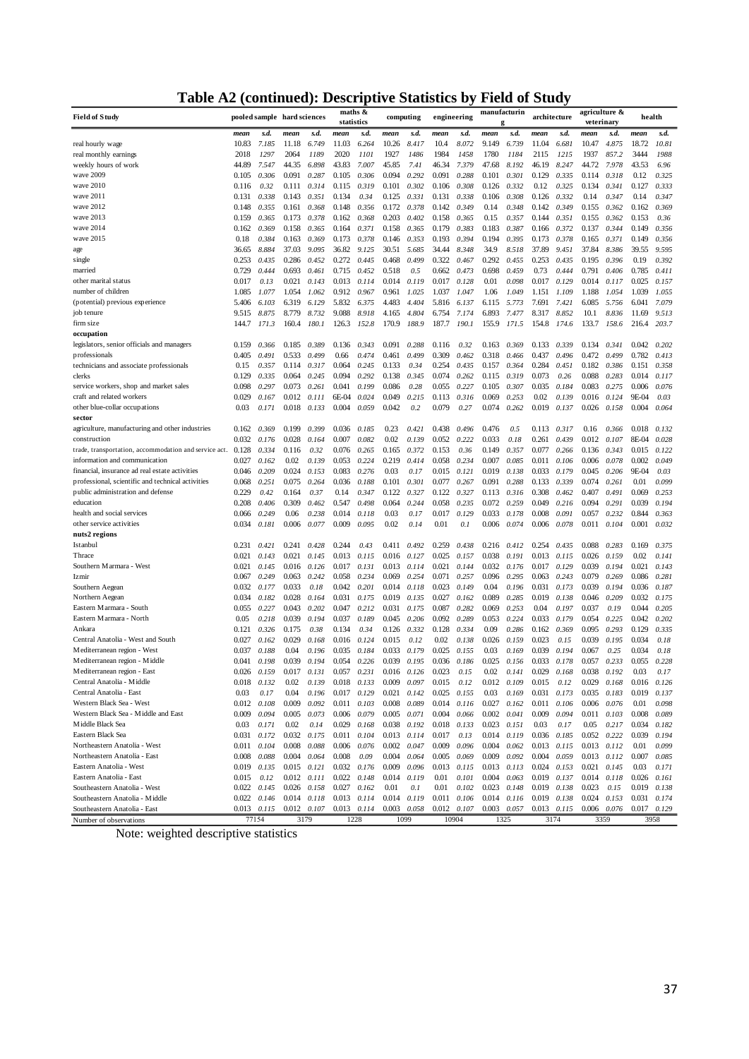# Table A2 (continued): Descriptive Statistics by Field of Study

| Field of Study | pooled sample | | hard sciences | | maths & statistics | | computing | | engineering | | manufacturing | | architecture | | agriculture & veterinary | | health | |
|---|---|---|---|---|---|---|---|---|---|---|---|---|---|---|---|---|---|---|
| | mean | s.d. | mean | s.d. | mean | s.d. | mean | s.d. | mean | s.d. | mean | s.d. | mean | s.d. | mean | s.d. | mean | s.d. |
| real hourly wage | 10.83 | 7.185 | 11.18 | 6.749 | 11.03 | 6.264 | 10.26 | 8.417 | 10.4 | 8.072 | 9.149 | 6.739 | 11.04 | 6.681 | 10.47 | 4.875 | 18.72 | 10.81 |
| real monthly earnings | 2018 | 1297 | 2064 | 1189 | 2020 | 1101 | 1927 | 1486 | 1984 | 1458 | 1780 | 1184 | 2115 | 1215 | 1937 | 857.2 | 3444 | 1988 |
| weekly hours of work | 44.89 | 7.547 | 44.35 | 6.898 | 43.83 | 7.007 | 45.85 | 7.41 | 46.34 | 7.379 | 47.68 | 8.192 | 46.19 | 8.247 | 44.72 | 7.978 | 43.53 | 6.96 |
| wave 2009 | 0.105 | 0.306 | 0.091 | 0.287 | 0.105 | 0.306 | 0.094 | 0.292 | 0.091 | 0.288 | 0.101 | 0.301 | 0.129 | 0.335 | 0.114 | 0.318 | 0.12 | 0.325 |
| wave 2010 | 0.116 | 0.32 | 0.111 | 0.314 | 0.115 | 0.319 | 0.101 | 0.302 | 0.106 | 0.308 | 0.126 | 0.332 | 0.12 | 0.325 | 0.134 | 0.341 | 0.127 | 0.333 |
| wave 2011 | 0.131 | 0.338 | 0.143 | 0.351 | 0.134 | 0.34 | 0.125 | 0.331 | 0.131 | 0.338 | 0.106 | 0.308 | 0.126 | 0.332 | 0.14 | 0.347 | 0.14 | 0.347 |
| wave 2012 | 0.148 | 0.355 | 0.161 | 0.368 | 0.148 | 0.356 | 0.172 | 0.378 | 0.142 | 0.349 | 0.14 | 0.348 | 0.142 | 0.349 | 0.155 | 0.362 | 0.162 | 0.369 |
| wave 2013 | 0.159 | 0.365 | 0.173 | 0.378 | 0.162 | 0.368 | 0.203 | 0.402 | 0.158 | 0.365 | 0.15 | 0.357 | 0.144 | 0.351 | 0.155 | 0.362 | 0.153 | 0.36 |
| wave 2014 | 0.162 | 0.369 | 0.158 | 0.365 | 0.164 | 0.371 | 0.158 | 0.365 | 0.179 | 0.383 | 0.183 | 0.387 | 0.166 | 0.372 | 0.137 | 0.344 | 0.149 | 0.356 |
| wave 2015 | 0.18 | 0.384 | 0.163 | 0.369 | 0.173 | 0.378 | 0.146 | 0.353 | 0.193 | 0.394 | 0.194 | 0.395 | 0.173 | 0.378 | 0.165 | 0.371 | 0.149 | 0.356 |
| age | 36.65 | 8.884 | 37.03 | 9.095 | 36.82 | 9.125 | 30.51 | 5.685 | 34.44 | 8.348 | 34.9 | 8.518 | 37.89 | 9.451 | 37.84 | 8.386 | 39.55 | 9.595 |
| single | 0.253 | 0.435 | 0.286 | 0.452 | 0.272 | 0.445 | 0.468 | 0.499 | 0.322 | 0.467 | 0.292 | 0.455 | 0.253 | 0.435 | 0.195 | 0.396 | 0.19 | 0.392 |
| married | 0.729 | 0.444 | 0.693 | 0.461 | 0.715 | 0.452 | 0.518 | 0.5 | 0.662 | 0.473 | 0.698 | 0.459 | 0.73 | 0.444 | 0.791 | 0.406 | 0.785 | 0.411 |
| other marital status | 0.017 | 0.13 | 0.021 | 0.143 | 0.013 | 0.114 | 0.014 | 0.119 | 0.017 | 0.128 | 0.01 | 0.098 | 0.017 | 0.129 | 0.014 | 0.117 | 0.025 | 0.157 |
| number of children | 1.085 | 1.077 | 1.054 | 1.062 | 0.912 | 0.967 | 0.961 | 1.025 | 1.037 | 1.047 | 1.06 | 1.049 | 1.151 | 1.109 | 1.188 | 1.054 | 1.039 | 1.055 |
| (potential) previous experience | 5.406 | 6.103 | 6.319 | 6.129 | 5.832 | 6.375 | 4.483 | 4.404 | 5.816 | 6.137 | 6.115 | 5.773 | 7.691 | 7.421 | 6.085 | 5.756 | 6.041 | 7.079 |
| job tenure | 9.515 | 8.875 | 8.779 | 8.732 | 9.088 | 8.918 | 4.165 | 4.804 | 6.754 | 7.174 | 6.893 | 7.477 | 8.317 | 8.852 | 10.1 | 8.836 | 11.69 | 9.513 |
| firm size | 144.7 | 171.3 | 160.4 | 180.1 | 126.3 | 152.8 | 170.9 | 188.9 | 187.7 | 190.1 | 155.9 | 171.5 | 154.8 | 174.6 | 133.7 | 158.6 | 216.4 | 203.7 |
| **occupation** | | | | | | | | | | | | | | | | | | |
| legislators, senior officials and managers | 0.159 | 0.366 | 0.185 | 0.389 | 0.136 | 0.343 | 0.091 | 0.288 | 0.116 | 0.32 | 0.163 | 0.369 | 0.133 | 0.339 | 0.134 | 0.341 | 0.042 | 0.202 |
| professionals | 0.405 | 0.491 | 0.533 | 0.499 | 0.66 | 0.474 | 0.461 | 0.499 | 0.309 | 0.462 | 0.318 | 0.466 | 0.437 | 0.496 | 0.472 | 0.499 | 0.782 | 0.413 |
| technicians and associate professionals | 0.15 | 0.357 | 0.114 | 0.317 | 0.064 | 0.245 | 0.133 | 0.34 | 0.254 | 0.435 | 0.157 | 0.364 | 0.284 | 0.451 | 0.182 | 0.386 | 0.151 | 0.358 |
| clerks | 0.129 | 0.335 | 0.064 | 0.245 | 0.094 | 0.292 | 0.138 | 0.345 | 0.074 | 0.262 | 0.115 | 0.319 | 0.073 | 0.26 | 0.088 | 0.283 | 0.014 | 0.117 |
| service workers, shop and market sales | 0.098 | 0.297 | 0.073 | 0.261 | 0.041 | 0.199 | 0.086 | 0.28 | 0.055 | 0.227 | 0.105 | 0.307 | 0.035 | 0.184 | 0.083 | 0.275 | 0.006 | 0.076 |
| craft and related workers | 0.029 | 0.167 | 0.012 | 0.111 | 6E-04 | 0.024 | 0.049 | 0.215 | 0.113 | 0.316 | 0.069 | 0.253 | 0.02 | 0.139 | 0.016 | 0.124 | 9E-04 | 0.03 |
| other blue-collar occupations | 0.03 | 0.171 | 0.018 | 0.133 | 0.004 | 0.059 | 0.042 | 0.2 | 0.079 | 0.27 | 0.074 | 0.262 | 0.019 | 0.137 | 0.026 | 0.158 | 0.004 | 0.064 |
| **sector** | | | | | | | | | | | | | | | | | | |
| agriculture, manufacturing and other industries | 0.162 | 0.369 | 0.199 | 0.399 | 0.036 | 0.185 | 0.23 | 0.421 | 0.438 | 0.496 | 0.476 | 0.5 | 0.113 | 0.317 | 0.16 | 0.366 | 0.018 | 0.132 |
| construction | 0.032 | 0.176 | 0.028 | 0.164 | 0.007 | 0.082 | 0.02 | 0.139 | 0.052 | 0.222 | 0.033 | 0.18 | 0.261 | 0.439 | 0.012 | 0.107 | 8E-04 | 0.028 |
| trade, transportation, accommodation and service act. | 0.128 | 0.334 | 0.116 | 0.32 | 0.076 | 0.265 | 0.165 | 0.372 | 0.153 | 0.36 | 0.149 | 0.357 | 0.077 | 0.266 | 0.136 | 0.343 | 0.015 | 0.122 |
| information and communication | 0.027 | 0.162 | 0.02 | 0.139 | 0.053 | 0.224 | 0.219 | 0.414 | 0.058 | 0.234 | 0.007 | 0.085 | 0.011 | 0.106 | 0.006 | 0.078 | 0.002 | 0.049 |
| financial, insurance ad real estate activities | 0.046 | 0.209 | 0.024 | 0.153 | 0.083 | 0.276 | 0.03 | 0.17 | 0.015 | 0.121 | 0.019 | 0.138 | 0.033 | 0.179 | 0.045 | 0.206 | 9E-04 | 0.03 |
| professional, scientific and technical activities | 0.068 | 0.251 | 0.075 | 0.264 | 0.036 | 0.188 | 0.101 | 0.301 | 0.077 | 0.267 | 0.091 | 0.288 | 0.133 | 0.339 | 0.074 | 0.261 | 0.01 | 0.099 |
| public administration and defense | 0.229 | 0.42 | 0.164 | 0.37 | 0.14 | 0.347 | 0.122 | 0.327 | 0.122 | 0.327 | 0.113 | 0.316 | 0.308 | 0.462 | 0.407 | 0.491 | 0.069 | 0.253 |
| education | 0.208 | 0.406 | 0.309 | 0.462 | 0.547 | 0.498 | 0.064 | 0.244 | 0.058 | 0.235 | 0.072 | 0.259 | 0.049 | 0.216 | 0.094 | 0.291 | 0.039 | 0.194 |
| health and social services | 0.066 | 0.249 | 0.06 | 0.238 | 0.014 | 0.118 | 0.03 | 0.17 | 0.017 | 0.129 | 0.033 | 0.178 | 0.008 | 0.091 | 0.057 | 0.232 | 0.844 | 0.363 |
| other service activities | 0.034 | 0.181 | 0.006 | 0.077 | 0.009 | 0.095 | 0.02 | 0.14 | 0.01 | 0.1 | 0.006 | 0.074 | 0.006 | 0.078 | 0.011 | 0.104 | 0.001 | 0.032 |
| **nuts2 regions** | | | | | | | | | | | | | | | | | | |
| Istanbul | 0.231 | 0.421 | 0.241 | 0.428 | 0.244 | 0.43 | 0.411 | 0.492 | 0.259 | 0.438 | 0.216 | 0.412 | 0.254 | 0.435 | 0.088 | 0.283 | 0.169 | 0.375 |
| Thrace | 0.021 | 0.143 | 0.021 | 0.145 | 0.013 | 0.115 | 0.016 | 0.127 | 0.025 | 0.157 | 0.038 | 0.191 | 0.013 | 0.115 | 0.026 | 0.159 | 0.02 | 0.141 |
| Southern Marmara - West | 0.021 | 0.145 | 0.016 | 0.126 | 0.017 | 0.131 | 0.013 | 0.114 | 0.021 | 0.144 | 0.032 | 0.176 | 0.017 | 0.129 | 0.039 | 0.194 | 0.021 | 0.143 |
| Izmir | 0.067 | 0.249 | 0.063 | 0.242 | 0.058 | 0.234 | 0.069 | 0.254 | 0.071 | 0.257 | 0.096 | 0.295 | 0.063 | 0.243 | 0.079 | 0.269 | 0.086 | 0.281 |
| Southern Aegean | 0.032 | 0.177 | 0.033 | 0.18 | 0.042 | 0.201 | 0.014 | 0.118 | 0.023 | 0.149 | 0.04 | 0.196 | 0.031 | 0.173 | 0.039 | 0.194 | 0.036 | 0.187 |
| Northern Aegean | 0.034 | 0.182 | 0.028 | 0.164 | 0.031 | 0.175 | 0.019 | 0.135 | 0.027 | 0.162 | 0.089 | 0.285 | 0.019 | 0.138 | 0.046 | 0.209 | 0.032 | 0.175 |
| Eastern Marmara - South | 0.055 | 0.227 | 0.043 | 0.202 | 0.047 | 0.212 | 0.031 | 0.175 | 0.087 | 0.282 | 0.069 | 0.253 | 0.04 | 0.197 | 0.037 | 0.19 | 0.044 | 0.205 |
| Eastern Marmara - North | 0.05 | 0.218 | 0.039 | 0.194 | 0.037 | 0.189 | 0.045 | 0.206 | 0.092 | 0.289 | 0.053 | 0.224 | 0.033 | 0.179 | 0.054 | 0.225 | 0.042 | 0.202 |
| Ankara | 0.121 | 0.326 | 0.175 | 0.38 | 0.134 | 0.34 | 0.126 | 0.332 | 0.128 | 0.334 | 0.09 | 0.286 | 0.162 | 0.369 | 0.095 | 0.293 | 0.129 | 0.335 |
| Central Anatolia - West and South | 0.027 | 0.162 | 0.029 | 0.168 | 0.016 | 0.124 | 0.015 | 0.12 | 0.02 | 0.138 | 0.026 | 0.159 | 0.023 | 0.15 | 0.039 | 0.195 | 0.034 | 0.18 |
| Mediterranean region - West | 0.037 | 0.188 | 0.04 | 0.196 | 0.035 | 0.184 | 0.033 | 0.179 | 0.025 | 0.155 | 0.03 | 0.169 | 0.039 | 0.194 | 0.067 | 0.25 | 0.034 | 0.18 |
| Mediterranean region - Middle | 0.041 | 0.198 | 0.039 | 0.194 | 0.054 | 0.226 | 0.039 | 0.195 | 0.036 | 0.186 | 0.025 | 0.156 | 0.033 | 0.178 | 0.057 | 0.233 | 0.055 | 0.228 |
| Mediterranean region - East | 0.026 | 0.159 | 0.017 | 0.131 | 0.057 | 0.231 | 0.016 | 0.126 | 0.023 | 0.15 | 0.02 | 0.141 | 0.029 | 0.168 | 0.038 | 0.192 | 0.03 | 0.17 |
| Central Anatolia - Middle | 0.018 | 0.132 | 0.02 | 0.139 | 0.018 | 0.133 | 0.009 | 0.097 | 0.015 | 0.12 | 0.012 | 0.109 | 0.015 | 0.12 | 0.029 | 0.168 | 0.016 | 0.126 |
| Central Anatolia - East | 0.03 | 0.17 | 0.04 | 0.196 | 0.017 | 0.129 | 0.021 | 0.142 | 0.025 | 0.155 | 0.03 | 0.169 | 0.031 | 0.173 | 0.035 | 0.183 | 0.019 | 0.137 |
| Western Black Sea - West | 0.012 | 0.108 | 0.009 | 0.092 | 0.011 | 0.103 | 0.008 | 0.089 | 0.014 | 0.116 | 0.027 | 0.162 | 0.011 | 0.106 | 0.006 | 0.076 | 0.01 | 0.098 |
| Western Black Sea - Middle and East | 0.009 | 0.094 | 0.005 | 0.073 | 0.006 | 0.079 | 0.005 | 0.071 | 0.004 | 0.066 | 0.002 | 0.041 | 0.009 | 0.094 | 0.011 | 0.103 | 0.008 | 0.089 |
| Middle Black Sea | 0.03 | 0.171 | 0.02 | 0.14 | 0.029 | 0.168 | 0.038 | 0.192 | 0.018 | 0.133 | 0.023 | 0.151 | 0.03 | 0.17 | 0.05 | 0.217 | 0.034 | 0.182 |
| Eastern Black Sea | 0.031 | 0.172 | 0.032 | 0.175 | 0.011 | 0.104 | 0.013 | 0.114 | 0.017 | 0.13 | 0.014 | 0.119 | 0.036 | 0.185 | 0.052 | 0.222 | 0.039 | 0.194 |
| Northeastern Anatolia - West | 0.011 | 0.104 | 0.008 | 0.088 | 0.006 | 0.076 | 0.002 | 0.047 | 0.009 | 0.096 | 0.004 | 0.062 | 0.013 | 0.115 | 0.013 | 0.112 | 0.01 | 0.099 |
| Northeastern Anatolia - East | 0.008 | 0.088 | 0.004 | 0.064 | 0.008 | 0.09 | 0.004 | 0.064 | 0.005 | 0.069 | 0.009 | 0.092 | 0.004 | 0.059 | 0.013 | 0.112 | 0.007 | 0.085 |
| Eastern Anatolia - West | 0.019 | 0.135 | 0.015 | 0.121 | 0.032 | 0.176 | 0.009 | 0.096 | 0.013 | 0.115 | 0.013 | 0.113 | 0.024 | 0.153 | 0.021 | 0.145 | 0.03 | 0.171 |
| Eastern Anatolia - East | 0.015 | 0.12 | 0.012 | 0.111 | 0.022 | 0.148 | 0.014 | 0.119 | 0.01 | 0.101 | 0.004 | 0.063 | 0.019 | 0.137 | 0.014 | 0.118 | 0.026 | 0.161 |
| Southeastern Anatolia - West | 0.022 | 0.145 | 0.026 | 0.158 | 0.027 | 0.162 | 0.01 | 0.1 | 0.01 | 0.102 | 0.023 | 0.148 | 0.019 | 0.138 | 0.023 | 0.15 | 0.019 | 0.138 |
| Southeastern Anatolia - Middle | 0.022 | 0.146 | 0.014 | 0.118 | 0.013 | 0.114 | 0.014 | 0.119 | 0.011 | 0.106 | 0.014 | 0.116 | 0.019 | 0.138 | 0.024 | 0.153 | 0.031 | 0.174 |
| Southeastern Anatolia - East | 0.013 | 0.115 | 0.012 | 0.107 | 0.013 | 0.114 | 0.003 | 0.058 | 0.012 | 0.107 | 0.003 | 0.057 | 0.013 | 0.115 | 0.006 | 0.076 | 0.017 | 0.129 |
| Number of observations | 77154 | | 3179 | | 1228 | | 1099 | | 10904 | | 1325 | | 3174 | | 3359 | | 3958 | |

Note: weighted descriptive statistics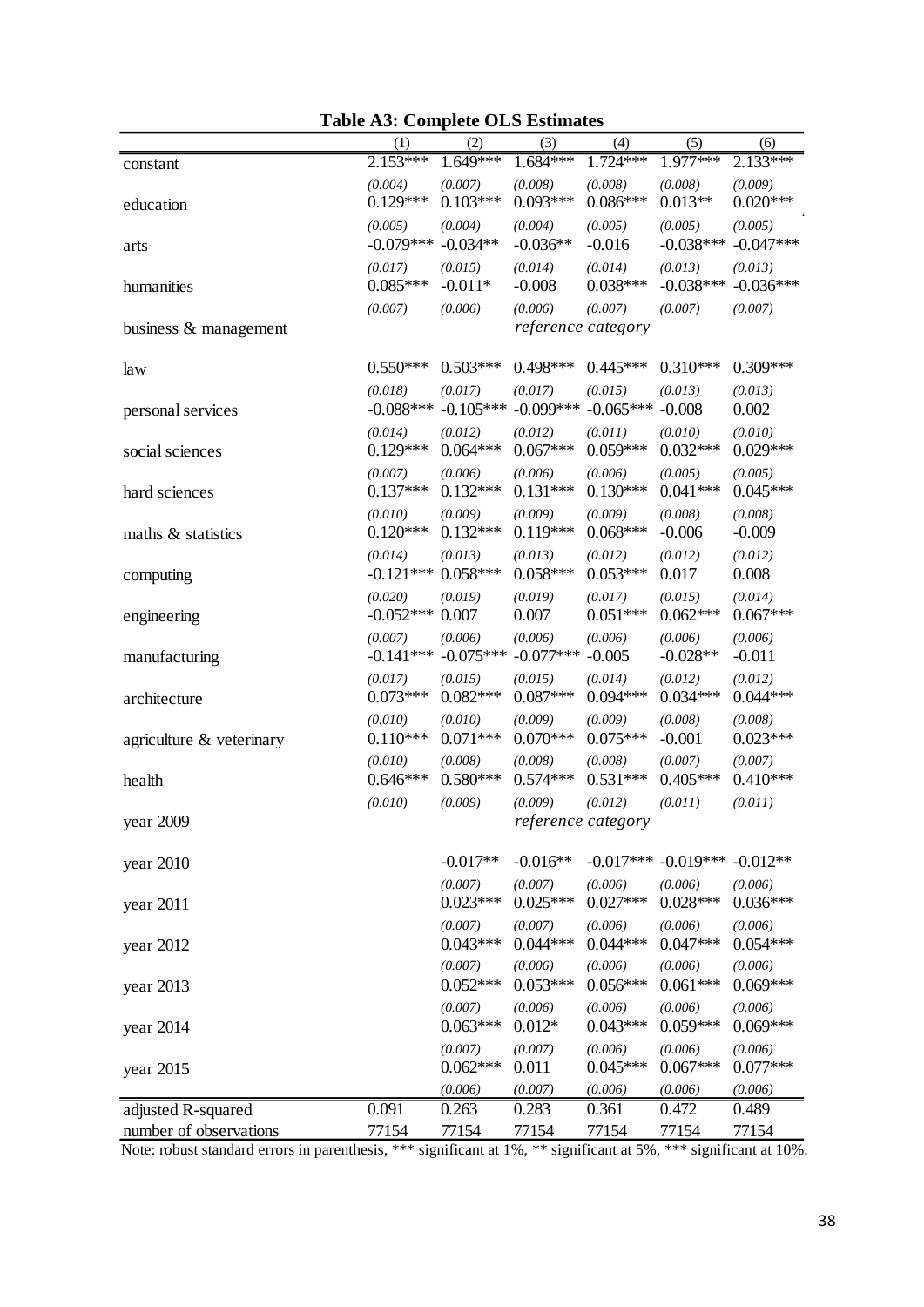**Table A3: Complete OLS Estimates**

| | (1) | (2) | (3) | (4) | (5) | (6) |
|---|---|---|---|---|---|---|
| constant | 2.153*** | 1.649*** | 1.684*** | 1.724*** | 1.977*** | 2.133*** |
| | *(0.004)* | *(0.007)* | *(0.008)* | *(0.008)* | *(0.008)* | *(0.009)* |
| education | 0.129*** | 0.103*** | 0.093*** | 0.086*** | 0.013** | 0.020*** |
| | *(0.005)* | *(0.004)* | *(0.004)* | *(0.005)* | *(0.005)* | *(0.005)* |
| arts | -0.079*** | -0.034** | -0.036** | -0.016 | -0.038*** | -0.047*** |
| | *(0.017)* | *(0.015)* | *(0.014)* | *(0.014)* | *(0.013)* | *(0.013)* |
| humanities | 0.085*** | -0.011* | -0.008 | 0.038*** | -0.038*** | -0.036*** |
| | *(0.007)* | *(0.006)* | *(0.006)* | *(0.007)* | *(0.007)* | *(0.007)* |
| business & management | | | *reference category* | | | |
| law | 0.550*** | 0.503*** | 0.498*** | 0.445*** | 0.310*** | 0.309*** |
| | *(0.018)* | *(0.017)* | *(0.017)* | *(0.015)* | *(0.013)* | *(0.013)* |
| personal services | -0.088*** | -0.105*** | -0.099*** | -0.065*** | -0.008 | 0.002 |
| | *(0.014)* | *(0.012)* | *(0.012)* | *(0.011)* | *(0.010)* | *(0.010)* |
| social sciences | 0.129*** | 0.064*** | 0.067*** | 0.059*** | 0.032*** | 0.029*** |
| | *(0.007)* | *(0.006)* | *(0.006)* | *(0.006)* | *(0.005)* | *(0.005)* |
| hard sciences | 0.137*** | 0.132*** | 0.131*** | 0.130*** | 0.041*** | 0.045*** |
| | *(0.010)* | *(0.009)* | *(0.009)* | *(0.009)* | *(0.008)* | *(0.008)* |
| maths & statistics | 0.120*** | 0.132*** | 0.119*** | 0.068*** | -0.006 | -0.009 |
| | *(0.014)* | *(0.013)* | *(0.013)* | *(0.012)* | *(0.012)* | *(0.012)* |
| computing | -0.121*** | 0.058*** | 0.058*** | 0.053*** | 0.017 | 0.008 |
| | *(0.020)* | *(0.019)* | *(0.019)* | *(0.017)* | *(0.015)* | *(0.014)* |
| engineering | -0.052*** | 0.007 | 0.007 | 0.051*** | 0.062*** | 0.067*** |
| | *(0.007)* | *(0.006)* | *(0.006)* | *(0.006)* | *(0.006)* | *(0.006)* |
| manufacturing | -0.141*** | -0.075*** | -0.077*** | -0.005 | -0.028** | -0.011 |
| | *(0.017)* | *(0.015)* | *(0.015)* | *(0.014)* | *(0.012)* | *(0.012)* |
| architecture | 0.073*** | 0.082*** | 0.087*** | 0.094*** | 0.034*** | 0.044*** |
| | *(0.010)* | *(0.010)* | *(0.009)* | *(0.009)* | *(0.008)* | *(0.008)* |
| agriculture & veterinary | 0.110*** | 0.071*** | 0.070*** | 0.075*** | -0.001 | 0.023*** |
| | *(0.010)* | *(0.008)* | *(0.008)* | *(0.008)* | *(0.007)* | *(0.007)* |
| health | 0.646*** | 0.580*** | 0.574*** | 0.531*** | 0.405*** | 0.410*** |
| | *(0.010)* | *(0.009)* | *(0.009)* | *(0.012)* | *(0.011)* | *(0.011)* |
| year 2009 | | | *reference category* | | | |
| year 2010 | | -0.017** | -0.016** | -0.017*** | -0.019*** | -0.012** |
| | | *(0.007)* | *(0.007)* | *(0.006)* | *(0.006)* | *(0.006)* |
| year 2011 | | 0.023*** | 0.025*** | 0.027*** | 0.028*** | 0.036*** |
| | | *(0.007)* | *(0.007)* | *(0.006)* | *(0.006)* | *(0.006)* |
| year 2012 | | 0.043*** | 0.044*** | 0.044*** | 0.047*** | 0.054*** |
| | | *(0.007)* | *(0.006)* | *(0.006)* | *(0.006)* | *(0.006)* |
| year 2013 | | 0.052*** | 0.053*** | 0.056*** | 0.061*** | 0.069*** |
| | | *(0.007)* | *(0.006)* | *(0.006)* | *(0.006)* | *(0.006)* |
| year 2014 | | 0.063*** | 0.012* | 0.043*** | 0.059*** | 0.069*** |
| | | *(0.007)* | *(0.007)* | *(0.006)* | *(0.006)* | *(0.006)* |
| year 2015 | | 0.062*** | 0.011 | 0.045*** | 0.067*** | 0.077*** |
| | | *(0.006)* | *(0.007)* | *(0.006)* | *(0.006)* | *(0.006)* |
| adjusted R-squared | 0.091 | 0.263 | 0.283 | 0.361 | 0.472 | 0.489 |
| number of observations | 77154 | 77154 | 77154 | 77154 | 77154 | 77154 |

Note: robust standard errors in parenthesis, *** significant at 1%, ** significant at 5%, *** significant at 10%.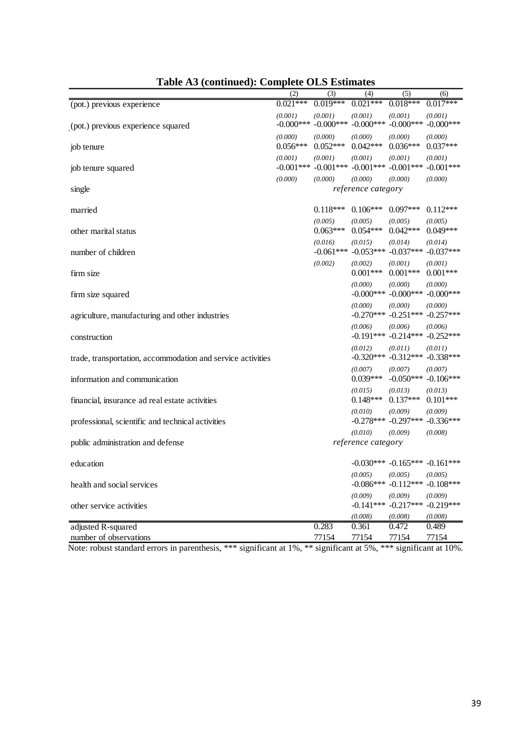**Table A3 (continued): Complete OLS Estimates**

| | (2) | (3) | (4) | (5) | (6) |
|---|---|---|---|---|---|
| (pot.) previous experience | 0.021*** | 0.019*** | 0.021*** | 0.018*** | 0.017*** |
| | *(0.001)* | *(0.001)* | *(0.001)* | *(0.001)* | *(0.001)* |
| (pot.) previous experience squared | -0.000*** | -0.000*** | -0.000*** | -0.000*** | -0.000*** |
| | *(0.000)* | *(0.000)* | *(0.000)* | *(0.000)* | *(0.000)* |
| job tenure | 0.056*** | 0.052*** | 0.042*** | 0.036*** | 0.037*** |
| | *(0.001)* | *(0.001)* | *(0.001)* | *(0.001)* | *(0.001)* |
| job tenure squared | -0.001*** | -0.001*** | -0.001*** | -0.001*** | -0.001*** |
| | *(0.000)* | *(0.000)* | *(0.000)* | *(0.000)* | *(0.000)* |
| single | | | *reference category* | | |
| married | | 0.118*** | 0.106*** | 0.097*** | 0.112*** |
| | | *(0.005)* | *(0.005)* | *(0.005)* | *(0.005)* |
| other marital status | | 0.063*** | 0.054*** | 0.042*** | 0.049*** |
| | | *(0.016)* | *(0.015)* | *(0.014)* | *(0.014)* |
| number of children | | -0.061*** | -0.053*** | -0.037*** | -0.037*** |
| | | *(0.002)* | *(0.002)* | *(0.001)* | *(0.001)* |
| firm size | | | 0.001*** | 0.001*** | 0.001*** |
| | | | *(0.000)* | *(0.000)* | *(0.000)* |
| firm size squared | | | -0.000*** | -0.000*** | -0.000*** |
| | | | *(0.000)* | *(0.000)* | *(0.000)* |
| agriculture, manufacturing and other industries | | | -0.270*** | -0.251*** | -0.257*** |
| | | | *(0.006)* | *(0.006)* | *(0.006)* |
| construction | | | -0.191*** | -0.214*** | -0.252*** |
| | | | *(0.012)* | *(0.011)* | *(0.011)* |
| trade, transportation, accommodation and service activities | | | -0.320*** | -0.312*** | -0.338*** |
| | | | *(0.007)* | *(0.007)* | *(0.007)* |
| information and communication | | | 0.039*** | -0.050*** | -0.106*** |
| | | | *(0.015)* | *(0.013)* | *(0.013)* |
| financial, insurance ad real estate activities | | | 0.148*** | 0.137*** | 0.101*** |
| | | | *(0.010)* | *(0.009)* | *(0.009)* |
| professional, scientific and technical activities | | | -0.278*** | -0.297*** | -0.336*** |
| | | | *(0.010)* | *(0.009)* | *(0.008)* |
| public administration and defense | | | *reference category* | | |
| education | | | -0.030*** | -0.165*** | -0.161*** |
| | | | *(0.005)* | *(0.005)* | *(0.005)* |
| health and social services | | | -0.086*** | -0.112*** | -0.108*** |
| | | | *(0.009)* | *(0.009)* | *(0.009)* |
| other service activities | | | -0.141*** | -0.217*** | -0.219*** |
| | | | *(0.008)* | *(0.008)* | *(0.008)* |
| adjusted R-squared | | 0.283 | 0.361 | 0.472 | 0.489 |
| number of observations | | 77154 | 77154 | 77154 | 77154 |

Note: robust standard errors in parenthesis, *** significant at 1%, ** significant at 5%, *** significant at 10%.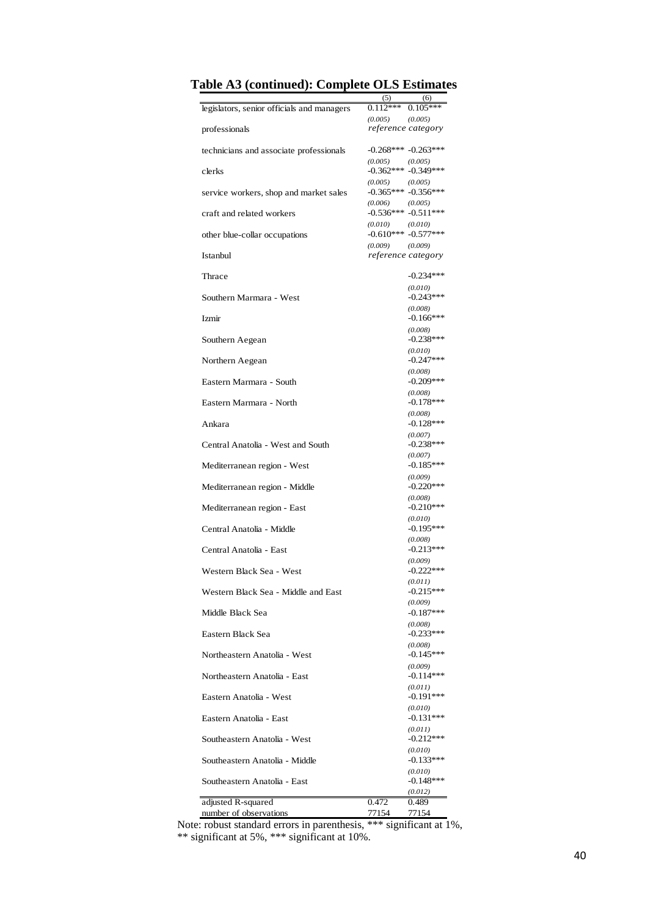# Table A3 (continued): Complete OLS Estimates

| | (5) | (6) |
|---|---|---|
| legislators, senior officials and managers | 0.112*** | 0.105*** |
| | *(0.005)* | *(0.005)* |
| professionals | *reference category* | |
| technicians and associate professionals | -0.268*** | -0.263*** |
| | *(0.005)* | *(0.005)* |
| clerks | -0.362*** | -0.349*** |
| | *(0.005)* | *(0.005)* |
| service workers, shop and market sales | -0.365*** | -0.356*** |
| | *(0.006)* | *(0.005)* |
| craft and related workers | -0.536*** | -0.511*** |
| | *(0.010)* | *(0.010)* |
| other blue-collar occupations | -0.610*** | -0.577*** |
| | *(0.009)* | *(0.009)* |
| Istanbul | *reference category* | |
| Thrace | | -0.234*** |
| | | *(0.010)* |
| Southern Marmara - West | | -0.243*** |
| | | *(0.008)* |
| Izmir | | -0.166*** |
| | | *(0.008)* |
| Southern Aegean | | -0.238*** |
| | | *(0.010)* |
| Northern Aegean | | -0.247*** |
| | | *(0.008)* |
| Eastern Marmara - South | | -0.209*** |
| | | *(0.008)* |
| Eastern Marmara - North | | -0.178*** |
| | | *(0.008)* |
| Ankara | | -0.128*** |
| | | *(0.007)* |
| Central Anatolia - West and South | | -0.238*** |
| | | *(0.007)* |
| Mediterranean region - West | | -0.185*** |
| | | *(0.009)* |
| Mediterranean region - Middle | | -0.220*** |
| | | *(0.008)* |
| Mediterranean region - East | | -0.210*** |
| | | *(0.010)* |
| Central Anatolia - Middle | | -0.195*** |
| | | *(0.008)* |
| Central Anatolia - East | | -0.213*** |
| | | *(0.009)* |
| Western Black Sea - West | | -0.222*** |
| | | *(0.011)* |
| Western Black Sea - Middle and East | | -0.215*** |
| | | *(0.009)* |
| Middle Black Sea | | -0.187*** |
| | | *(0.008)* |
| Eastern Black Sea | | -0.233*** |
| | | *(0.008)* |
| Northeastern Anatolia - West | | -0.145*** |
| | | *(0.009)* |
| Northeastern Anatolia - East | | -0.114*** |
| | | *(0.011)* |
| Eastern Anatolia - West | | -0.191*** |
| | | *(0.010)* |
| Eastern Anatolia - East | | -0.131*** |
| | | *(0.011)* |
| Southeastern Anatolia - West | | -0.212*** |
| | | *(0.010)* |
| Southeastern Anatolia - Middle | | -0.133*** |
| | | *(0.010)* |
| Southeastern Anatolia - East | | -0.148*** |
| | | *(0.012)* |
| adjusted R-squared | 0.472 | 0.489 |
| number of observations | 77154 | 77154 |

Note: robust standard errors in parenthesis, *** significant at 1%, ** significant at 5%, *** significant at 10%.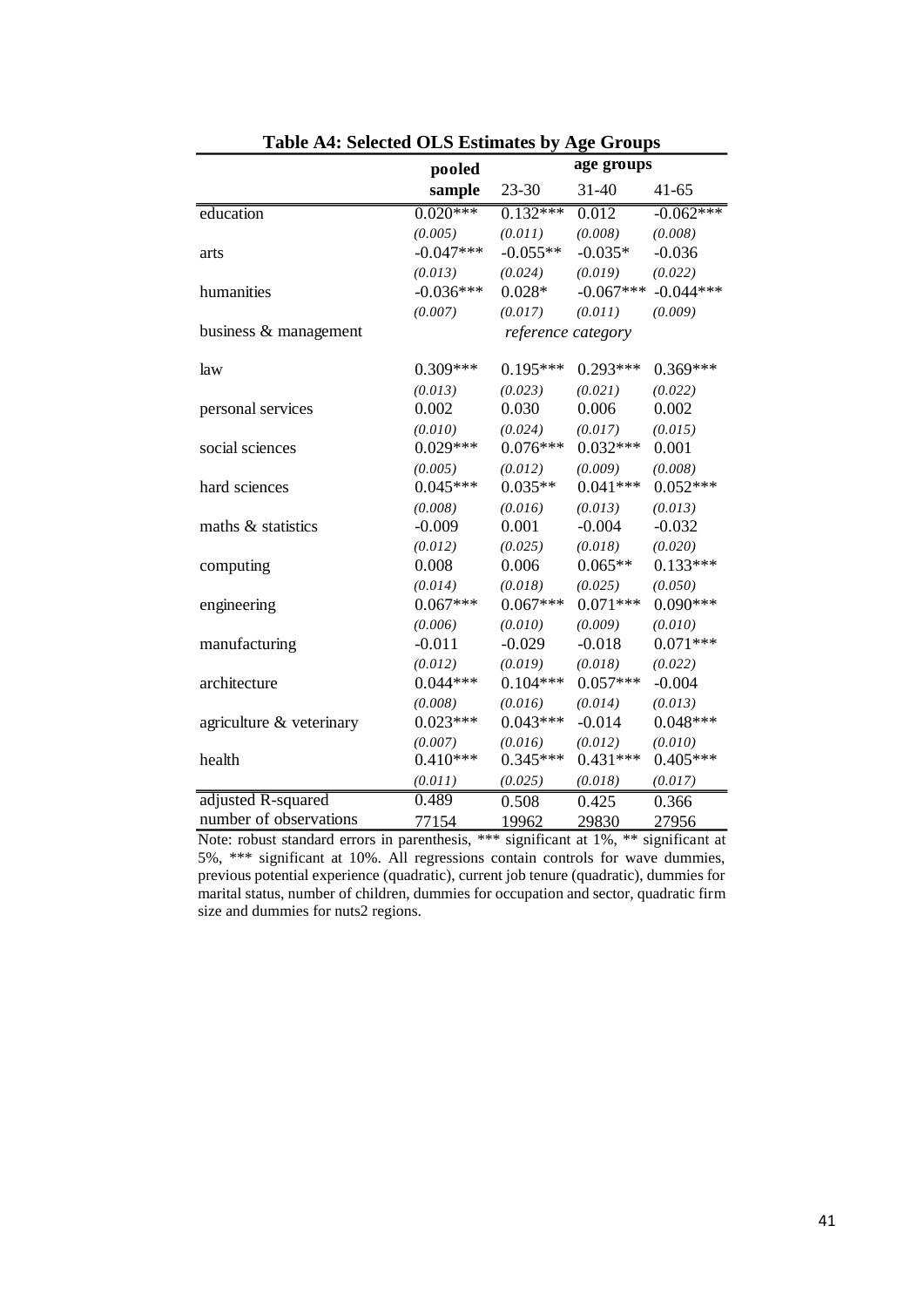**Table A4: Selected OLS Estimates by Age Groups**

| | pooled sample | age groups | | |
|---|---|---|---|---|
| | | 23-30 | 31-40 | 41-65 |
| education | 0.020*** | 0.132*** | 0.012 | -0.062*** |
| | *(0.005)* | *(0.011)* | *(0.008)* | *(0.008)* |
| arts | -0.047*** | -0.055** | -0.035* | -0.036 |
| | *(0.013)* | *(0.024)* | *(0.019)* | *(0.022)* |
| humanities | -0.036*** | 0.028* | -0.067*** | -0.044*** |
| | *(0.007)* | *(0.017)* | *(0.011)* | *(0.009)* |
| business & management | | *reference category* | | |
| law | 0.309*** | 0.195*** | 0.293*** | 0.369*** |
| | *(0.013)* | *(0.023)* | *(0.021)* | *(0.022)* |
| personal services | 0.002 | 0.030 | 0.006 | 0.002 |
| | *(0.010)* | *(0.024)* | *(0.017)* | *(0.015)* |
| social sciences | 0.029*** | 0.076*** | 0.032*** | 0.001 |
| | *(0.005)* | *(0.012)* | *(0.009)* | *(0.008)* |
| hard sciences | 0.045*** | 0.035** | 0.041*** | 0.052*** |
| | *(0.008)* | *(0.016)* | *(0.013)* | *(0.013)* |
| maths & statistics | -0.009 | 0.001 | -0.004 | -0.032 |
| | *(0.012)* | *(0.025)* | *(0.018)* | *(0.020)* |
| computing | 0.008 | 0.006 | 0.065** | 0.133*** |
| | *(0.014)* | *(0.018)* | *(0.025)* | *(0.050)* |
| engineering | 0.067*** | 0.067*** | 0.071*** | 0.090*** |
| | *(0.006)* | *(0.010)* | *(0.009)* | *(0.010)* |
| manufacturing | -0.011 | -0.029 | -0.018 | 0.071*** |
| | *(0.012)* | *(0.019)* | *(0.018)* | *(0.022)* |
| architecture | 0.044*** | 0.104*** | 0.057*** | -0.004 |
| | *(0.008)* | *(0.016)* | *(0.014)* | *(0.013)* |
| agriculture & veterinary | 0.023*** | 0.043*** | -0.014 | 0.048*** |
| | *(0.007)* | *(0.016)* | *(0.012)* | *(0.010)* |
| health | 0.410*** | 0.345*** | 0.431*** | 0.405*** |
| | *(0.011)* | *(0.025)* | *(0.018)* | *(0.017)* |
| adjusted R-squared | 0.489 | 0.508 | 0.425 | 0.366 |
| number of observations | 77154 | 19962 | 29830 | 27956 |

Note: robust standard errors in parenthesis, *** significant at 1%, ** significant at 5%, *** significant at 10%. All regressions contain controls for wave dummies, previous potential experience (quadratic), current job tenure (quadratic), dummies for marital status, number of children, dummies for occupation and sector, quadratic firm size and dummies for nuts2 regions.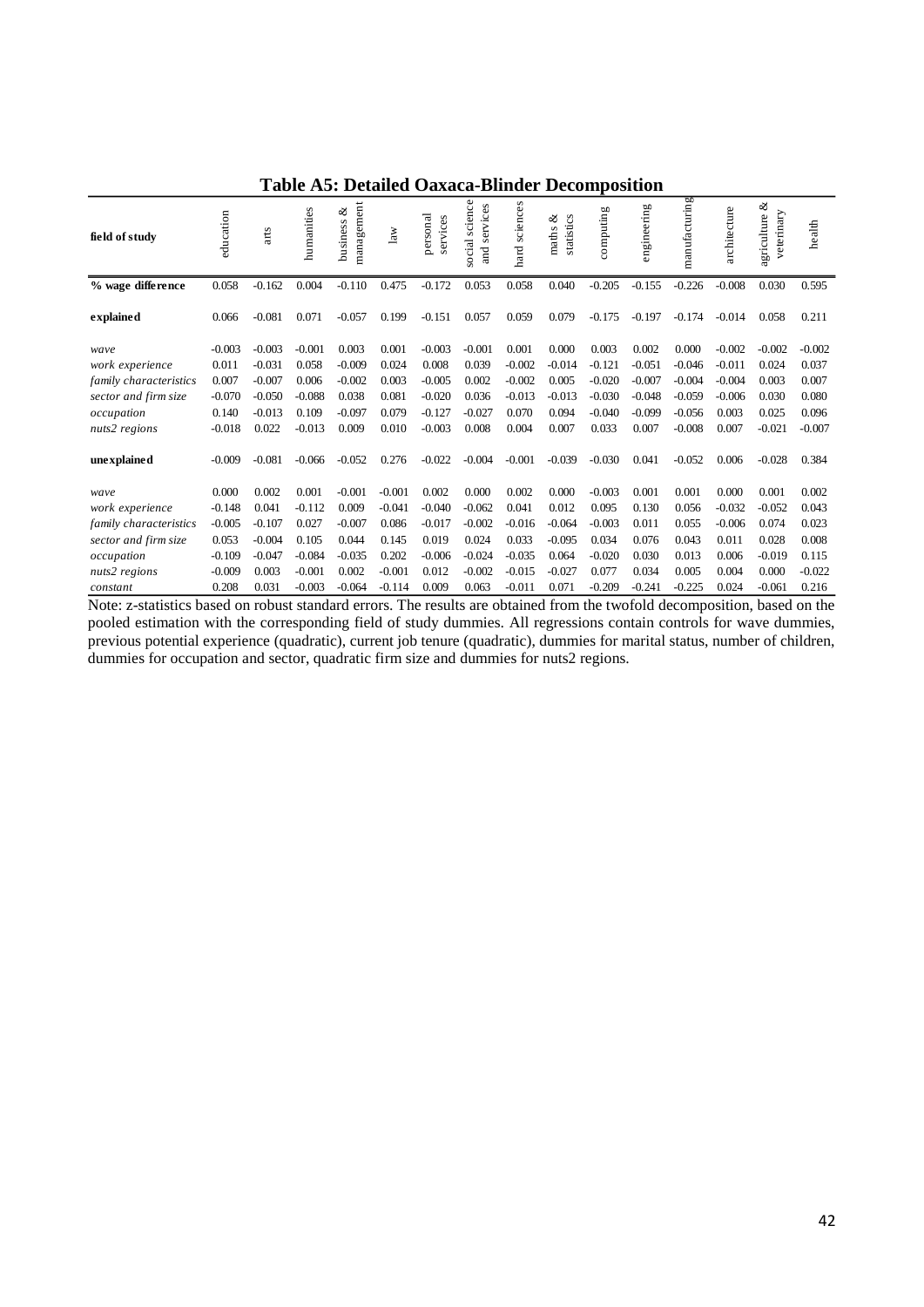## Table A5: Detailed Oaxaca-Blinder Decomposition

| field of study | education | arts | humanities | business & management | law | personal services | social science and services | hard sciences | maths & statistics | computing | engineering | manufacturing | architecture | agriculture & veterinary | health |
|---|---|---|---|---|---|---|---|---|---|---|---|---|---|---|---|
| **% wage difference** | 0.058 | -0.162 | 0.004 | -0.110 | 0.475 | -0.172 | 0.053 | 0.058 | 0.040 | -0.205 | -0.155 | -0.226 | -0.008 | 0.030 | 0.595 |
| **explained** | 0.066 | -0.081 | 0.071 | -0.057 | 0.199 | -0.151 | 0.057 | 0.059 | 0.079 | -0.175 | -0.197 | -0.174 | -0.014 | 0.058 | 0.211 |
| *wave* | -0.003 | -0.003 | -0.001 | 0.003 | 0.001 | -0.003 | -0.001 | 0.001 | 0.000 | 0.003 | 0.002 | 0.000 | -0.002 | -0.002 | -0.002 |
| *work experience* | 0.011 | -0.031 | 0.058 | -0.009 | 0.024 | 0.008 | 0.039 | -0.002 | -0.014 | -0.121 | -0.051 | -0.046 | -0.011 | 0.024 | 0.037 |
| *family characteristics* | 0.007 | -0.007 | 0.006 | -0.002 | 0.003 | -0.005 | 0.002 | -0.002 | 0.005 | -0.020 | -0.007 | -0.004 | -0.004 | 0.003 | 0.007 |
| *sector and firm size* | -0.070 | -0.050 | -0.088 | 0.038 | 0.081 | -0.020 | 0.036 | -0.013 | -0.013 | -0.030 | -0.048 | -0.059 | -0.006 | 0.030 | 0.080 |
| *occupation* | 0.140 | -0.013 | 0.109 | -0.097 | 0.079 | -0.127 | -0.027 | 0.070 | 0.094 | -0.040 | -0.099 | -0.056 | 0.003 | 0.025 | 0.096 |
| *nuts2 regions* | -0.018 | 0.022 | -0.013 | 0.009 | 0.010 | -0.003 | 0.008 | 0.004 | 0.007 | 0.033 | 0.007 | -0.008 | 0.007 | -0.021 | -0.007 |
| **unexplained** | -0.009 | -0.081 | -0.066 | -0.052 | 0.276 | -0.022 | -0.004 | -0.001 | -0.039 | -0.030 | 0.041 | -0.052 | 0.006 | -0.028 | 0.384 |
| *wave* | 0.000 | 0.002 | 0.001 | -0.001 | -0.001 | 0.002 | 0.000 | 0.002 | 0.000 | -0.003 | 0.001 | 0.001 | 0.000 | 0.001 | 0.002 |
| *work experience* | -0.148 | 0.041 | -0.112 | 0.009 | -0.041 | -0.040 | -0.062 | 0.041 | 0.012 | 0.095 | 0.130 | 0.056 | -0.032 | -0.052 | 0.043 |
| *family characteristics* | -0.005 | -0.107 | 0.027 | -0.007 | 0.086 | -0.017 | -0.002 | -0.016 | -0.064 | -0.003 | 0.011 | 0.055 | -0.006 | 0.074 | 0.023 |
| *sector and firm size* | 0.053 | -0.004 | 0.105 | 0.044 | 0.145 | 0.019 | 0.024 | 0.033 | -0.095 | 0.034 | 0.076 | 0.043 | 0.011 | 0.028 | 0.008 |
| *occupation* | -0.109 | -0.047 | -0.084 | -0.035 | 0.202 | -0.006 | -0.024 | -0.035 | 0.064 | -0.020 | 0.030 | 0.013 | 0.006 | -0.019 | 0.115 |
| *nuts2 regions* | -0.009 | 0.003 | -0.001 | 0.002 | -0.001 | 0.012 | -0.002 | -0.015 | -0.027 | 0.077 | 0.034 | 0.005 | 0.004 | 0.000 | -0.022 |
| *constant* | 0.208 | 0.031 | -0.003 | -0.064 | -0.114 | 0.009 | 0.063 | -0.011 | 0.071 | -0.209 | -0.241 | -0.225 | 0.024 | -0.061 | 0.216 |

Note: z-statistics based on robust standard errors. The results are obtained from the twofold decomposition, based on the pooled estimation with the corresponding field of study dummies. All regressions contain controls for wave dummies, previous potential experience (quadratic), current job tenure (quadratic), dummies for marital status, number of children, dummies for occupation and sector, quadratic firm size and dummies for nuts2 regions.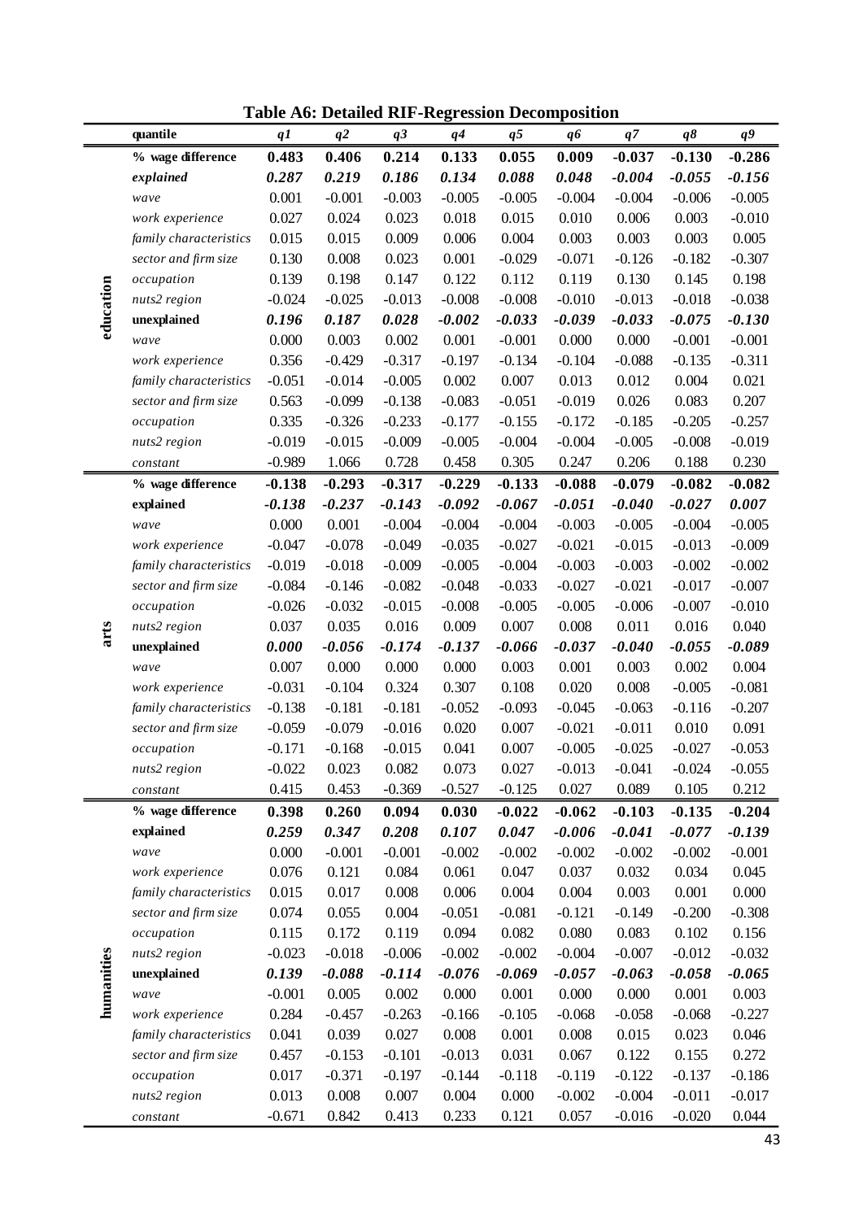**Table A6: Detailed RIF-Regression Decomposition**

| | quantile | *q1* | *q2* | *q3* | *q4* | *q5* | *q6* | *q7* | *q8* | *q9* |
|---|---|---|---|---|---|---|---|---|---|---|
| **education** | **% wage difference** | **0.483** | **0.406** | **0.214** | **0.133** | **0.055** | **0.009** | **-0.037** | **-0.130** | **-0.286** |
| | ***explained*** | ***0.287*** | ***0.219*** | ***0.186*** | ***0.134*** | ***0.088*** | ***0.048*** | ***-0.004*** | ***-0.055*** | ***-0.156*** |
| | *wave* | 0.001 | -0.001 | -0.003 | -0.005 | -0.005 | -0.004 | -0.004 | -0.006 | -0.005 |
| | *work experience* | 0.027 | 0.024 | 0.023 | 0.018 | 0.015 | 0.010 | 0.006 | 0.003 | -0.010 |
| | *family characteristics* | 0.015 | 0.015 | 0.009 | 0.006 | 0.004 | 0.003 | 0.003 | 0.003 | 0.005 |
| | *sector and firm size* | 0.130 | 0.008 | 0.023 | 0.001 | -0.029 | -0.071 | -0.126 | -0.182 | -0.307 |
| | *occupation* | 0.139 | 0.198 | 0.147 | 0.122 | 0.112 | 0.119 | 0.130 | 0.145 | 0.198 |
| | *nuts2 region* | -0.024 | -0.025 | -0.013 | -0.008 | -0.008 | -0.010 | -0.013 | -0.018 | -0.038 |
| | ***unexplained*** | ***0.196*** | ***0.187*** | ***0.028*** | ***-0.002*** | ***-0.033*** | ***-0.039*** | ***-0.033*** | ***-0.075*** | ***-0.130*** |
| | *wave* | 0.000 | 0.003 | 0.002 | 0.001 | -0.001 | 0.000 | 0.000 | -0.001 | -0.001 |
| | *work experience* | 0.356 | -0.429 | -0.317 | -0.197 | -0.134 | -0.104 | -0.088 | -0.135 | -0.311 |
| | *family characteristics* | -0.051 | -0.014 | -0.005 | 0.002 | 0.007 | 0.013 | 0.012 | 0.004 | 0.021 |
| | *sector and firm size* | 0.563 | -0.099 | -0.138 | -0.083 | -0.051 | -0.019 | 0.026 | 0.083 | 0.207 |
| | *occupation* | 0.335 | -0.326 | -0.233 | -0.177 | -0.155 | -0.172 | -0.185 | -0.205 | -0.257 |
| | *nuts2 region* | -0.019 | -0.015 | -0.009 | -0.005 | -0.004 | -0.004 | -0.005 | -0.008 | -0.019 |
| | *constant* | -0.989 | 1.066 | 0.728 | 0.458 | 0.305 | 0.247 | 0.206 | 0.188 | 0.230 |
| **arts** | **% wage difference** | **-0.138** | **-0.293** | **-0.317** | **-0.229** | **-0.133** | **-0.088** | **-0.079** | **-0.082** | **-0.082** |
| | ***explained*** | ***-0.138*** | ***-0.237*** | ***-0.143*** | ***-0.092*** | ***-0.067*** | ***-0.051*** | ***-0.040*** | ***-0.027*** | ***0.007*** |
| | *wave* | 0.000 | 0.001 | -0.004 | -0.004 | -0.004 | -0.003 | -0.005 | -0.004 | -0.005 |
| | *work experience* | -0.047 | -0.078 | -0.049 | -0.035 | -0.027 | -0.021 | -0.015 | -0.013 | -0.009 |
| | *family characteristics* | -0.019 | -0.018 | -0.009 | -0.005 | -0.004 | -0.003 | -0.003 | -0.002 | -0.002 |
| | *sector and firm size* | -0.084 | -0.146 | -0.082 | -0.048 | -0.033 | -0.027 | -0.021 | -0.017 | -0.007 |
| | *occupation* | -0.026 | -0.032 | -0.015 | -0.008 | -0.005 | -0.005 | -0.006 | -0.007 | -0.010 |
| | *nuts2 region* | 0.037 | 0.035 | 0.016 | 0.009 | 0.007 | 0.008 | 0.011 | 0.016 | 0.040 |
| | ***unexplained*** | ***0.000*** | ***-0.056*** | ***-0.174*** | ***-0.137*** | ***-0.066*** | ***-0.037*** | ***-0.040*** | ***-0.055*** | ***-0.089*** |
| | *wave* | 0.007 | 0.000 | 0.000 | 0.000 | 0.003 | 0.001 | 0.003 | 0.002 | 0.004 |
| | *work experience* | -0.031 | -0.104 | 0.324 | 0.307 | 0.108 | 0.020 | 0.008 | -0.005 | -0.081 |
| | *family characteristics* | -0.138 | -0.181 | -0.181 | -0.052 | -0.093 | -0.045 | -0.063 | -0.116 | -0.207 |
| | *sector and firm size* | -0.059 | -0.079 | -0.016 | 0.020 | 0.007 | -0.021 | -0.011 | 0.010 | 0.091 |
| | *occupation* | -0.171 | -0.168 | -0.015 | 0.041 | 0.007 | -0.005 | -0.025 | -0.027 | -0.053 |
| | *nuts2 region* | -0.022 | 0.023 | 0.082 | 0.073 | 0.027 | -0.013 | -0.041 | -0.024 | -0.055 |
| | *constant* | 0.415 | 0.453 | -0.369 | -0.527 | -0.125 | 0.027 | 0.089 | 0.105 | 0.212 |
| **humanities** | **% wage difference** | **0.398** | **0.260** | **0.094** | **0.030** | **-0.022** | **-0.062** | **-0.103** | **-0.135** | **-0.204** |
| | ***explained*** | ***0.259*** | ***0.347*** | ***0.208*** | ***0.107*** | ***0.047*** | ***-0.006*** | ***-0.041*** | ***-0.077*** | ***-0.139*** |
| | *wave* | 0.000 | -0.001 | -0.001 | -0.002 | -0.002 | -0.002 | -0.002 | -0.002 | -0.001 |
| | *work experience* | 0.076 | 0.121 | 0.084 | 0.061 | 0.047 | 0.037 | 0.032 | 0.034 | 0.045 |
| | *family characteristics* | 0.015 | 0.017 | 0.008 | 0.006 | 0.004 | 0.004 | 0.003 | 0.001 | 0.000 |
| | *sector and firm size* | 0.074 | 0.055 | 0.004 | -0.051 | -0.081 | -0.121 | -0.149 | -0.200 | -0.308 |
| | *occupation* | 0.115 | 0.172 | 0.119 | 0.094 | 0.082 | 0.080 | 0.083 | 0.102 | 0.156 |
| | *nuts2 region* | -0.023 | -0.018 | -0.006 | -0.002 | -0.002 | -0.004 | -0.007 | -0.012 | -0.032 |
| | ***unexplained*** | ***0.139*** | ***-0.088*** | ***-0.114*** | ***-0.076*** | ***-0.069*** | ***-0.057*** | ***-0.063*** | ***-0.058*** | ***-0.065*** |
| | *wave* | -0.001 | 0.005 | 0.002 | 0.000 | 0.001 | 0.000 | 0.000 | 0.001 | 0.003 |
| | *work experience* | 0.284 | -0.457 | -0.263 | -0.166 | -0.105 | -0.068 | -0.058 | -0.068 | -0.227 |
| | *family characteristics* | 0.041 | 0.039 | 0.027 | 0.008 | 0.001 | 0.008 | 0.015 | 0.023 | 0.046 |
| | *sector and firm size* | 0.457 | -0.153 | -0.101 | -0.013 | 0.031 | 0.067 | 0.122 | 0.155 | 0.272 |
| | *occupation* | 0.017 | -0.371 | -0.197 | -0.144 | -0.118 | -0.119 | -0.122 | -0.137 | -0.186 |
| | *nuts2 region* | 0.013 | 0.008 | 0.007 | 0.004 | 0.000 | -0.002 | -0.004 | -0.011 | -0.017 |
| | *constant* | -0.671 | 0.842 | 0.413 | 0.233 | 0.121 | 0.057 | -0.016 | -0.020 | 0.044 |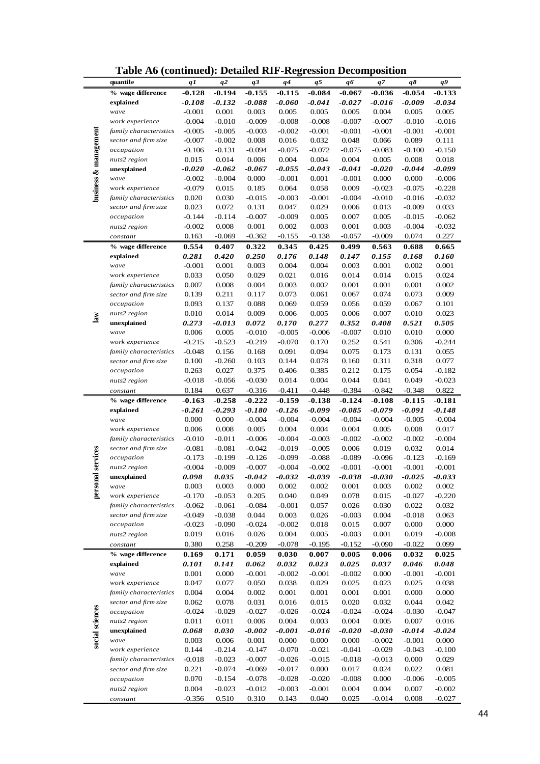# Table A6 (continued): Detailed RIF-Regression Decomposition

| | quantile | q1 | q2 | q3 | q4 | q5 | q6 | q7 | q8 | q9 |
|---|---|---|---|---|---|---|---|---|---|---|
| business & management | **% wage difference** | **-0.128** | **-0.194** | **-0.155** | **-0.115** | **-0.084** | **-0.067** | **-0.036** | **-0.054** | **-0.133** |
| | ***explained*** | ***-0.108*** | ***-0.132*** | ***-0.088*** | ***-0.060*** | ***-0.041*** | ***-0.027*** | ***-0.016*** | ***-0.009*** | ***-0.034*** |
| | *wave* | -0.001 | 0.001 | 0.003 | 0.005 | 0.005 | 0.005 | 0.004 | 0.005 | 0.005 |
| | *work experience* | -0.004 | -0.010 | -0.009 | -0.008 | -0.008 | -0.007 | -0.007 | -0.010 | -0.016 |
| | *family characteristics* | -0.005 | -0.005 | -0.003 | -0.002 | -0.001 | -0.001 | -0.001 | -0.001 | -0.001 |
| | *sector and firm size* | -0.007 | -0.002 | 0.008 | 0.016 | 0.032 | 0.048 | 0.066 | 0.089 | 0.111 |
| | *occupation* | -0.106 | -0.131 | -0.094 | -0.075 | -0.072 | -0.075 | -0.083 | -0.100 | -0.150 |
| | *nuts2 region* | 0.015 | 0.014 | 0.006 | 0.004 | 0.004 | 0.004 | 0.005 | 0.008 | 0.018 |
| | ***unexplained*** | ***-0.020*** | ***-0.062*** | ***-0.067*** | ***-0.055*** | ***-0.043*** | ***-0.041*** | ***-0.020*** | ***-0.044*** | ***-0.099*** |
| | *wave* | -0.002 | -0.004 | 0.000 | -0.001 | 0.001 | -0.001 | 0.000 | 0.000 | -0.006 |
| | *work experience* | -0.079 | 0.015 | 0.185 | 0.064 | 0.058 | 0.009 | -0.023 | -0.075 | -0.228 |
| | *family characteristics* | 0.020 | 0.030 | -0.015 | -0.003 | -0.001 | -0.004 | -0.010 | -0.016 | -0.032 |
| | *sector and firm size* | 0.023 | 0.072 | 0.131 | 0.047 | 0.029 | 0.006 | 0.013 | -0.009 | 0.033 |
| | *occupation* | -0.144 | -0.114 | -0.007 | -0.009 | 0.005 | 0.007 | 0.005 | -0.015 | -0.062 |
| | *nuts2 region* | -0.002 | 0.008 | 0.001 | 0.002 | 0.003 | 0.001 | 0.003 | -0.004 | -0.032 |
| | *constant* | 0.163 | -0.069 | -0.362 | -0.155 | -0.138 | -0.057 | -0.009 | 0.074 | 0.227 |
| law | **% wage difference** | **0.554** | **0.407** | **0.322** | **0.345** | **0.425** | **0.499** | **0.563** | **0.688** | **0.665** |
| | ***explained*** | ***0.281*** | ***0.420*** | ***0.250*** | ***0.176*** | ***0.148*** | ***0.147*** | ***0.155*** | ***0.168*** | ***0.160*** |
| | *wave* | -0.001 | 0.001 | 0.003 | 0.004 | 0.004 | 0.003 | 0.001 | 0.002 | 0.001 |
| | *work experience* | 0.033 | 0.050 | 0.029 | 0.021 | 0.016 | 0.014 | 0.014 | 0.015 | 0.024 |
| | *family characteristics* | 0.007 | 0.008 | 0.004 | 0.003 | 0.002 | 0.001 | 0.001 | 0.001 | 0.002 |
| | *sector and firm size* | 0.139 | 0.211 | 0.117 | 0.073 | 0.061 | 0.067 | 0.074 | 0.073 | 0.009 |
| | *occupation* | 0.093 | 0.137 | 0.088 | 0.069 | 0.059 | 0.056 | 0.059 | 0.067 | 0.101 |
| | *nuts2 region* | 0.010 | 0.014 | 0.009 | 0.006 | 0.005 | 0.006 | 0.007 | 0.010 | 0.023 |
| | ***unexplained*** | ***0.273*** | ***-0.013*** | ***0.072*** | ***0.170*** | ***0.277*** | ***0.352*** | ***0.408*** | ***0.521*** | ***0.505*** |
| | *wave* | 0.006 | 0.005 | -0.010 | -0.005 | -0.006 | -0.007 | 0.010 | 0.010 | 0.000 |
| | *work experience* | -0.215 | -0.523 | -0.219 | -0.070 | 0.170 | 0.252 | 0.541 | 0.306 | -0.244 |
| | *family characteristics* | -0.048 | 0.156 | 0.168 | 0.091 | 0.094 | 0.075 | 0.173 | 0.131 | 0.055 |
| | *sector and firm size* | 0.100 | -0.260 | 0.103 | 0.144 | 0.078 | 0.160 | 0.311 | 0.318 | 0.077 |
| | *occupation* | 0.263 | 0.027 | 0.375 | 0.406 | 0.385 | 0.212 | 0.175 | 0.054 | -0.182 |
| | *nuts2 region* | -0.018 | -0.056 | -0.030 | 0.014 | 0.004 | 0.044 | 0.041 | 0.049 | -0.023 |
| | *constant* | 0.184 | 0.637 | -0.316 | -0.411 | -0.448 | -0.384 | -0.842 | -0.348 | 0.822 |
| personal services | **% wage difference** | **-0.163** | **-0.258** | **-0.222** | **-0.159** | **-0.138** | **-0.124** | **-0.108** | **-0.115** | **-0.181** |
| | ***explained*** | ***-0.261*** | ***-0.293*** | ***-0.180*** | ***-0.126*** | ***-0.099*** | ***-0.085*** | ***-0.079*** | ***-0.091*** | ***-0.148*** |
| | *wave* | 0.000 | 0.000 | -0.004 | -0.004 | -0.004 | -0.004 | -0.004 | -0.005 | -0.004 |
| | *work experience* | 0.006 | 0.008 | 0.005 | 0.004 | 0.004 | 0.004 | 0.005 | 0.008 | 0.017 |
| | *family characteristics* | -0.010 | -0.011 | -0.006 | -0.004 | -0.003 | -0.002 | -0.002 | -0.002 | -0.004 |
| | *sector and firm size* | -0.081 | -0.081 | -0.042 | -0.019 | -0.005 | 0.006 | 0.019 | 0.032 | 0.014 |
| | *occupation* | -0.173 | -0.199 | -0.126 | -0.099 | -0.088 | -0.089 | -0.096 | -0.123 | -0.169 |
| | *nuts2 region* | -0.004 | -0.009 | -0.007 | -0.004 | -0.002 | -0.001 | -0.001 | -0.001 | -0.001 |
| | ***unexplained*** | ***0.098*** | ***0.035*** | ***-0.042*** | ***-0.032*** | ***-0.039*** | ***-0.038*** | ***-0.030*** | ***-0.025*** | ***-0.033*** |
| | *wave* | 0.003 | 0.003 | 0.000 | 0.002 | 0.002 | 0.001 | 0.003 | 0.002 | 0.002 |
| | *work experience* | -0.170 | -0.053 | 0.205 | 0.040 | 0.049 | 0.078 | 0.015 | -0.027 | -0.220 |
| | *family characteristics* | -0.062 | -0.061 | -0.084 | -0.001 | 0.057 | 0.026 | 0.030 | 0.022 | 0.032 |
| | *sector and firm size* | -0.049 | -0.038 | 0.044 | 0.003 | 0.026 | -0.003 | 0.004 | -0.018 | 0.063 |
| | *occupation* | -0.023 | -0.090 | -0.024 | -0.002 | 0.018 | 0.015 | 0.007 | 0.000 | 0.000 |
| | *nuts2 region* | 0.019 | 0.016 | 0.026 | 0.004 | 0.005 | -0.003 | 0.001 | 0.019 | -0.008 |
| | *constant* | 0.380 | 0.258 | -0.209 | -0.078 | -0.195 | -0.152 | -0.090 | -0.022 | 0.099 |
| social sciences | **% wage difference** | **0.169** | **0.171** | **0.059** | **0.030** | **0.007** | **0.005** | **0.006** | **0.032** | **0.025** |
| | ***explained*** | ***0.101*** | ***0.141*** | ***0.062*** | ***0.032*** | ***0.023*** | ***0.025*** | ***0.037*** | ***0.046*** | ***0.048*** |
| | *wave* | 0.001 | 0.000 | -0.001 | -0.002 | -0.001 | -0.002 | 0.000 | -0.001 | -0.001 |
| | *work experience* | 0.047 | 0.077 | 0.050 | 0.038 | 0.029 | 0.025 | 0.023 | 0.025 | 0.038 |
| | *family characteristics* | 0.004 | 0.004 | 0.002 | 0.001 | 0.001 | 0.001 | 0.001 | 0.000 | 0.000 |
| | *sector and firm size* | 0.062 | 0.078 | 0.031 | 0.016 | 0.015 | 0.020 | 0.032 | 0.044 | 0.042 |
| | *occupation* | -0.024 | -0.029 | -0.027 | -0.026 | -0.024 | -0.024 | -0.024 | -0.030 | -0.047 |
| | *nuts2 region* | 0.011 | 0.011 | 0.006 | 0.004 | 0.003 | 0.004 | 0.005 | 0.007 | 0.016 |
| | ***unexplained*** | ***0.068*** | ***0.030*** | ***-0.002*** | ***-0.001*** | ***-0.016*** | ***-0.020*** | ***-0.030*** | ***-0.014*** | ***-0.024*** |
| | *wave* | 0.003 | 0.006 | 0.001 | 0.000 | 0.000 | 0.000 | -0.002 | -0.001 | 0.000 |
| | *work experience* | 0.144 | -0.214 | -0.147 | -0.070 | -0.021 | -0.041 | -0.029 | -0.043 | -0.100 |
| | *family characteristics* | -0.018 | -0.023 | -0.007 | -0.026 | -0.015 | -0.018 | -0.013 | 0.000 | 0.029 |
| | *sector and firm size* | 0.221 | -0.074 | -0.069 | -0.017 | 0.000 | 0.017 | 0.024 | 0.022 | 0.081 |
| | *occupation* | 0.070 | -0.154 | -0.078 | -0.028 | -0.020 | -0.008 | 0.000 | -0.006 | -0.005 |
| | *nuts2 region* | 0.004 | -0.023 | -0.012 | -0.003 | -0.001 | 0.004 | 0.004 | 0.007 | -0.002 |
| | *constant* | -0.356 | 0.510 | 0.310 | 0.143 | 0.040 | 0.025 | -0.014 | 0.008 | -0.027 |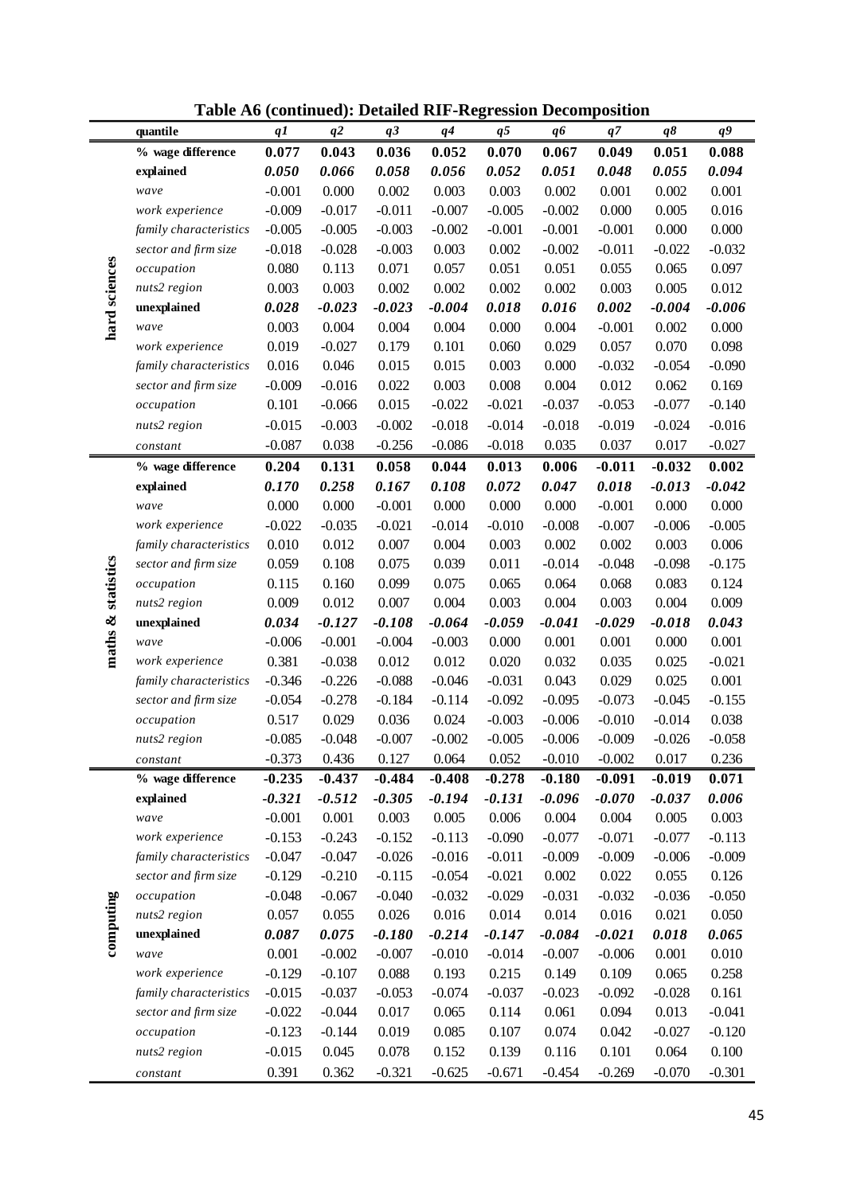**Table A6 (continued): Detailed RIF-Regression Decomposition**

| | quantile | *q1* | *q2* | *q3* | *q4* | *q5* | *q6* | *q7* | *q8* | *q9* |
|---|---|---|---|---|---|---|---|---|---|---|
| **hard sciences** | **% wage difference** | **0.077** | **0.043** | **0.036** | **0.052** | **0.070** | **0.067** | **0.049** | **0.051** | **0.088** |
| | **explained** | ***0.050*** | ***0.066*** | ***0.058*** | ***0.056*** | ***0.052*** | ***0.051*** | ***0.048*** | ***0.055*** | ***0.094*** |
| | *wave* | -0.001 | 0.000 | 0.002 | 0.003 | 0.003 | 0.002 | 0.001 | 0.002 | 0.001 |
| | *work experience* | -0.009 | -0.017 | -0.011 | -0.007 | -0.005 | -0.002 | 0.000 | 0.005 | 0.016 |
| | *family characteristics* | -0.005 | -0.005 | -0.003 | -0.002 | -0.001 | -0.001 | -0.001 | 0.000 | 0.000 |
| | *sector and firm size* | -0.018 | -0.028 | -0.003 | 0.003 | 0.002 | -0.002 | -0.011 | -0.022 | -0.032 |
| | *occupation* | 0.080 | 0.113 | 0.071 | 0.057 | 0.051 | 0.051 | 0.055 | 0.065 | 0.097 |
| | *nuts2 region* | 0.003 | 0.003 | 0.002 | 0.002 | 0.002 | 0.002 | 0.003 | 0.005 | 0.012 |
| | **unexplained** | ***0.028*** | ***-0.023*** | ***-0.023*** | ***-0.004*** | ***0.018*** | ***0.016*** | ***0.002*** | ***-0.004*** | ***-0.006*** |
| | *wave* | 0.003 | 0.004 | 0.004 | 0.004 | 0.000 | 0.004 | -0.001 | 0.002 | 0.000 |
| | *work experience* | 0.019 | -0.027 | 0.179 | 0.101 | 0.060 | 0.029 | 0.057 | 0.070 | 0.098 |
| | *family characteristics* | 0.016 | 0.046 | 0.015 | 0.015 | 0.003 | 0.000 | -0.032 | -0.054 | -0.090 |
| | *sector and firm size* | -0.009 | -0.016 | 0.022 | 0.003 | 0.008 | 0.004 | 0.012 | 0.062 | 0.169 |
| | *occupation* | 0.101 | -0.066 | 0.015 | -0.022 | -0.021 | -0.037 | -0.053 | -0.077 | -0.140 |
| | *nuts2 region* | -0.015 | -0.003 | -0.002 | -0.018 | -0.014 | -0.018 | -0.019 | -0.024 | -0.016 |
| | *constant* | -0.087 | 0.038 | -0.256 | -0.086 | -0.018 | 0.035 | 0.037 | 0.017 | -0.027 |
| **maths & statistics** | **% wage difference** | **0.204** | **0.131** | **0.058** | **0.044** | **0.013** | **0.006** | **-0.011** | **-0.032** | **0.002** |
| | **explained** | ***0.170*** | ***0.258*** | ***0.167*** | ***0.108*** | ***0.072*** | ***0.047*** | ***0.018*** | ***-0.013*** | ***-0.042*** |
| | *wave* | 0.000 | 0.000 | -0.001 | 0.000 | 0.000 | 0.000 | -0.001 | 0.000 | 0.000 |
| | *work experience* | -0.022 | -0.035 | -0.021 | -0.014 | -0.010 | -0.008 | -0.007 | -0.006 | -0.005 |
| | *family characteristics* | 0.010 | 0.012 | 0.007 | 0.004 | 0.003 | 0.002 | 0.002 | 0.003 | 0.006 |
| | *sector and firm size* | 0.059 | 0.108 | 0.075 | 0.039 | 0.011 | -0.014 | -0.048 | -0.098 | -0.175 |
| | *occupation* | 0.115 | 0.160 | 0.099 | 0.075 | 0.065 | 0.064 | 0.068 | 0.083 | 0.124 |
| | *nuts2 region* | 0.009 | 0.012 | 0.007 | 0.004 | 0.003 | 0.004 | 0.003 | 0.004 | 0.009 |
| | **unexplained** | ***0.034*** | ***-0.127*** | ***-0.108*** | ***-0.064*** | ***-0.059*** | ***-0.041*** | ***-0.029*** | ***-0.018*** | ***0.043*** |
| | *wave* | -0.006 | -0.001 | -0.004 | -0.003 | 0.000 | 0.001 | 0.001 | 0.000 | 0.001 |
| | *work experience* | 0.381 | -0.038 | 0.012 | 0.012 | 0.020 | 0.032 | 0.035 | 0.025 | -0.021 |
| | *family characteristics* | -0.346 | -0.226 | -0.088 | -0.046 | -0.031 | 0.043 | 0.029 | 0.025 | 0.001 |
| | *sector and firm size* | -0.054 | -0.278 | -0.184 | -0.114 | -0.092 | -0.095 | -0.073 | -0.045 | -0.155 |
| | *occupation* | 0.517 | 0.029 | 0.036 | 0.024 | -0.003 | -0.006 | -0.010 | -0.014 | 0.038 |
| | *nuts2 region* | -0.085 | -0.048 | -0.007 | -0.002 | -0.005 | -0.006 | -0.009 | -0.026 | -0.058 |
| | *constant* | -0.373 | 0.436 | 0.127 | 0.064 | 0.052 | -0.010 | -0.002 | 0.017 | 0.236 |
| **computing** | **% wage difference** | **-0.235** | **-0.437** | **-0.484** | **-0.408** | **-0.278** | **-0.180** | **-0.091** | **-0.019** | **0.071** |
| | **explained** | ***-0.321*** | ***-0.512*** | ***-0.305*** | ***-0.194*** | ***-0.131*** | ***-0.096*** | ***-0.070*** | ***-0.037*** | ***0.006*** |
| | *wave* | -0.001 | 0.001 | 0.003 | 0.005 | 0.006 | 0.004 | 0.004 | 0.005 | 0.003 |
| | *work experience* | -0.153 | -0.243 | -0.152 | -0.113 | -0.090 | -0.077 | -0.071 | -0.077 | -0.113 |
| | *family characteristics* | -0.047 | -0.047 | -0.026 | -0.016 | -0.011 | -0.009 | -0.009 | -0.006 | -0.009 |
| | *sector and firm size* | -0.129 | -0.210 | -0.115 | -0.054 | -0.021 | 0.002 | 0.022 | 0.055 | 0.126 |
| | *occupation* | -0.048 | -0.067 | -0.040 | -0.032 | -0.029 | -0.031 | -0.032 | -0.036 | -0.050 |
| | *nuts2 region* | 0.057 | 0.055 | 0.026 | 0.016 | 0.014 | 0.014 | 0.016 | 0.021 | 0.050 |
| | **unexplained** | ***0.087*** | ***0.075*** | ***-0.180*** | ***-0.214*** | ***-0.147*** | ***-0.084*** | ***-0.021*** | ***0.018*** | ***0.065*** |
| | *wave* | 0.001 | -0.002 | -0.007 | -0.010 | -0.014 | -0.007 | -0.006 | 0.001 | 0.010 |
| | *work experience* | -0.129 | -0.107 | 0.088 | 0.193 | 0.215 | 0.149 | 0.109 | 0.065 | 0.258 |
| | *family characteristics* | -0.015 | -0.037 | -0.053 | -0.074 | -0.037 | -0.023 | -0.092 | -0.028 | 0.161 |
| | *sector and firm size* | -0.022 | -0.044 | 0.017 | 0.065 | 0.114 | 0.061 | 0.094 | 0.013 | -0.041 |
| | *occupation* | -0.123 | -0.144 | 0.019 | 0.085 | 0.107 | 0.074 | 0.042 | -0.027 | -0.120 |
| | *nuts2 region* | -0.015 | 0.045 | 0.078 | 0.152 | 0.139 | 0.116 | 0.101 | 0.064 | 0.100 |
| | *constant* | 0.391 | 0.362 | -0.321 | -0.625 | -0.671 | -0.454 | -0.269 | -0.070 | -0.301 |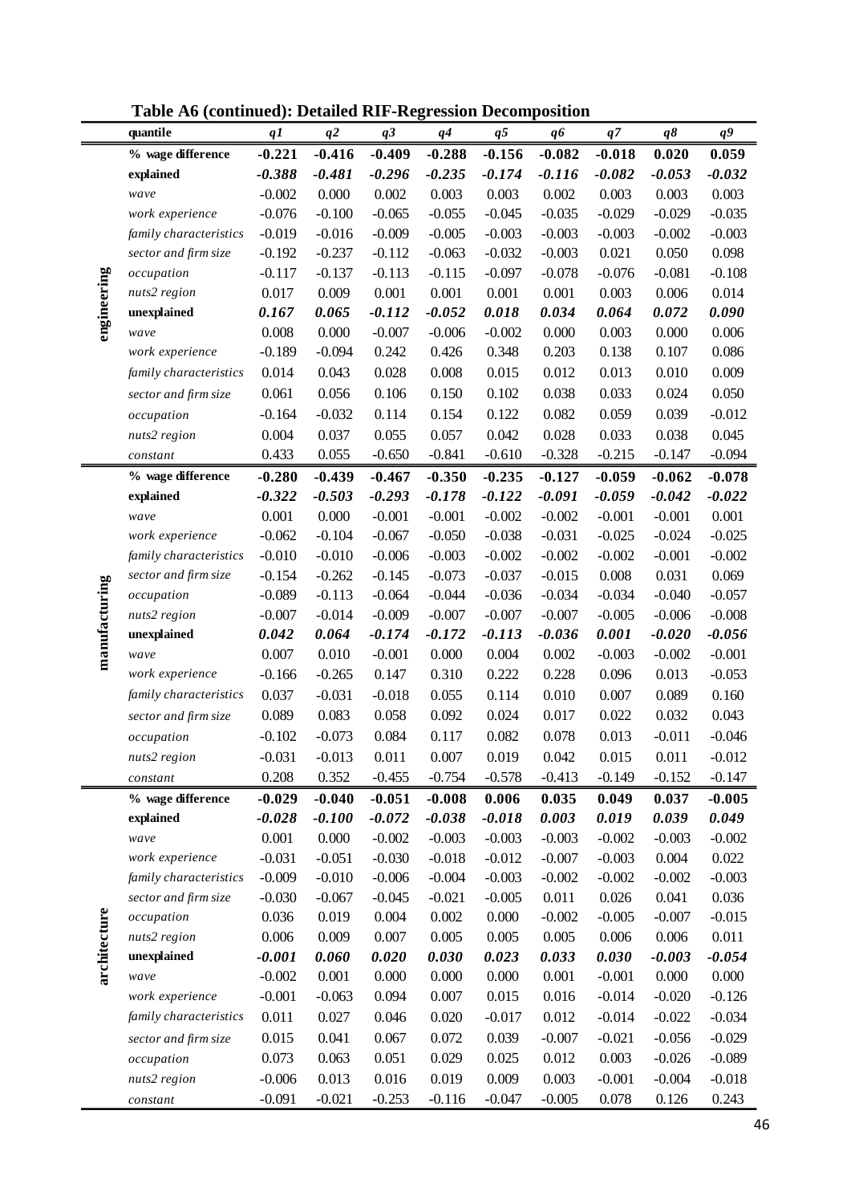**Table A6 (continued): Detailed RIF-Regression Decomposition**

| | quantile | *q1* | *q2* | *q3* | *q4* | *q5* | *q6* | *q7* | *q8* | *q9* |
|---|---|---|---|---|---|---|---|---|---|---|
| **engineering** | **% wage difference** | **-0.221** | **-0.416** | **-0.409** | **-0.288** | **-0.156** | **-0.082** | **-0.018** | **0.020** | **0.059** |
| | **explained** | ***-0.388*** | ***-0.481*** | ***-0.296*** | ***-0.235*** | ***-0.174*** | ***-0.116*** | ***-0.082*** | ***-0.053*** | ***-0.032*** |
| | *wave* | -0.002 | 0.000 | 0.002 | 0.003 | 0.003 | 0.002 | 0.003 | 0.003 | 0.003 |
| | *work experience* | -0.076 | -0.100 | -0.065 | -0.055 | -0.045 | -0.035 | -0.029 | -0.029 | -0.035 |
| | *family characteristics* | -0.019 | -0.016 | -0.009 | -0.005 | -0.003 | -0.003 | -0.003 | -0.002 | -0.003 |
| | *sector and firm size* | -0.192 | -0.237 | -0.112 | -0.063 | -0.032 | -0.003 | 0.021 | 0.050 | 0.098 |
| | *occupation* | -0.117 | -0.137 | -0.113 | -0.115 | -0.097 | -0.078 | -0.076 | -0.081 | -0.108 |
| | *nuts2 region* | 0.017 | 0.009 | 0.001 | 0.001 | 0.001 | 0.001 | 0.003 | 0.006 | 0.014 |
| | **unexplained** | ***0.167*** | ***0.065*** | ***-0.112*** | ***-0.052*** | ***0.018*** | ***0.034*** | ***0.064*** | ***0.072*** | ***0.090*** |
| | *wave* | 0.008 | 0.000 | -0.007 | -0.006 | -0.002 | 0.000 | 0.003 | 0.000 | 0.006 |
| | *work experience* | -0.189 | -0.094 | 0.242 | 0.426 | 0.348 | 0.203 | 0.138 | 0.107 | 0.086 |
| | *family characteristics* | 0.014 | 0.043 | 0.028 | 0.008 | 0.015 | 0.012 | 0.013 | 0.010 | 0.009 |
| | *sector and firm size* | 0.061 | 0.056 | 0.106 | 0.150 | 0.102 | 0.038 | 0.033 | 0.024 | 0.050 |
| | *occupation* | -0.164 | -0.032 | 0.114 | 0.154 | 0.122 | 0.082 | 0.059 | 0.039 | -0.012 |
| | *nuts2 region* | 0.004 | 0.037 | 0.055 | 0.057 | 0.042 | 0.028 | 0.033 | 0.038 | 0.045 |
| | *constant* | 0.433 | 0.055 | -0.650 | -0.841 | -0.610 | -0.328 | -0.215 | -0.147 | -0.094 |
| **manufacturing** | **% wage difference** | **-0.280** | **-0.439** | **-0.467** | **-0.350** | **-0.235** | **-0.127** | **-0.059** | **-0.062** | **-0.078** |
| | **explained** | ***-0.322*** | ***-0.503*** | ***-0.293*** | ***-0.178*** | ***-0.122*** | ***-0.091*** | ***-0.059*** | ***-0.042*** | ***-0.022*** |
| | *wave* | 0.001 | 0.000 | -0.001 | -0.001 | -0.002 | -0.002 | -0.001 | -0.001 | 0.001 |
| | *work experience* | -0.062 | -0.104 | -0.067 | -0.050 | -0.038 | -0.031 | -0.025 | -0.024 | -0.025 |
| | *family characteristics* | -0.010 | -0.010 | -0.006 | -0.003 | -0.002 | -0.002 | -0.002 | -0.001 | -0.002 |
| | *sector and firm size* | -0.154 | -0.262 | -0.145 | -0.073 | -0.037 | -0.015 | 0.008 | 0.031 | 0.069 |
| | *occupation* | -0.089 | -0.113 | -0.064 | -0.044 | -0.036 | -0.034 | -0.034 | -0.040 | -0.057 |
| | *nuts2 region* | -0.007 | -0.014 | -0.009 | -0.007 | -0.007 | -0.007 | -0.005 | -0.006 | -0.008 |
| | **unexplained** | ***0.042*** | ***0.064*** | ***-0.174*** | ***-0.172*** | ***-0.113*** | ***-0.036*** | ***0.001*** | ***-0.020*** | ***-0.056*** |
| | *wave* | 0.007 | 0.010 | -0.001 | 0.000 | 0.004 | 0.002 | -0.003 | -0.002 | -0.001 |
| | *work experience* | -0.166 | -0.265 | 0.147 | 0.310 | 0.222 | 0.228 | 0.096 | 0.013 | -0.053 |
| | *family characteristics* | 0.037 | -0.031 | -0.018 | 0.055 | 0.114 | 0.010 | 0.007 | 0.089 | 0.160 |
| | *sector and firm size* | 0.089 | 0.083 | 0.058 | 0.092 | 0.024 | 0.017 | 0.022 | 0.032 | 0.043 |
| | *occupation* | -0.102 | -0.073 | 0.084 | 0.117 | 0.082 | 0.078 | 0.013 | -0.011 | -0.046 |
| | *nuts2 region* | -0.031 | -0.013 | 0.011 | 0.007 | 0.019 | 0.042 | 0.015 | 0.011 | -0.012 |
| | *constant* | 0.208 | 0.352 | -0.455 | -0.754 | -0.578 | -0.413 | -0.149 | -0.152 | -0.147 |
| **architecture** | **% wage difference** | **-0.029** | **-0.040** | **-0.051** | **-0.008** | **0.006** | **0.035** | **0.049** | **0.037** | **-0.005** |
| | **explained** | ***-0.028*** | ***-0.100*** | ***-0.072*** | ***-0.038*** | ***-0.018*** | ***0.003*** | ***0.019*** | ***0.039*** | ***0.049*** |
| | *wave* | 0.001 | 0.000 | -0.002 | -0.003 | -0.003 | -0.003 | -0.002 | -0.003 | -0.002 |
| | *work experience* | -0.031 | -0.051 | -0.030 | -0.018 | -0.012 | -0.007 | -0.003 | 0.004 | 0.022 |
| | *family characteristics* | -0.009 | -0.010 | -0.006 | -0.004 | -0.003 | -0.002 | -0.002 | -0.002 | -0.003 |
| | *sector and firm size* | -0.030 | -0.067 | -0.045 | -0.021 | -0.005 | 0.011 | 0.026 | 0.041 | 0.036 |
| | *occupation* | 0.036 | 0.019 | 0.004 | 0.002 | 0.000 | -0.002 | -0.005 | -0.007 | -0.015 |
| | *nuts2 region* | 0.006 | 0.009 | 0.007 | 0.005 | 0.005 | 0.005 | 0.006 | 0.006 | 0.011 |
| | **unexplained** | ***-0.001*** | ***0.060*** | ***0.020*** | ***0.030*** | ***0.023*** | ***0.033*** | ***0.030*** | ***-0.003*** | ***-0.054*** |
| | *wave* | -0.002 | 0.001 | 0.000 | 0.000 | 0.000 | 0.001 | -0.001 | 0.000 | 0.000 |
| | *work experience* | -0.001 | -0.063 | 0.094 | 0.007 | 0.015 | 0.016 | -0.014 | -0.020 | -0.126 |
| | *family characteristics* | 0.011 | 0.027 | 0.046 | 0.020 | -0.017 | 0.012 | -0.014 | -0.022 | -0.034 |
| | *sector and firm size* | 0.015 | 0.041 | 0.067 | 0.072 | 0.039 | -0.007 | -0.021 | -0.056 | -0.029 |
| | *occupation* | 0.073 | 0.063 | 0.051 | 0.029 | 0.025 | 0.012 | 0.003 | -0.026 | -0.089 |
| | *nuts2 region* | -0.006 | 0.013 | 0.016 | 0.019 | 0.009 | 0.003 | -0.001 | -0.004 | -0.018 |
| | *constant* | -0.091 | -0.021 | -0.253 | -0.116 | -0.047 | -0.005 | 0.078 | 0.126 | 0.243 |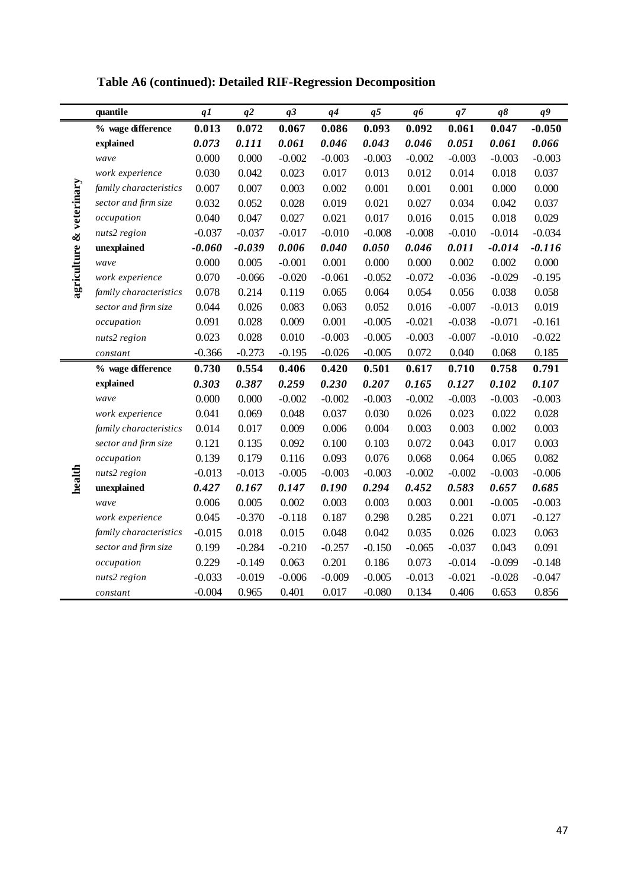**Table A6 (continued): Detailed RIF-Regression Decomposition**

| | quantile | *q1* | *q2* | *q3* | *q4* | *q5* | *q6* | *q7* | *q8* | *q9* |
|---|---|---|---|---|---|---|---|---|---|---|
| **agriculture & veterinary** | **% wage difference** | **0.013** | **0.072** | **0.067** | **0.086** | **0.093** | **0.092** | **0.061** | **0.047** | **-0.050** |
| | **explained** | ***0.073*** | ***0.111*** | ***0.061*** | ***0.046*** | ***0.043*** | ***0.046*** | ***0.051*** | ***0.061*** | ***0.066*** |
| | *wave* | 0.000 | 0.000 | -0.002 | -0.003 | -0.003 | -0.002 | -0.003 | -0.003 | -0.003 |
| | *work experience* | 0.030 | 0.042 | 0.023 | 0.017 | 0.013 | 0.012 | 0.014 | 0.018 | 0.037 |
| | *family characteristics* | 0.007 | 0.007 | 0.003 | 0.002 | 0.001 | 0.001 | 0.001 | 0.000 | 0.000 |
| | *sector and firm size* | 0.032 | 0.052 | 0.028 | 0.019 | 0.021 | 0.027 | 0.034 | 0.042 | 0.037 |
| | *occupation* | 0.040 | 0.047 | 0.027 | 0.021 | 0.017 | 0.016 | 0.015 | 0.018 | 0.029 |
| | *nuts2 region* | -0.037 | -0.037 | -0.017 | -0.010 | -0.008 | -0.008 | -0.010 | -0.014 | -0.034 |
| | **unexplained** | ***-0.060*** | ***-0.039*** | ***0.006*** | ***0.040*** | ***0.050*** | ***0.046*** | ***0.011*** | ***-0.014*** | ***-0.116*** |
| | *wave* | 0.000 | 0.005 | -0.001 | 0.001 | 0.000 | 0.000 | 0.002 | 0.002 | 0.000 |
| | *work experience* | 0.070 | -0.066 | -0.020 | -0.061 | -0.052 | -0.072 | -0.036 | -0.029 | -0.195 |
| | *family characteristics* | 0.078 | 0.214 | 0.119 | 0.065 | 0.064 | 0.054 | 0.056 | 0.038 | 0.058 |
| | *sector and firm size* | 0.044 | 0.026 | 0.083 | 0.063 | 0.052 | 0.016 | -0.007 | -0.013 | 0.019 |
| | *occupation* | 0.091 | 0.028 | 0.009 | 0.001 | -0.005 | -0.021 | -0.038 | -0.071 | -0.161 |
| | *nuts2 region* | 0.023 | 0.028 | 0.010 | -0.003 | -0.005 | -0.003 | -0.007 | -0.010 | -0.022 |
| | *constant* | -0.366 | -0.273 | -0.195 | -0.026 | -0.005 | 0.072 | 0.040 | 0.068 | 0.185 |
| **health** | **% wage difference** | **0.730** | **0.554** | **0.406** | **0.420** | **0.501** | **0.617** | **0.710** | **0.758** | **0.791** |
| | **explained** | ***0.303*** | ***0.387*** | ***0.259*** | ***0.230*** | ***0.207*** | ***0.165*** | ***0.127*** | ***0.102*** | ***0.107*** |
| | *wave* | 0.000 | 0.000 | -0.002 | -0.002 | -0.003 | -0.002 | -0.003 | -0.003 | -0.003 |
| | *work experience* | 0.041 | 0.069 | 0.048 | 0.037 | 0.030 | 0.026 | 0.023 | 0.022 | 0.028 |
| | *family characteristics* | 0.014 | 0.017 | 0.009 | 0.006 | 0.004 | 0.003 | 0.003 | 0.002 | 0.003 |
| | *sector and firm size* | 0.121 | 0.135 | 0.092 | 0.100 | 0.103 | 0.072 | 0.043 | 0.017 | 0.003 |
| | *occupation* | 0.139 | 0.179 | 0.116 | 0.093 | 0.076 | 0.068 | 0.064 | 0.065 | 0.082 |
| | *nuts2 region* | -0.013 | -0.013 | -0.005 | -0.003 | -0.003 | -0.002 | -0.002 | -0.003 | -0.006 |
| | **unexplained** | ***0.427*** | ***0.167*** | ***0.147*** | ***0.190*** | ***0.294*** | ***0.452*** | ***0.583*** | ***0.657*** | ***0.685*** |
| | *wave* | 0.006 | 0.005 | 0.002 | 0.003 | 0.003 | 0.003 | 0.001 | -0.005 | -0.003 |
| | *work experience* | 0.045 | -0.370 | -0.118 | 0.187 | 0.298 | 0.285 | 0.221 | 0.071 | -0.127 |
| | *family characteristics* | -0.015 | 0.018 | 0.015 | 0.048 | 0.042 | 0.035 | 0.026 | 0.023 | 0.063 |
| | *sector and firm size* | 0.199 | -0.284 | -0.210 | -0.257 | -0.150 | -0.065 | -0.037 | 0.043 | 0.091 |
| | *occupation* | 0.229 | -0.149 | 0.063 | 0.201 | 0.186 | 0.073 | -0.014 | -0.099 | -0.148 |
| | *nuts2 region* | -0.033 | -0.019 | -0.006 | -0.009 | -0.005 | -0.013 | -0.021 | -0.028 | -0.047 |
| | *constant* | -0.004 | 0.965 | 0.401 | 0.017 | -0.080 | 0.134 | 0.406 | 0.653 | 0.856 |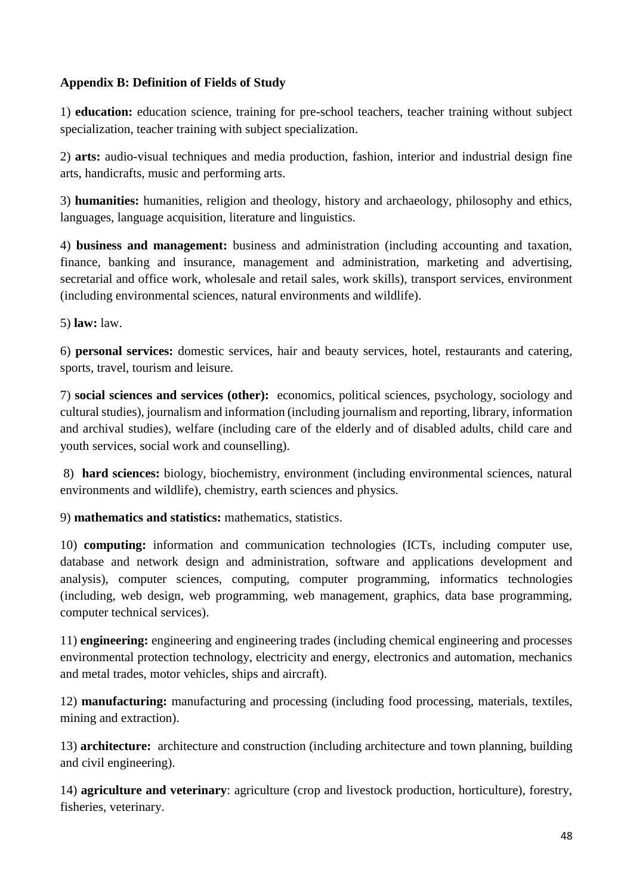**Appendix B: Definition of Fields of Study**

1) **education:** education science, training for pre-school teachers, teacher training without subject specialization, teacher training with subject specialization.

2) **arts:** audio-visual techniques and media production, fashion, interior and industrial design fine arts, handicrafts, music and performing arts.

3) **humanities:** humanities, religion and theology, history and archaeology, philosophy and ethics, languages, language acquisition, literature and linguistics.

4) **business and management:** business and administration (including accounting and taxation, finance, banking and insurance, management and administration, marketing and advertising, secretarial and office work, wholesale and retail sales, work skills), transport services, environment (including environmental sciences, natural environments and wildlife).

5) **law:** law.

6) **personal services:** domestic services, hair and beauty services, hotel, restaurants and catering, sports, travel, tourism and leisure.

7) **social sciences and services (other):** economics, political sciences, psychology, sociology and cultural studies), journalism and information (including journalism and reporting, library, information and archival studies), welfare (including care of the elderly and of disabled adults, child care and youth services, social work and counselling).

8) **hard sciences:** biology, biochemistry, environment (including environmental sciences, natural environments and wildlife), chemistry, earth sciences and physics.

9) **mathematics and statistics:** mathematics, statistics.

10) **computing:** information and communication technologies (ICTs, including computer use, database and network design and administration, software and applications development and analysis), computer sciences, computing, computer programming, informatics technologies (including, web design, web programming, web management, graphics, data base programming, computer technical services).

11) **engineering:** engineering and engineering trades (including chemical engineering and processes environmental protection technology, electricity and energy, electronics and automation, mechanics and metal trades, motor vehicles, ships and aircraft).

12) **manufacturing:** manufacturing and processing (including food processing, materials, textiles, mining and extraction).

13) **architecture:** architecture and construction (including architecture and town planning, building and civil engineering).

14) **agriculture and veterinary**: agriculture (crop and livestock production, horticulture), forestry, fisheries, veterinary.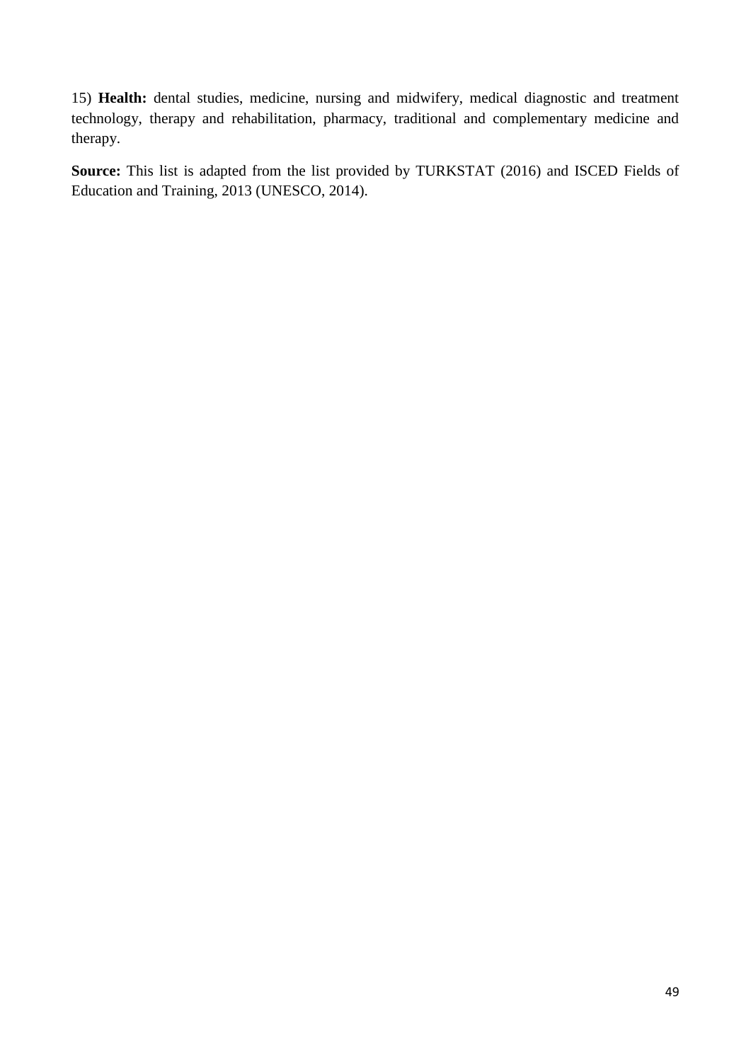15) **Health:** dental studies, medicine, nursing and midwifery, medical diagnostic and treatment technology, therapy and rehabilitation, pharmacy, traditional and complementary medicine and therapy.

**Source:** This list is adapted from the list provided by TURKSTAT (2016) and ISCED Fields of Education and Training, 2013 (UNESCO, 2014).